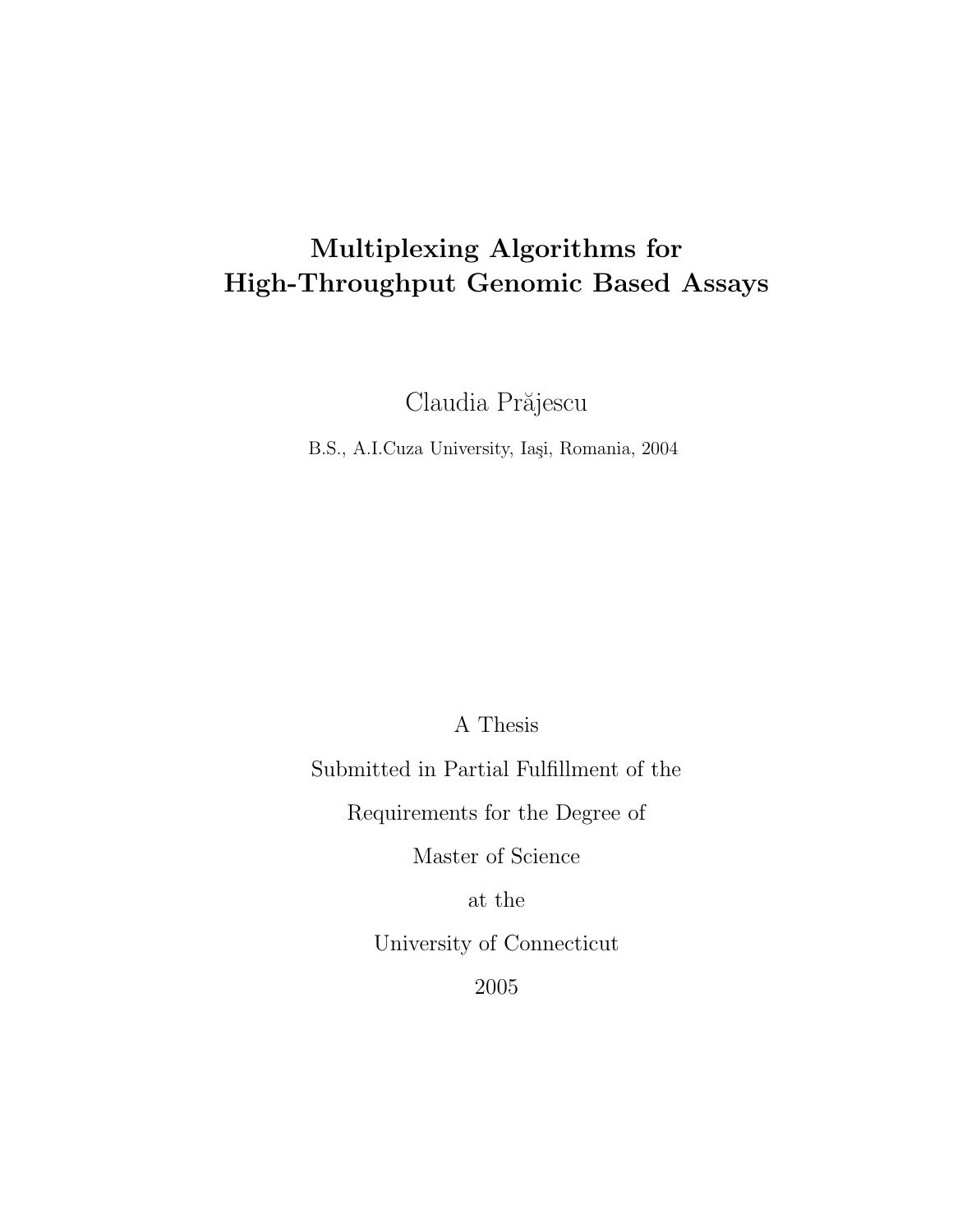# Multiplexing Algorithms for High-Throughput Genomic Based Assays

Claudia Prăjescu

B.S., A.I.Cuza University, Iaşi, Romania, 2004

A Thesis

Submitted in Partial Fulfillment of the

Requirements for the Degree of

Master of Science

at the

University of Connecticut

2005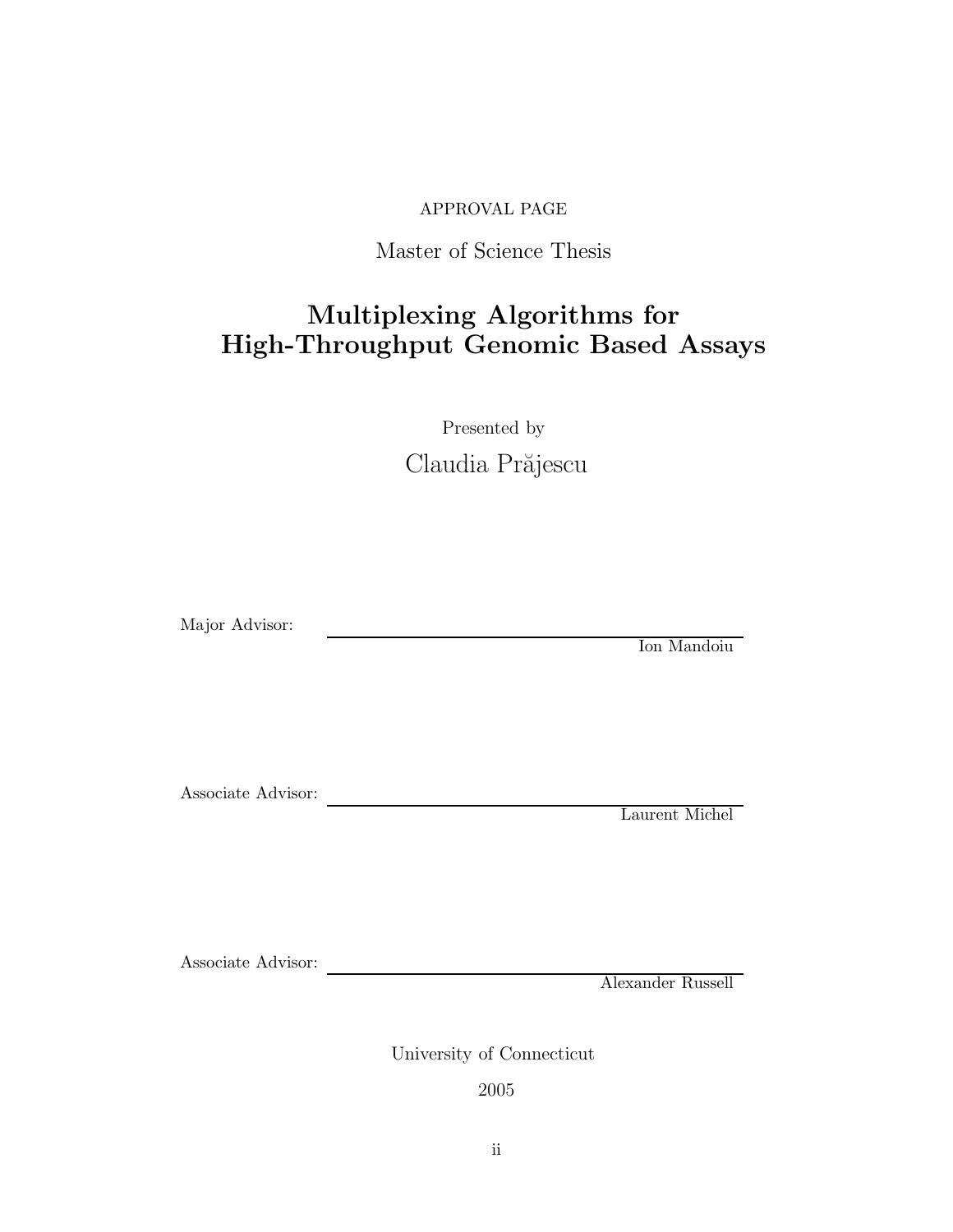APPROVAL PAGE

Master of Science Thesis

# Multiplexing Algorithms for High-Throughput Genomic Based Assays

Presented by

Claudia Prăjescu

Major Advisor: ______________________________
Ion Mandoiu

Associate Advisor: ______________________________
Laurent Michel

Associate Advisor: ______________________________
Alexander Russell

University of Connecticut

2005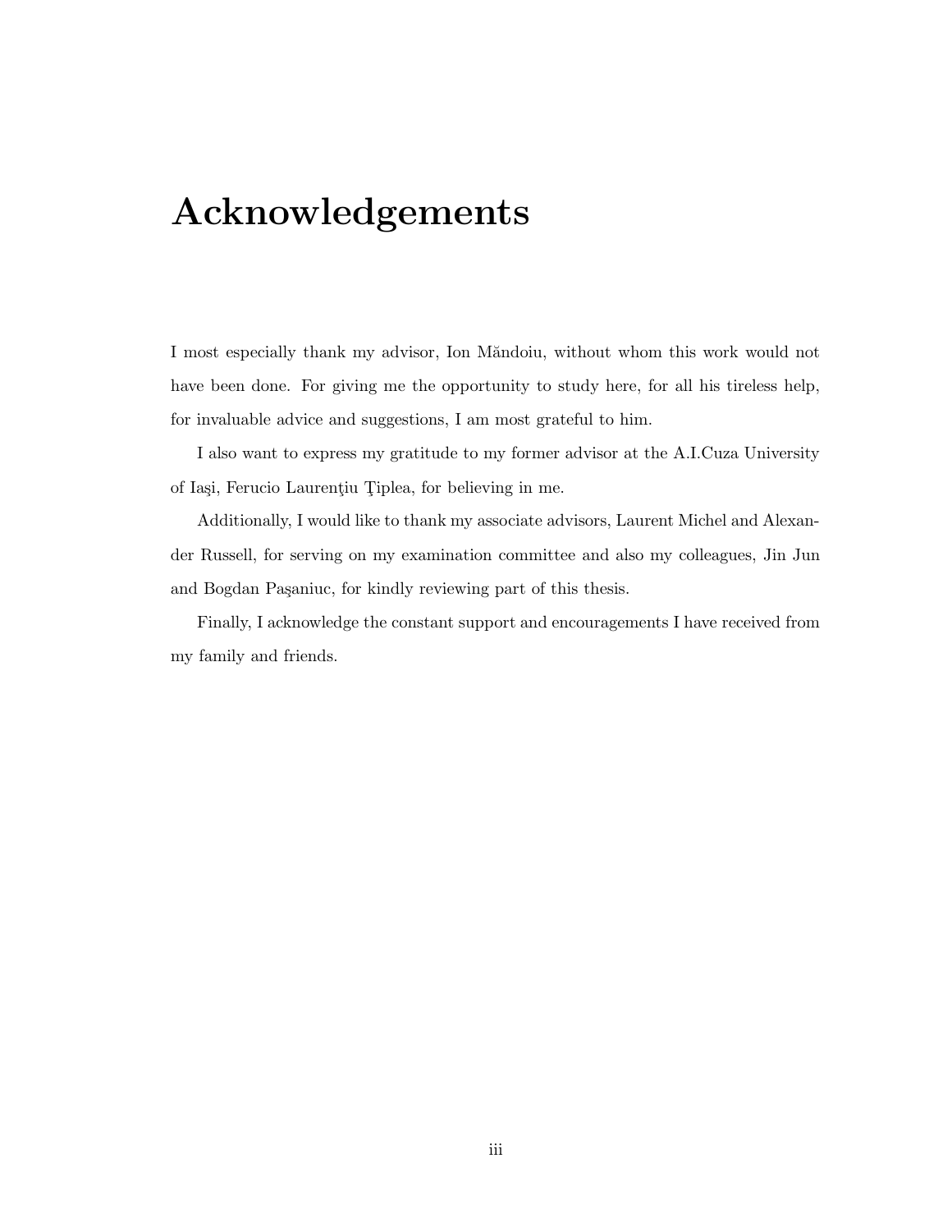# Acknowledgements

I most especially thank my advisor, Ion Măndoiu, without whom this work would not have been done. For giving me the opportunity to study here, for all his tireless help, for invaluable advice and suggestions, I am most grateful to him.

I also want to express my gratitude to my former advisor at the A.I.Cuza University of Iaşi, Ferucio Laurenţiu Ţiplea, for believing in me.

Additionally, I would like to thank my associate advisors, Laurent Michel and Alexander Russell, for serving on my examination committee and also my colleagues, Jin Jun and Bogdan Paşaniuc, for kindly reviewing part of this thesis.

Finally, I acknowledge the constant support and encouragements I have received from my family and friends.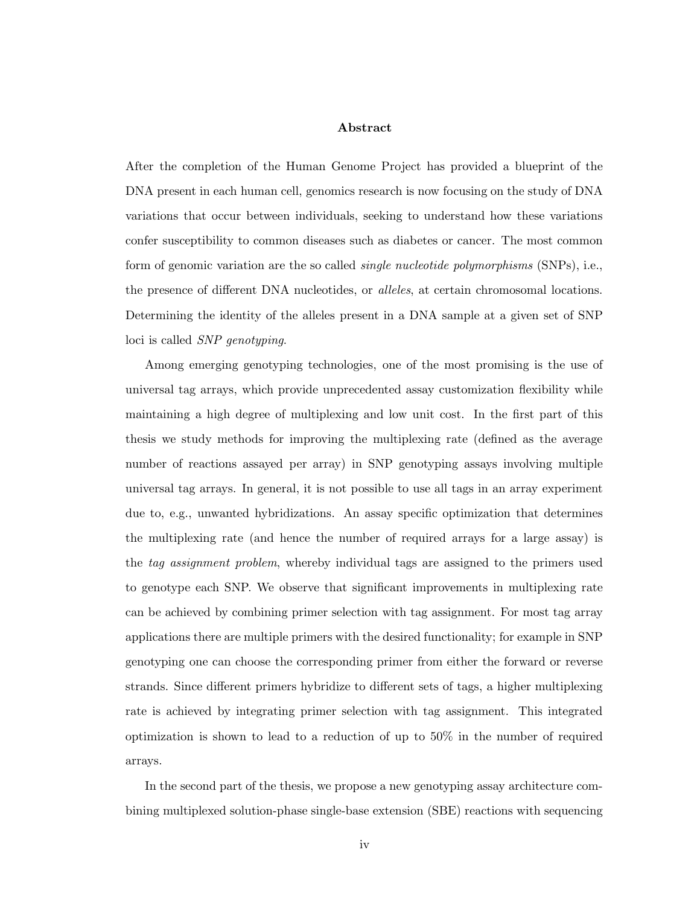**Abstract**

After the completion of the Human Genome Project has provided a blueprint of the DNA present in each human cell, genomics research is now focusing on the study of DNA variations that occur between individuals, seeking to understand how these variations confer susceptibility to common diseases such as diabetes or cancer. The most common form of genomic variation are the so called *single nucleotide polymorphisms* (SNPs), i.e., the presence of different DNA nucleotides, or *alleles*, at certain chromosomal locations. Determining the identity of the alleles present in a DNA sample at a given set of SNP loci is called *SNP genotyping*.

Among emerging genotyping technologies, one of the most promising is the use of universal tag arrays, which provide unprecedented assay customization flexibility while maintaining a high degree of multiplexing and low unit cost. In the first part of this thesis we study methods for improving the multiplexing rate (defined as the average number of reactions assayed per array) in SNP genotyping assays involving multiple universal tag arrays. In general, it is not possible to use all tags in an array experiment due to, e.g., unwanted hybridizations. An assay specific optimization that determines the multiplexing rate (and hence the number of required arrays for a large assay) is the *tag assignment problem*, whereby individual tags are assigned to the primers used to genotype each SNP. We observe that significant improvements in multiplexing rate can be achieved by combining primer selection with tag assignment. For most tag array applications there are multiple primers with the desired functionality; for example in SNP genotyping one can choose the corresponding primer from either the forward or reverse strands. Since different primers hybridize to different sets of tags, a higher multiplexing rate is achieved by integrating primer selection with tag assignment. This integrated optimization is shown to lead to a reduction of up to 50% in the number of required arrays.

In the second part of the thesis, we propose a new genotyping assay architecture combining multiplexed solution-phase single-base extension (SBE) reactions with sequencing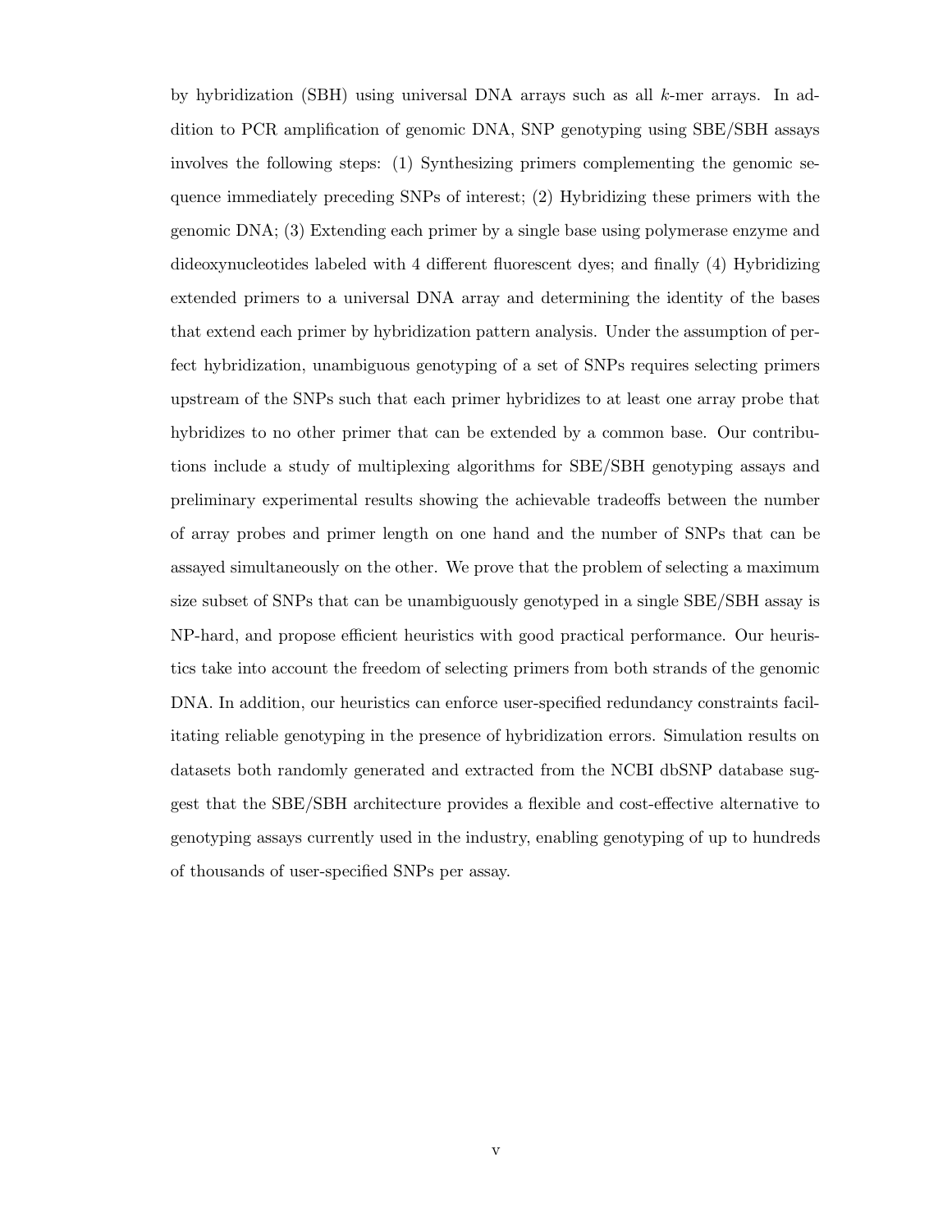by hybridization (SBH) using universal DNA arrays such as all $k$-mer arrays. In addition to PCR amplification of genomic DNA, SNP genotyping using SBE/SBH assays involves the following steps: (1) Synthesizing primers complementing the genomic sequence immediately preceding SNPs of interest; (2) Hybridizing these primers with the genomic DNA; (3) Extending each primer by a single base using polymerase enzyme and dideoxynucleotides labeled with 4 different fluorescent dyes; and finally (4) Hybridizing extended primers to a universal DNA array and determining the identity of the bases that extend each primer by hybridization pattern analysis. Under the assumption of perfect hybridization, unambiguous genotyping of a set of SNPs requires selecting primers upstream of the SNPs such that each primer hybridizes to at least one array probe that hybridizes to no other primer that can be extended by a common base. Our contributions include a study of multiplexing algorithms for SBE/SBH genotyping assays and preliminary experimental results showing the achievable tradeoffs between the number of array probes and primer length on one hand and the number of SNPs that can be assayed simultaneously on the other. We prove that the problem of selecting a maximum size subset of SNPs that can be unambiguously genotyped in a single SBE/SBH assay is NP-hard, and propose efficient heuristics with good practical performance. Our heuristics take into account the freedom of selecting primers from both strands of the genomic DNA. In addition, our heuristics can enforce user-specified redundancy constraints facilitating reliable genotyping in the presence of hybridization errors. Simulation results on datasets both randomly generated and extracted from the NCBI dbSNP database suggest that the SBE/SBH architecture provides a flexible and cost-effective alternative to genotyping assays currently used in the industry, enabling genotyping of up to hundreds of thousands of user-specified SNPs per assay.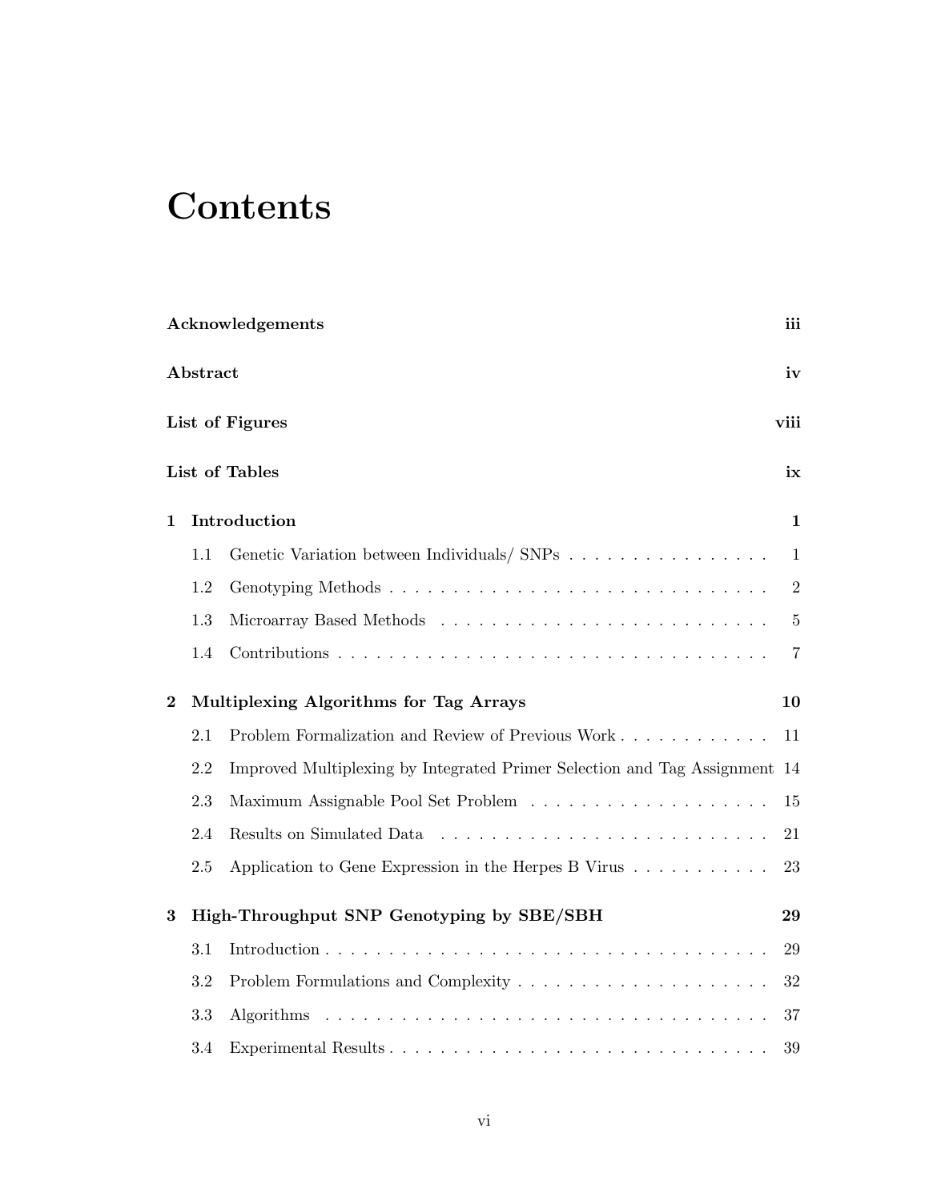# Contents

**Acknowledgements** **iii**

**Abstract** **iv**

**List of Figures** **viii**

**List of Tables** **ix**

**1 Introduction** **1**

- 1.1 Genetic Variation between Individuals/ SNPs . . . . . . . . . . . . . . . . 1
- 1.2 Genotyping Methods . . . . . . . . . . . . . . . . . . . . . . . . . . . . . . 2
- 1.3 Microarray Based Methods . . . . . . . . . . . . . . . . . . . . . . . . . . 5
- 1.4 Contributions . . . . . . . . . . . . . . . . . . . . . . . . . . . . . . . . . 7

**2 Multiplexing Algorithms for Tag Arrays** **10**

- 2.1 Problem Formalization and Review of Previous Work . . . . . . . . . . . . 11
- 2.2 Improved Multiplexing by Integrated Primer Selection and Tag Assignment 14
- 2.3 Maximum Assignable Pool Set Problem . . . . . . . . . . . . . . . . . . . 15
- 2.4 Results on Simulated Data . . . . . . . . . . . . . . . . . . . . . . . . . . 21
- 2.5 Application to Gene Expression in the Herpes B Virus . . . . . . . . . . . 23

**3 High-Throughput SNP Genotyping by SBE/SBH** **29**

- 3.1 Introduction . . . . . . . . . . . . . . . . . . . . . . . . . . . . . . . . . . 29
- 3.2 Problem Formulations and Complexity . . . . . . . . . . . . . . . . . . . . 32
- 3.3 Algorithms . . . . . . . . . . . . . . . . . . . . . . . . . . . . . . . . . . 37
- 3.4 Experimental Results . . . . . . . . . . . . . . . . . . . . . . . . . . . . . 39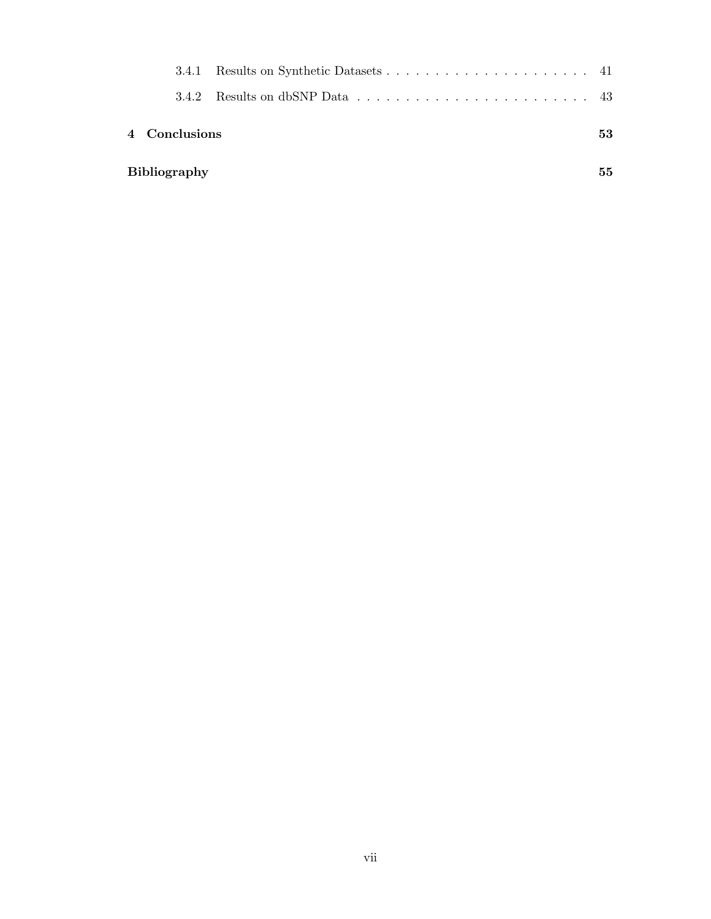3.4.1 Results on Synthetic Datasets . . . . . . . . . . . . . . . . . . . . . 41

3.4.2 Results on dbSNP Data . . . . . . . . . . . . . . . . . . . . . . . . . 43

**4 Conclusions** **53**

**Bibliography** **55**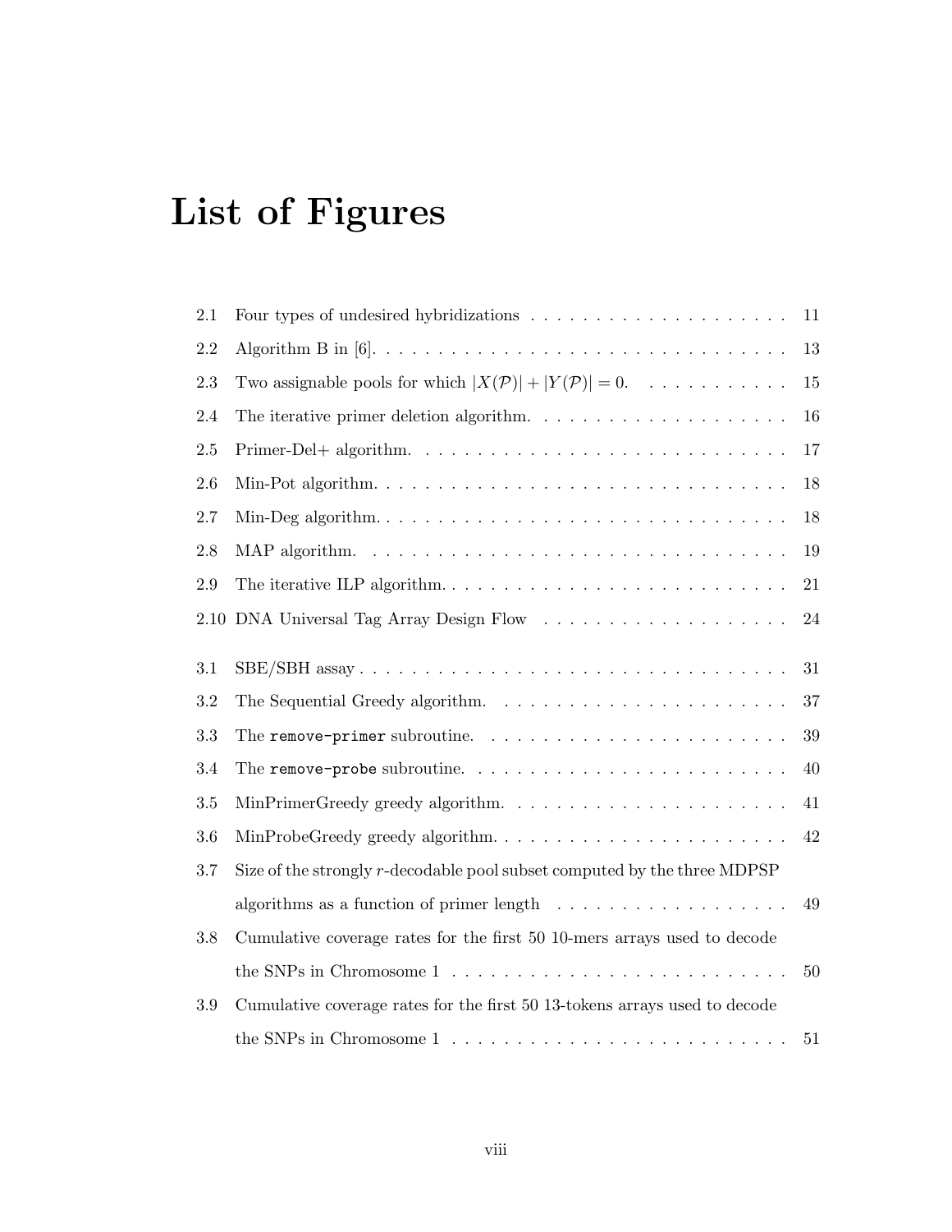# List of Figures

2.1 Four types of undesired hybridizations . . . . . . . . . . . . . . . . . . . . 11

2.2 Algorithm B in [6]. . . . . . . . . . . . . . . . . . . . . . . . . . . . . . . . 13

2.3 Two assignable pools for which $|X(\mathcal{P})| + |Y(\mathcal{P})| = 0$. . . . . . . . . . . . 15

2.4 The iterative primer deletion algorithm. . . . . . . . . . . . . . . . . . . . 16

2.5 Primer-Del+ algorithm. . . . . . . . . . . . . . . . . . . . . . . . . . . . . 17

2.6 Min-Pot algorithm. . . . . . . . . . . . . . . . . . . . . . . . . . . . . . . 18

2.7 Min-Deg algorithm. . . . . . . . . . . . . . . . . . . . . . . . . . . . . . . 18

2.8 MAP algorithm. . . . . . . . . . . . . . . . . . . . . . . . . . . . . . . . . 19

2.9 The iterative ILP algorithm. . . . . . . . . . . . . . . . . . . . . . . . . . 21

2.10 DNA Universal Tag Array Design Flow . . . . . . . . . . . . . . . . . . . 24

3.1 SBE/SBH assay . . . . . . . . . . . . . . . . . . . . . . . . . . . . . . . . 31

3.2 The Sequential Greedy algorithm. . . . . . . . . . . . . . . . . . . . . . . 37

3.3 The `remove-primer` subroutine. . . . . . . . . . . . . . . . . . . . . . . . 39

3.4 The `remove-probe` subroutine. . . . . . . . . . . . . . . . . . . . . . . . . 40

3.5 MinPrimerGreedy greedy algorithm. . . . . . . . . . . . . . . . . . . . . . 41

3.6 MinProbeGreedy greedy algorithm. . . . . . . . . . . . . . . . . . . . . . . 42

3.7 Size of the strongly $r$-decodable pool subset computed by the three MDPSP algorithms as a function of primer length . . . . . . . . . . . . . . . . . . 49

3.8 Cumulative coverage rates for the first 50 10-mers arrays used to decode the SNPs in Chromosome 1 . . . . . . . . . . . . . . . . . . . . . . . . . 50

3.9 Cumulative coverage rates for the first 50 13-tokens arrays used to decode the SNPs in Chromosome 1 . . . . . . . . . . . . . . . . . . . . . . . . . 51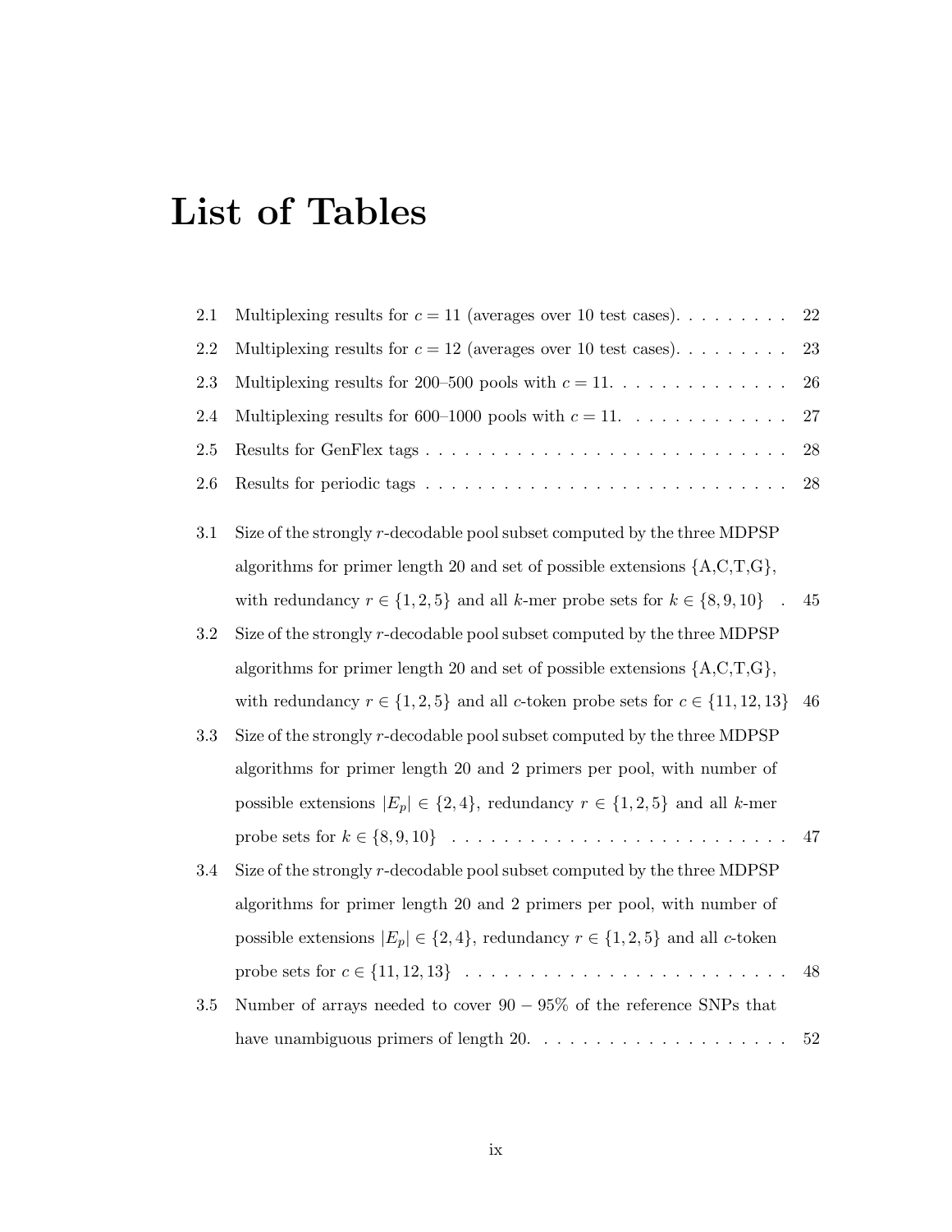# List of Tables

- 2.1 Multiplexing results for $c = 11$ (averages over 10 test cases). . . . . . . . . 22
- 2.2 Multiplexing results for $c = 12$ (averages over 10 test cases). . . . . . . . . 23
- 2.3 Multiplexing results for 200–500 pools with $c = 11$. . . . . . . . . . . . . . 26
- 2.4 Multiplexing results for 600–1000 pools with $c = 11$. . . . . . . . . . . . . 27
- 2.5 Results for GenFlex tags . . . . . . . . . . . . . . . . . . . . . . . . . . . . 28
- 2.6 Results for periodic tags . . . . . . . . . . . . . . . . . . . . . . . . . . . . 28

- 3.1 Size of the strongly $r$-decodable pool subset computed by the three MDPSP algorithms for primer length 20 and set of possible extensions {A,C,T,G}, with redundancy $r \in \{1, 2, 5\}$ and all $k$-mer probe sets for $k \in \{8, 9, 10\}$ . 45
- 3.2 Size of the strongly $r$-decodable pool subset computed by the three MDPSP algorithms for primer length 20 and set of possible extensions {A,C,T,G}, with redundancy $r \in \{1, 2, 5\}$ and all $c$-token probe sets for $c \in \{11, 12, 13\}$ 46
- 3.3 Size of the strongly $r$-decodable pool subset computed by the three MDPSP algorithms for primer length 20 and 2 primers per pool, with number of possible extensions $|E_p| \in \{2, 4\}$, redundancy $r \in \{1, 2, 5\}$ and all $k$-mer probe sets for $k \in \{8, 9, 10\}$ . . . . . . . . . . . . . . . . . . . . . . . . . 47
- 3.4 Size of the strongly $r$-decodable pool subset computed by the three MDPSP algorithms for primer length 20 and 2 primers per pool, with number of possible extensions $|E_p| \in \{2, 4\}$, redundancy $r \in \{1, 2, 5\}$ and all $c$-token probe sets for $c \in \{11, 12, 13\}$ . . . . . . . . . . . . . . . . . . . . . . . . 48
- 3.5 Number of arrays needed to cover $90 - 95\%$ of the reference SNPs that have unambiguous primers of length 20. . . . . . . . . . . . . . . . . . . . 52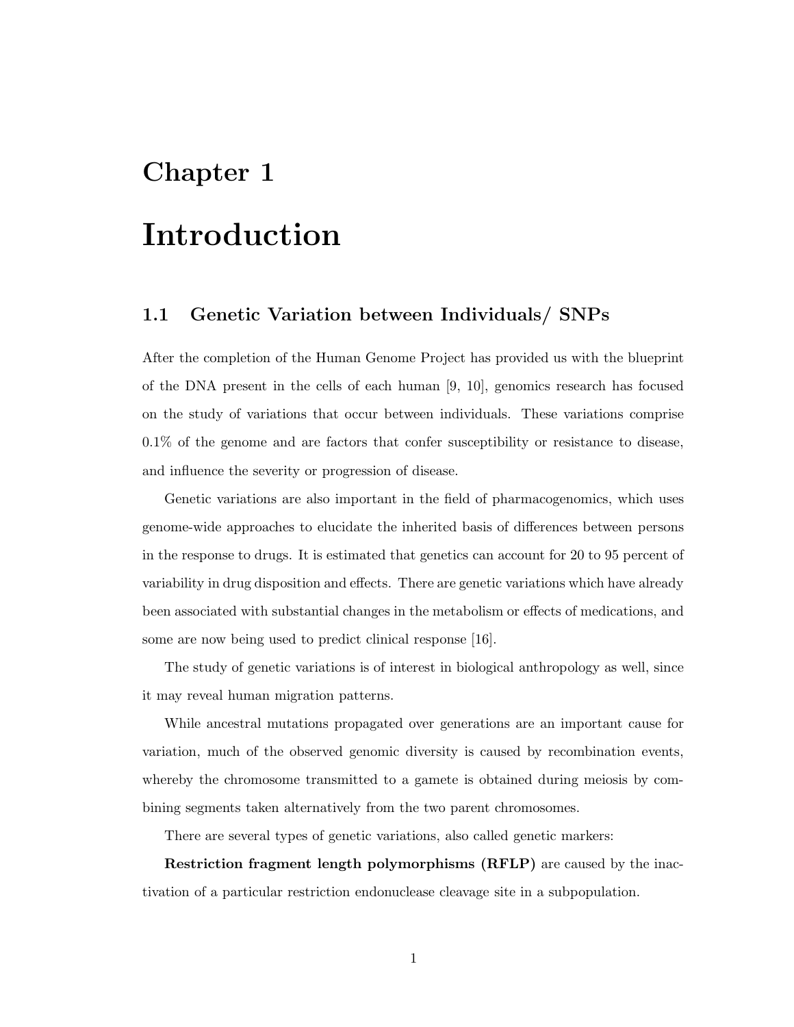# Chapter 1

# Introduction

## 1.1 Genetic Variation between Individuals/ SNPs

After the completion of the Human Genome Project has provided us with the blueprint of the DNA present in the cells of each human [9, 10], genomics research has focused on the study of variations that occur between individuals. These variations comprise 0.1% of the genome and are factors that confer susceptibility or resistance to disease, and influence the severity or progression of disease.

Genetic variations are also important in the field of pharmacogenomics, which uses genome-wide approaches to elucidate the inherited basis of differences between persons in the response to drugs. It is estimated that genetics can account for 20 to 95 percent of variability in drug disposition and effects. There are genetic variations which have already been associated with substantial changes in the metabolism or effects of medications, and some are now being used to predict clinical response [16].

The study of genetic variations is of interest in biological anthropology as well, since it may reveal human migration patterns.

While ancestral mutations propagated over generations are an important cause for variation, much of the observed genomic diversity is caused by recombination events, whereby the chromosome transmitted to a gamete is obtained during meiosis by combining segments taken alternatively from the two parent chromosomes.

There are several types of genetic variations, also called genetic markers:

**Restriction fragment length polymorphisms (RFLP)** are caused by the inactivation of a particular restriction endonuclease cleavage site in a subpopulation.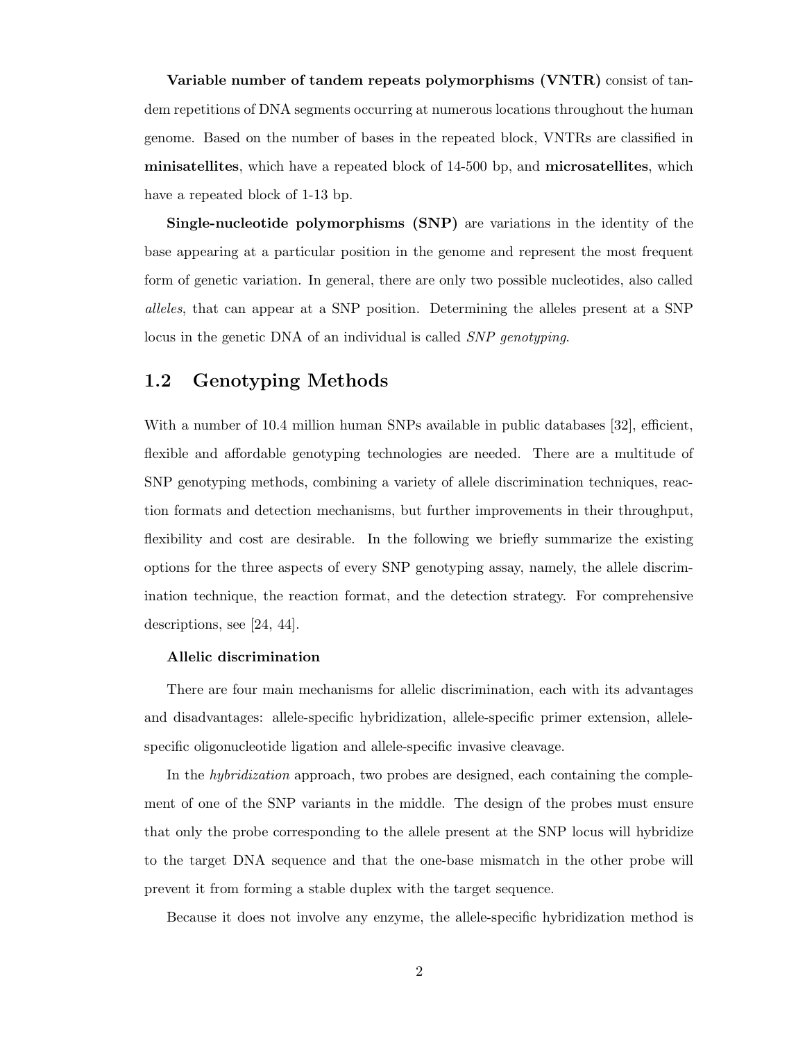**Variable number of tandem repeats polymorphisms (VNTR)** consist of tandem repetitions of DNA segments occurring at numerous locations throughout the human genome. Based on the number of bases in the repeated block, VNTRs are classified in **minisatellites**, which have a repeated block of 14-500 bp, and **microsatellites**, which have a repeated block of 1-13 bp.

**Single-nucleotide polymorphisms (SNP)** are variations in the identity of the base appearing at a particular position in the genome and represent the most frequent form of genetic variation. In general, there are only two possible nucleotides, also called *alleles*, that can appear at a SNP position. Determining the alleles present at a SNP locus in the genetic DNA of an individual is called *SNP genotyping*.

## 1.2 Genotyping Methods

With a number of 10.4 million human SNPs available in public databases [32], efficient, flexible and affordable genotyping technologies are needed. There are a multitude of SNP genotyping methods, combining a variety of allele discrimination techniques, reaction formats and detection mechanisms, but further improvements in their throughput, flexibility and cost are desirable. In the following we briefly summarize the existing options for the three aspects of every SNP genotyping assay, namely, the allele discrimination technique, the reaction format, and the detection strategy. For comprehensive descriptions, see [24, 44].

#### Allelic discrimination

There are four main mechanisms for allelic discrimination, each with its advantages and disadvantages: allele-specific hybridization, allele-specific primer extension, allele-specific oligonucleotide ligation and allele-specific invasive cleavage.

In the *hybridization* approach, two probes are designed, each containing the complement of one of the SNP variants in the middle. The design of the probes must ensure that only the probe corresponding to the allele present at the SNP locus will hybridize to the target DNA sequence and that the one-base mismatch in the other probe will prevent it from forming a stable duplex with the target sequence.

Because it does not involve any enzyme, the allele-specific hybridization method is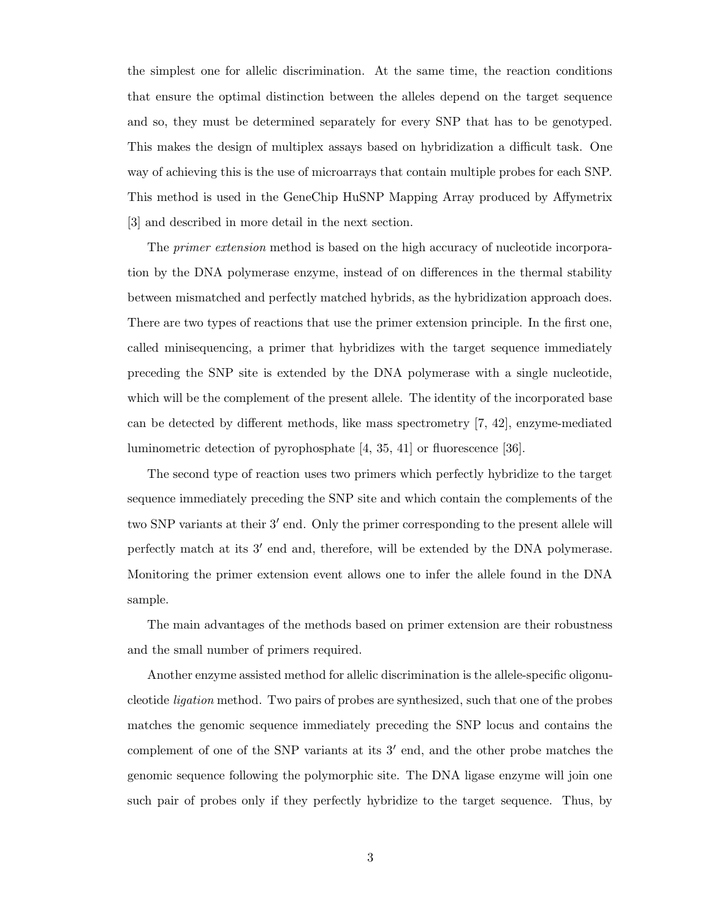the simplest one for allelic discrimination. At the same time, the reaction conditions that ensure the optimal distinction between the alleles depend on the target sequence and so, they must be determined separately for every SNP that has to be genotyped. This makes the design of multiplex assays based on hybridization a difficult task. One way of achieving this is the use of microarrays that contain multiple probes for each SNP. This method is used in the GeneChip HuSNP Mapping Array produced by Affymetrix [3] and described in more detail in the next section.

The *primer extension* method is based on the high accuracy of nucleotide incorporation by the DNA polymerase enzyme, instead of on differences in the thermal stability between mismatched and perfectly matched hybrids, as the hybridization approach does. There are two types of reactions that use the primer extension principle. In the first one, called minisequencing, a primer that hybridizes with the target sequence immediately preceding the SNP site is extended by the DNA polymerase with a single nucleotide, which will be the complement of the present allele. The identity of the incorporated base can be detected by different methods, like mass spectrometry [7, 42], enzyme-mediated luminometric detection of pyrophosphate [4, 35, 41] or fluorescence [36].

The second type of reaction uses two primers which perfectly hybridize to the target sequence immediately preceding the SNP site and which contain the complements of the two SNP variants at their $3'$ end. Only the primer corresponding to the present allele will perfectly match at its $3'$ end and, therefore, will be extended by the DNA polymerase. Monitoring the primer extension event allows one to infer the allele found in the DNA sample.

The main advantages of the methods based on primer extension are their robustness and the small number of primers required.

Another enzyme assisted method for allelic discrimination is the allele-specific oligonucleotide *ligation* method. Two pairs of probes are synthesized, such that one of the probes matches the genomic sequence immediately preceding the SNP locus and contains the complement of one of the SNP variants at its $3'$ end, and the other probe matches the genomic sequence following the polymorphic site. The DNA ligase enzyme will join one such pair of probes only if they perfectly hybridize to the target sequence. Thus, by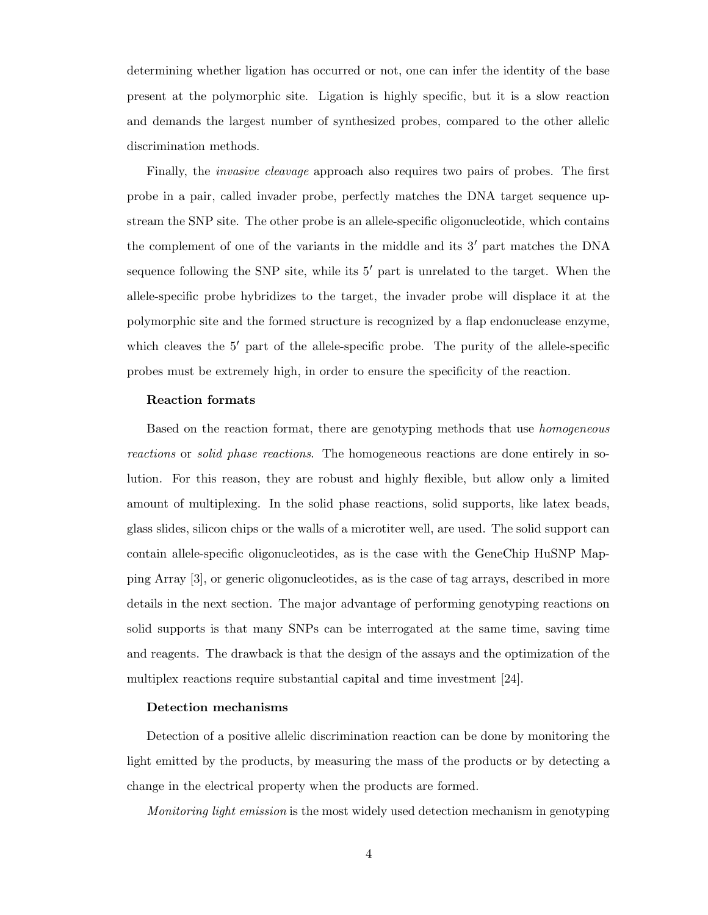determining whether ligation has occurred or not, one can infer the identity of the base present at the polymorphic site. Ligation is highly specific, but it is a slow reaction and demands the largest number of synthesized probes, compared to the other allelic discrimination methods.

Finally, the *invasive cleavage* approach also requires two pairs of probes. The first probe in a pair, called invader probe, perfectly matches the DNA target sequence upstream the SNP site. The other probe is an allele-specific oligonucleotide, which contains the complement of one of the variants in the middle and its $3'$ part matches the DNA sequence following the SNP site, while its $5'$ part is unrelated to the target. When the allele-specific probe hybridizes to the target, the invader probe will displace it at the polymorphic site and the formed structure is recognized by a flap endonuclease enzyme, which cleaves the $5'$ part of the allele-specific probe. The purity of the allele-specific probes must be extremely high, in order to ensure the specificity of the reaction.

**Reaction formats**

Based on the reaction format, there are genotyping methods that use *homogeneous reactions* or *solid phase reactions*. The homogeneous reactions are done entirely in solution. For this reason, they are robust and highly flexible, but allow only a limited amount of multiplexing. In the solid phase reactions, solid supports, like latex beads, glass slides, silicon chips or the walls of a microtiter well, are used. The solid support can contain allele-specific oligonucleotides, as is the case with the GeneChip HuSNP Mapping Array [3], or generic oligonucleotides, as is the case of tag arrays, described in more details in the next section. The major advantage of performing genotyping reactions on solid supports is that many SNPs can be interrogated at the same time, saving time and reagents. The drawback is that the design of the assays and the optimization of the multiplex reactions require substantial capital and time investment [24].

**Detection mechanisms**

Detection of a positive allelic discrimination reaction can be done by monitoring the light emitted by the products, by measuring the mass of the products or by detecting a change in the electrical property when the products are formed.

*Monitoring light emission* is the most widely used detection mechanism in genotyping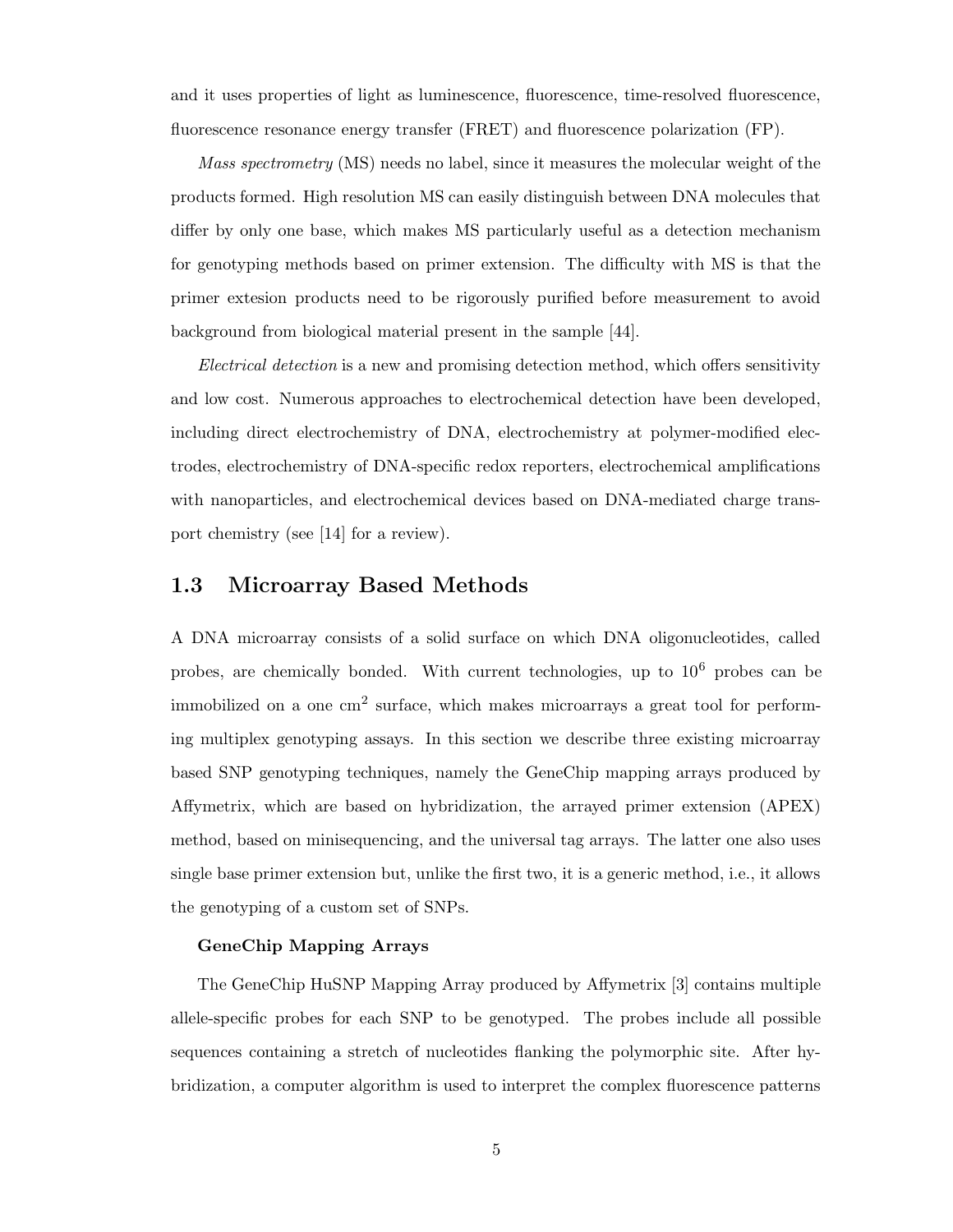and it uses properties of light as luminescence, fluorescence, time-resolved fluorescence, fluorescence resonance energy transfer (FRET) and fluorescence polarization (FP).

*Mass spectrometry* (MS) needs no label, since it measures the molecular weight of the products formed. High resolution MS can easily distinguish between DNA molecules that differ by only one base, which makes MS particularly useful as a detection mechanism for genotyping methods based on primer extension. The difficulty with MS is that the primer extesion products need to be rigorously purified before measurement to avoid background from biological material present in the sample [44].

*Electrical detection* is a new and promising detection method, which offers sensitivity and low cost. Numerous approaches to electrochemical detection have been developed, including direct electrochemistry of DNA, electrochemistry at polymer-modified electrodes, electrochemistry of DNA-specific redox reporters, electrochemical amplifications with nanoparticles, and electrochemical devices based on DNA-mediated charge transport chemistry (see [14] for a review).

## 1.3 Microarray Based Methods

A DNA microarray consists of a solid surface on which DNA oligonucleotides, called probes, are chemically bonded. With current technologies, up to $10^6$ probes can be immobilized on a one $cm^2$ surface, which makes microarrays a great tool for performing multiplex genotyping assays. In this section we describe three existing microarray based SNP genotyping techniques, namely the GeneChip mapping arrays produced by Affymetrix, which are based on hybridization, the arrayed primer extension (APEX) method, based on minisequencing, and the universal tag arrays. The latter one also uses single base primer extension but, unlike the first two, it is a generic method, i.e., it allows the genotyping of a custom set of SNPs.

**GeneChip Mapping Arrays**

The GeneChip HuSNP Mapping Array produced by Affymetrix [3] contains multiple allele-specific probes for each SNP to be genotyped. The probes include all possible sequences containing a stretch of nucleotides flanking the polymorphic site. After hybridization, a computer algorithm is used to interpret the complex fluorescence patterns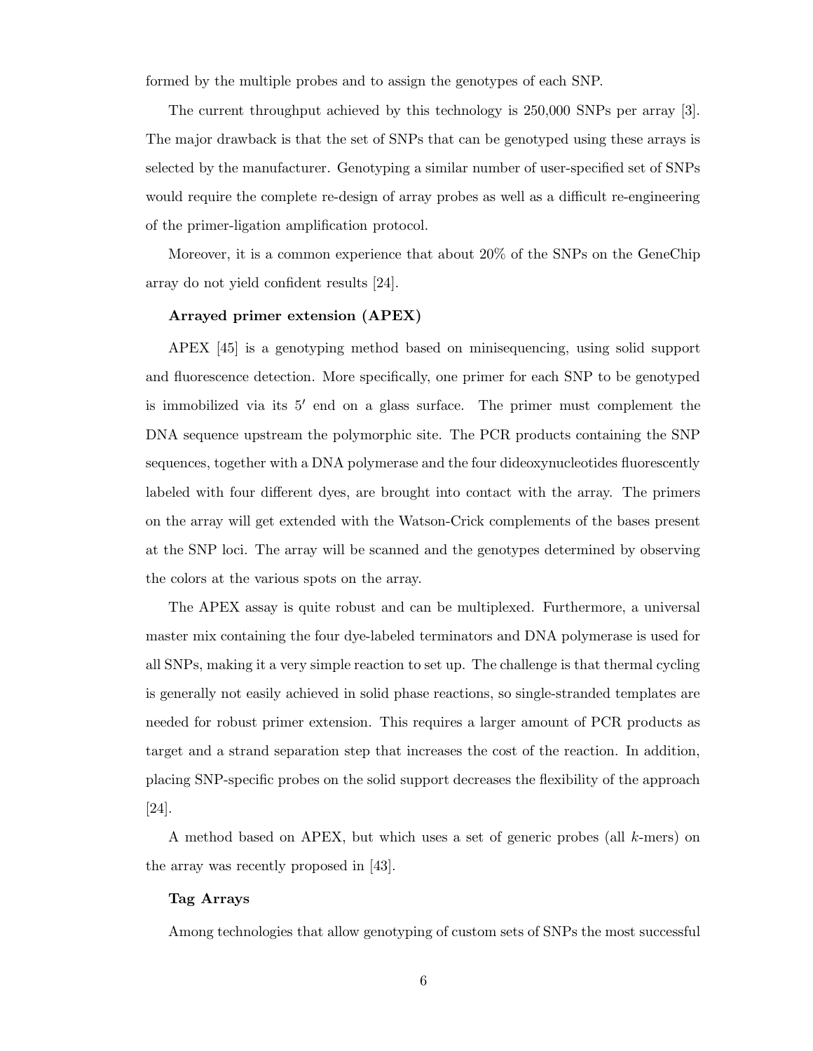formed by the multiple probes and to assign the genotypes of each SNP.

The current throughput achieved by this technology is 250,000 SNPs per array [3]. The major drawback is that the set of SNPs that can be genotyped using these arrays is selected by the manufacturer. Genotyping a similar number of user-specified set of SNPs would require the complete re-design of array probes as well as a difficult re-engineering of the primer-ligation amplification protocol.

Moreover, it is a common experience that about 20% of the SNPs on the GeneChip array do not yield confident results [24].

**Arrayed primer extension (APEX)**

APEX [45] is a genotyping method based on minisequencing, using solid support and fluorescence detection. More specifically, one primer for each SNP to be genotyped is immobilized via its $5'$ end on a glass surface. The primer must complement the DNA sequence upstream the polymorphic site. The PCR products containing the SNP sequences, together with a DNA polymerase and the four dideoxynucleotides fluorescently labeled with four different dyes, are brought into contact with the array. The primers on the array will get extended with the Watson-Crick complements of the bases present at the SNP loci. The array will be scanned and the genotypes determined by observing the colors at the various spots on the array.

The APEX assay is quite robust and can be multiplexed. Furthermore, a universal master mix containing the four dye-labeled terminators and DNA polymerase is used for all SNPs, making it a very simple reaction to set up. The challenge is that thermal cycling is generally not easily achieved in solid phase reactions, so single-stranded templates are needed for robust primer extension. This requires a larger amount of PCR products as target and a strand separation step that increases the cost of the reaction. In addition, placing SNP-specific probes on the solid support decreases the flexibility of the approach [24].

A method based on APEX, but which uses a set of generic probes (all $k$-mers) on the array was recently proposed in [43].

**Tag Arrays**

Among technologies that allow genotyping of custom sets of SNPs the most successful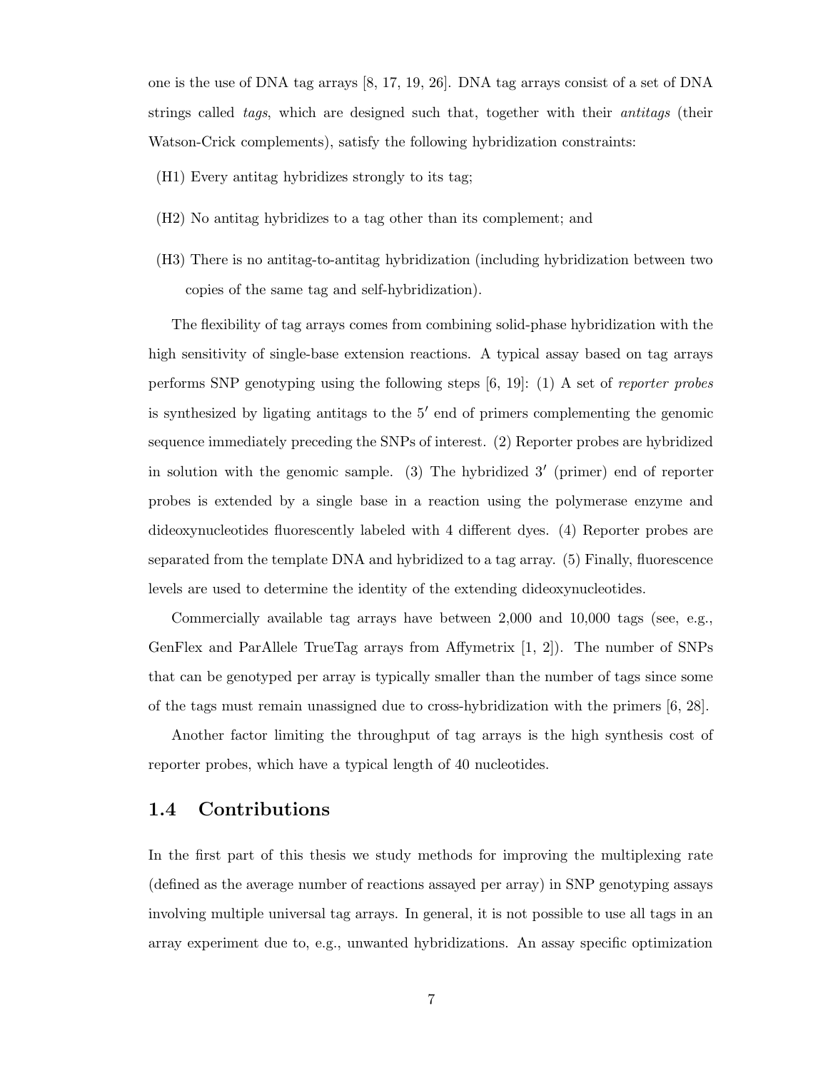one is the use of DNA tag arrays [8, 17, 19, 26]. DNA tag arrays consist of a set of DNA strings called *tags*, which are designed such that, together with their *antitags* (their Watson-Crick complements), satisfy the following hybridization constraints:

(H1) Every antitag hybridizes strongly to its tag;

(H2) No antitag hybridizes to a tag other than its complement; and

(H3) There is no antitag-to-antitag hybridization (including hybridization between two copies of the same tag and self-hybridization).

The flexibility of tag arrays comes from combining solid-phase hybridization with the high sensitivity of single-base extension reactions. A typical assay based on tag arrays performs SNP genotyping using the following steps [6, 19]: (1) A set of *reporter probes* is synthesized by ligating antitags to the $5'$ end of primers complementing the genomic sequence immediately preceding the SNPs of interest. (2) Reporter probes are hybridized in solution with the genomic sample. (3) The hybridized $3'$ (primer) end of reporter probes is extended by a single base in a reaction using the polymerase enzyme and dideoxynucleotides fluorescently labeled with 4 different dyes. (4) Reporter probes are separated from the template DNA and hybridized to a tag array. (5) Finally, fluorescence levels are used to determine the identity of the extending dideoxynucleotides.

Commercially available tag arrays have between 2,000 and 10,000 tags (see, e.g., GenFlex and ParAllele TrueTag arrays from Affymetrix [1, 2]). The number of SNPs that can be genotyped per array is typically smaller than the number of tags since some of the tags must remain unassigned due to cross-hybridization with the primers [6, 28].

Another factor limiting the throughput of tag arrays is the high synthesis cost of reporter probes, which have a typical length of 40 nucleotides.

## 1.4 Contributions

In the first part of this thesis we study methods for improving the multiplexing rate (defined as the average number of reactions assayed per array) in SNP genotyping assays involving multiple universal tag arrays. In general, it is not possible to use all tags in an array experiment due to, e.g., unwanted hybridizations. An assay specific optimization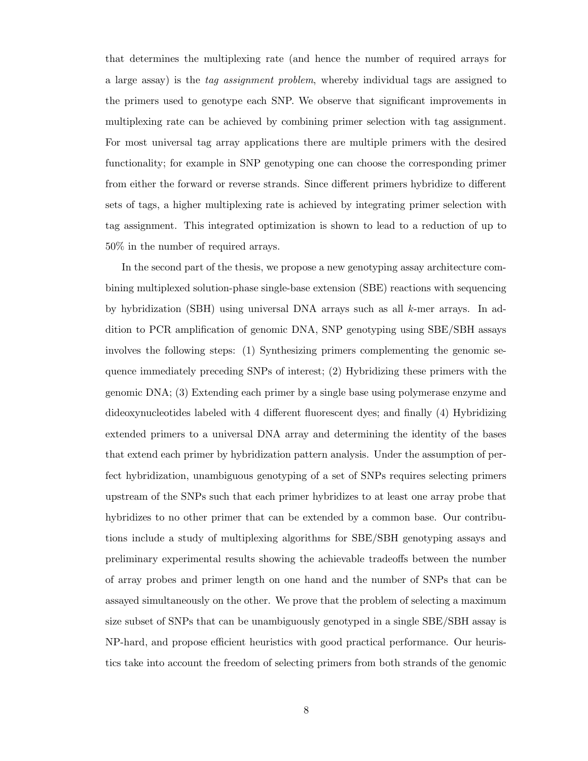that determines the multiplexing rate (and hence the number of required arrays for a large assay) is the *tag assignment problem*, whereby individual tags are assigned to the primers used to genotype each SNP. We observe that significant improvements in multiplexing rate can be achieved by combining primer selection with tag assignment. For most universal tag array applications there are multiple primers with the desired functionality; for example in SNP genotyping one can choose the corresponding primer from either the forward or reverse strands. Since different primers hybridize to different sets of tags, a higher multiplexing rate is achieved by integrating primer selection with tag assignment. This integrated optimization is shown to lead to a reduction of up to 50% in the number of required arrays.

In the second part of the thesis, we propose a new genotyping assay architecture combining multiplexed solution-phase single-base extension (SBE) reactions with sequencing by hybridization (SBH) using universal DNA arrays such as all $k$-mer arrays. In addition to PCR amplification of genomic DNA, SNP genotyping using SBE/SBH assays involves the following steps: (1) Synthesizing primers complementing the genomic sequence immediately preceding SNPs of interest; (2) Hybridizing these primers with the genomic DNA; (3) Extending each primer by a single base using polymerase enzyme and dideoxynucleotides labeled with 4 different fluorescent dyes; and finally (4) Hybridizing extended primers to a universal DNA array and determining the identity of the bases that extend each primer by hybridization pattern analysis. Under the assumption of perfect hybridization, unambiguous genotyping of a set of SNPs requires selecting primers upstream of the SNPs such that each primer hybridizes to at least one array probe that hybridizes to no other primer that can be extended by a common base. Our contributions include a study of multiplexing algorithms for SBE/SBH genotyping assays and preliminary experimental results showing the achievable tradeoffs between the number of array probes and primer length on one hand and the number of SNPs that can be assayed simultaneously on the other. We prove that the problem of selecting a maximum size subset of SNPs that can be unambiguously genotyped in a single SBE/SBH assay is NP-hard, and propose efficient heuristics with good practical performance. Our heuristics take into account the freedom of selecting primers from both strands of the genomic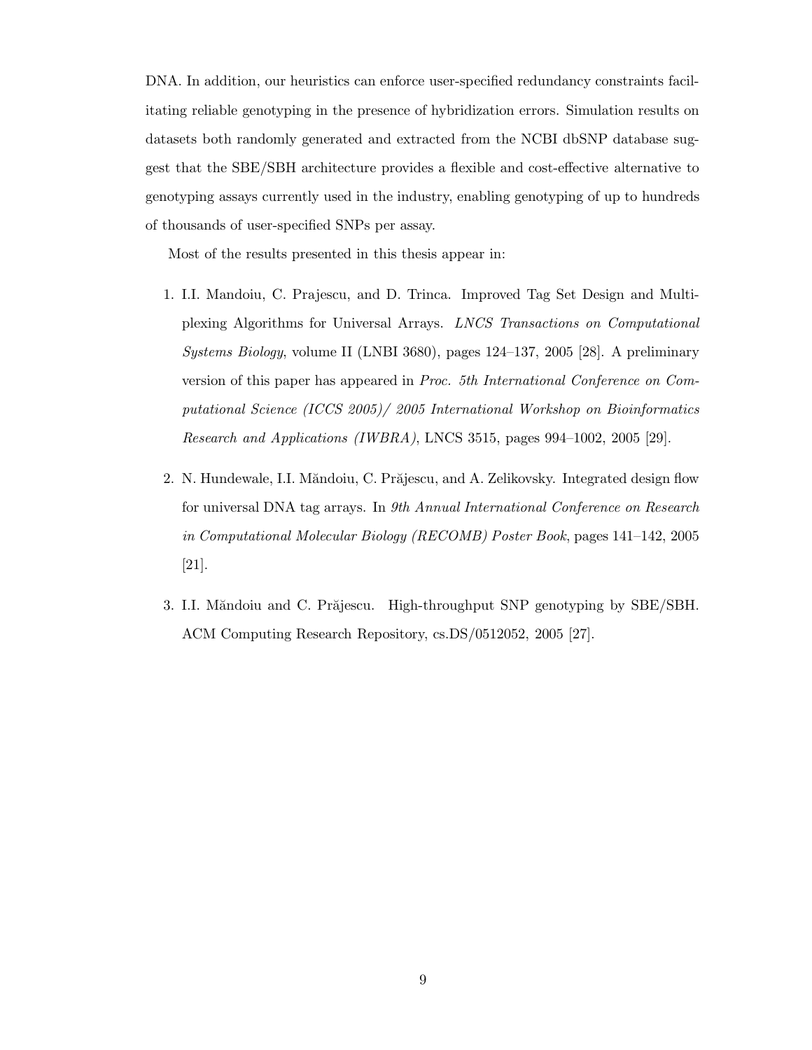DNA. In addition, our heuristics can enforce user-specified redundancy constraints facilitating reliable genotyping in the presence of hybridization errors. Simulation results on datasets both randomly generated and extracted from the NCBI dbSNP database suggest that the SBE/SBH architecture provides a flexible and cost-effective alternative to genotyping assays currently used in the industry, enabling genotyping of up to hundreds of thousands of user-specified SNPs per assay.

Most of the results presented in this thesis appear in:

1. I.I. Mandoiu, C. Prajescu, and D. Trinca. Improved Tag Set Design and Multiplexing Algorithms for Universal Arrays. *LNCS Transactions on Computational Systems Biology*, volume II (LNBI 3680), pages 124–137, 2005 [28]. A preliminary version of this paper has appeared in *Proc. 5th International Conference on Computational Science (ICCS 2005)/ 2005 International Workshop on Bioinformatics Research and Applications (IWBRA)*, LNCS 3515, pages 994–1002, 2005 [29].

2. N. Hundewale, I.I. Măndoiu, C. Prăjescu, and A. Zelikovsky. Integrated design flow for universal DNA tag arrays. In *9th Annual International Conference on Research in Computational Molecular Biology (RECOMB) Poster Book*, pages 141–142, 2005 [21].

3. I.I. Măndoiu and C. Prăjescu. High-throughput SNP genotyping by SBE/SBH. ACM Computing Research Repository, cs.DS/0512052, 2005 [27].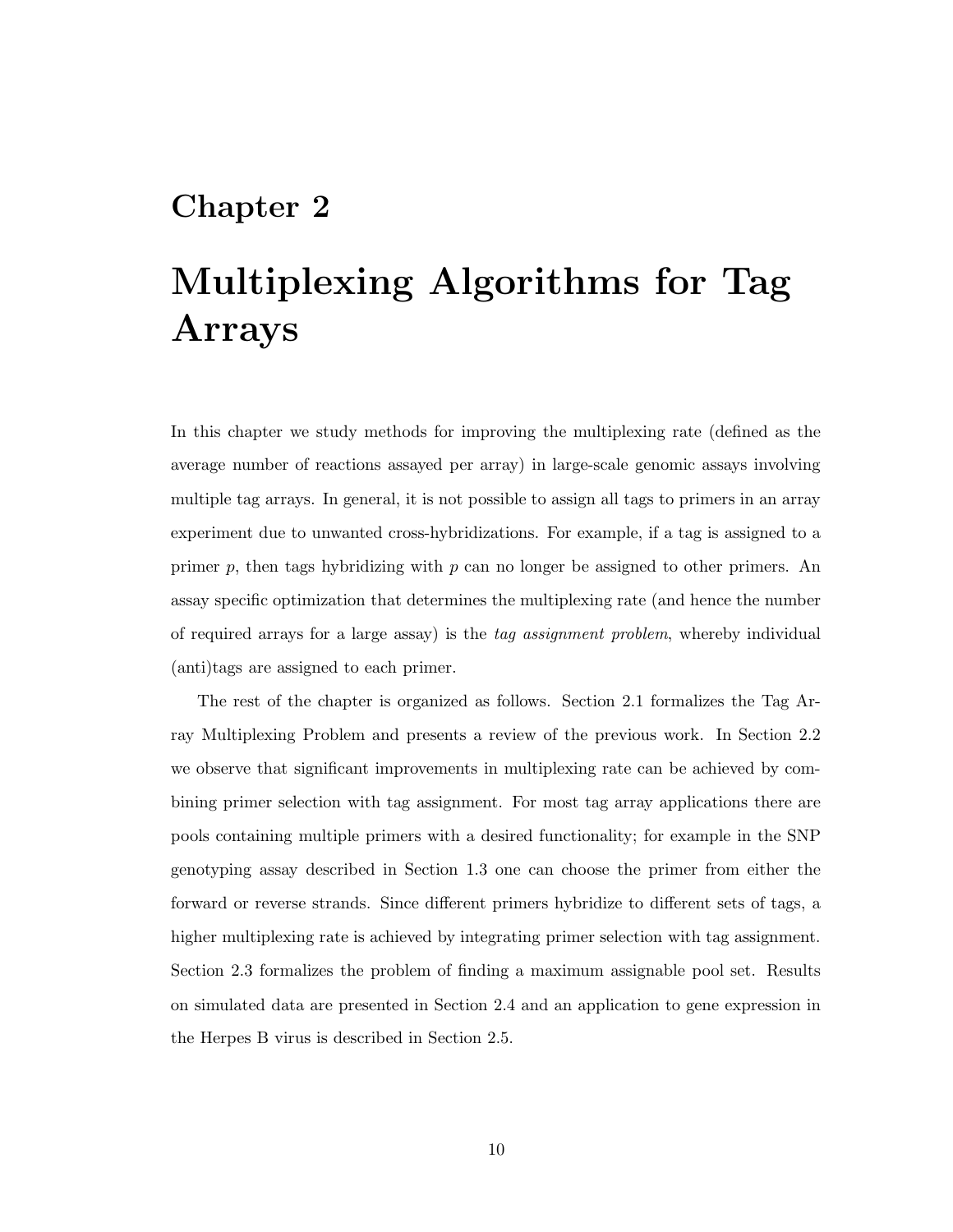# Chapter 2

# Multiplexing Algorithms for Tag Arrays

In this chapter we study methods for improving the multiplexing rate (defined as the average number of reactions assayed per array) in large-scale genomic assays involving multiple tag arrays. In general, it is not possible to assign all tags to primers in an array experiment due to unwanted cross-hybridizations. For example, if a tag is assigned to a primer $p$, then tags hybridizing with $p$ can no longer be assigned to other primers. An assay specific optimization that determines the multiplexing rate (and hence the number of required arrays for a large assay) is the *tag assignment problem*, whereby individual (anti)tags are assigned to each primer.

The rest of the chapter is organized as follows. Section 2.1 formalizes the Tag Array Multiplexing Problem and presents a review of the previous work. In Section 2.2 we observe that significant improvements in multiplexing rate can be achieved by combining primer selection with tag assignment. For most tag array applications there are pools containing multiple primers with a desired functionality; for example in the SNP genotyping assay described in Section 1.3 one can choose the primer from either the forward or reverse strands. Since different primers hybridize to different sets of tags, a higher multiplexing rate is achieved by integrating primer selection with tag assignment. Section 2.3 formalizes the problem of finding a maximum assignable pool set. Results on simulated data are presented in Section 2.4 and an application to gene expression in the Herpes B virus is described in Section 2.5.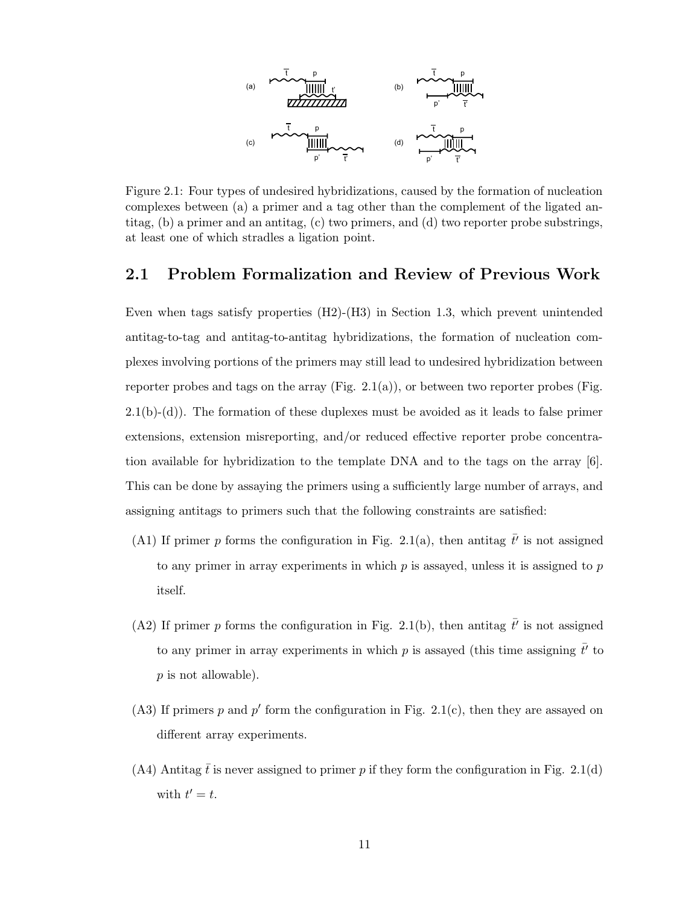Figure 2.1: Four types of undesired hybridizations, caused by the formation of nucleation complexes between (a) a primer and a tag other than the complement of the ligated antitag, (b) a primer and an antitag, (c) two primers, and (d) two reporter probe substrings, at least one of which stradles a ligation point.

## 2.1 Problem Formalization and Review of Previous Work

Even when tags satisfy properties (H2)-(H3) in Section 1.3, which prevent unintended antitag-to-tag and antitag-to-antitag hybridizations, the formation of nucleation complexes involving portions of the primers may still lead to undesired hybridization between reporter probes and tags on the array (Fig. 2.1(a)), or between two reporter probes (Fig. 2.1(b)-(d)). The formation of these duplexes must be avoided as it leads to false primer extensions, extension misreporting, and/or reduced effective reporter probe concentration available for hybridization to the template DNA and to the tags on the array [6]. This can be done by assaying the primers using a sufficiently large number of arrays, and assigning antitags to primers such that the following constraints are satisfied:

(A1) If primer $p$ forms the configuration in Fig. 2.1(a), then antitag $\bar{t}'$ is not assigned to any primer in array experiments in which $p$ is assayed, unless it is assigned to $p$ itself.

(A2) If primer $p$ forms the configuration in Fig. 2.1(b), then antitag $\bar{t}'$ is not assigned to any primer in array experiments in which $p$ is assayed (this time assigning $\bar{t}'$ to $p$ is not allowable).

(A3) If primers $p$ and $p'$ form the configuration in Fig. 2.1(c), then they are assayed on different array experiments.

(A4) Antitag $\bar{t}$ is never assigned to primer $p$ if they form the configuration in Fig. 2.1(d) with $t' = t$.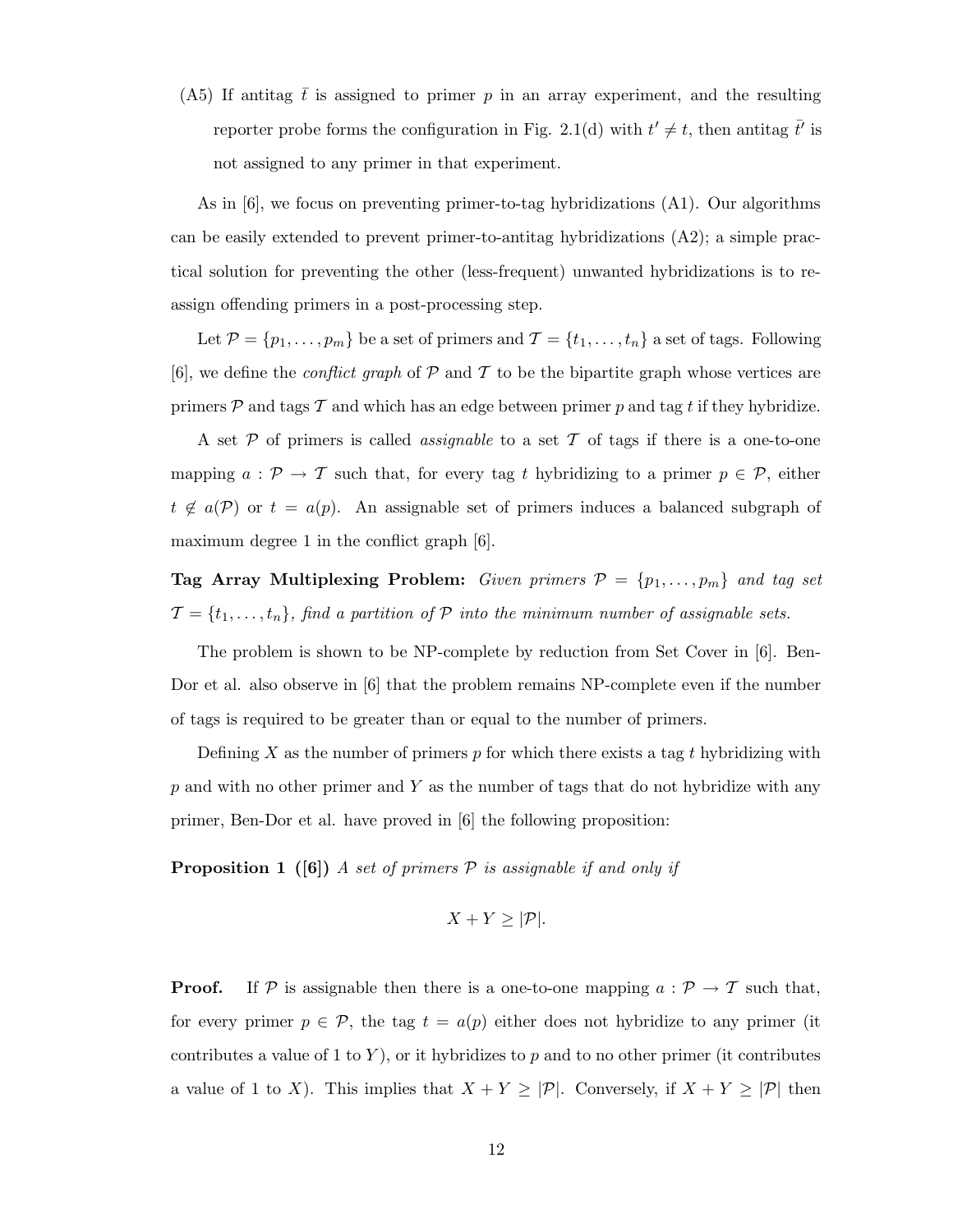(A5) If antitag $\bar{t}$ is assigned to primer $p$ in an array experiment, and the resulting reporter probe forms the configuration in Fig. 2.1(d) with $t' \neq t$, then antitag $\bar{t'}$ is not assigned to any primer in that experiment.

As in [6], we focus on preventing primer-to-tag hybridizations (A1). Our algorithms can be easily extended to prevent primer-to-antitag hybridizations (A2); a simple practical solution for preventing the other (less-frequent) unwanted hybridizations is to reassign offending primers in a post-processing step.

Let $\mathcal{P} = \{p_1, \ldots, p_m\}$ be a set of primers and $\mathcal{T} = \{t_1, \ldots, t_n\}$ a set of tags. Following [6], we define the *conflict graph* of $\mathcal{P}$ and $\mathcal{T}$ to be the bipartite graph whose vertices are primers $\mathcal{P}$ and tags $\mathcal{T}$ and which has an edge between primer $p$ and tag $t$ if they hybridize.

A set $\mathcal{P}$ of primers is called *assignable* to a set $\mathcal{T}$ of tags if there is a one-to-one mapping $a : \mathcal{P} \to \mathcal{T}$ such that, for every tag $t$ hybridizing to a primer $p \in \mathcal{P}$, either $t \notin a(\mathcal{P})$ or $t = a(p)$. An assignable set of primers induces a balanced subgraph of maximum degree 1 in the conflict graph [6].

**Tag Array Multiplexing Problem:** *Given primers $\mathcal{P} = \{p_1, \ldots, p_m\}$ and tag set $\mathcal{T} = \{t_1, \ldots, t_n\}$, find a partition of $\mathcal{P}$ into the minimum number of assignable sets.*

The problem is shown to be NP-complete by reduction from Set Cover in [6]. Ben-Dor et al. also observe in [6] that the problem remains NP-complete even if the number of tags is required to be greater than or equal to the number of primers.

Defining $X$ as the number of primers $p$ for which there exists a tag $t$ hybridizing with $p$ and with no other primer and $Y$ as the number of tags that do not hybridize with any primer, Ben-Dor et al. have proved in [6] the following proposition:

**Proposition 1 ([6])** *A set of primers $\mathcal{P}$ is assignable if and only if*

$$X + Y \geq |\mathcal{P}|.$$

**Proof.** If $\mathcal{P}$ is assignable then there is a one-to-one mapping $a : \mathcal{P} \to \mathcal{T}$ such that, for every primer $p \in \mathcal{P}$, the tag $t = a(p)$ either does not hybridize to any primer (it contributes a value of 1 to $Y$), or it hybridizes to $p$ and to no other primer (it contributes a value of 1 to $X$). This implies that $X + Y \geq |\mathcal{P}|$. Conversely, if $X + Y \geq |\mathcal{P}|$ then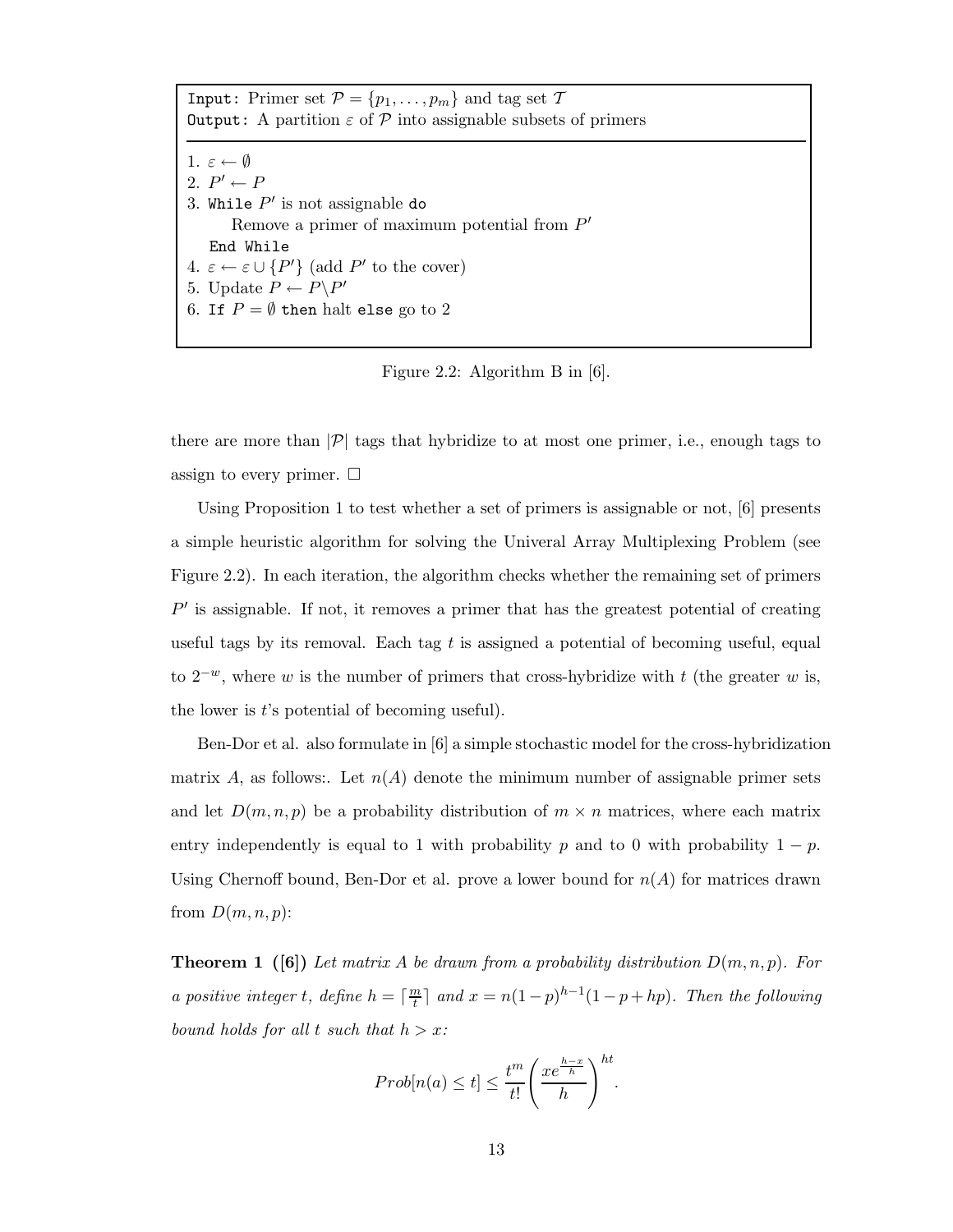```
Input: Primer set P = {p_1, ..., p_m} and tag set T
Output: A partition ε of P into assignable subsets of primers

1. ε ← ∅
2. P' ← P
3. While P' is not assignable do
       Remove a primer of maximum potential from P'
   End While
4. ε ← ε ∪ {P'} (add P' to the cover)
5. Update P ← P\P'
6. If P = ∅ then halt else go to 2
```

Figure 2.2: Algorithm B in [6].

there are more than $|\mathcal{P}|$ tags that hybridize to at most one primer, i.e., enough tags to assign to every primer. $\square$

Using Proposition 1 to test whether a set of primers is assignable or not, [6] presents a simple heuristic algorithm for solving the Univeral Array Multiplexing Problem (see Figure 2.2). In each iteration, the algorithm checks whether the remaining set of primers $P'$ is assignable. If not, it removes a primer that has the greatest potential of creating useful tags by its removal. Each tag $t$ is assigned a potential of becoming useful, equal to $2^{-w}$, where $w$ is the number of primers that cross-hybridize with $t$ (the greater $w$ is, the lower is $t$'s potential of becoming useful).

Ben-Dor et al. also formulate in [6] a simple stochastic model for the cross-hybridization matrix $A$, as follows:. Let $n(A)$ denote the minimum number of assignable primer sets and let $D(m, n, p)$ be a probability distribution of $m \times n$ matrices, where each matrix entry independently is equal to 1 with probability $p$ and to 0 with probability $1 - p$. Using Chernoff bound, Ben-Dor et al. prove a lower bound for $n(A)$ for matrices drawn from $D(m, n, p)$:

**Theorem 1 ([6])** *Let matrix $A$ be drawn from a probability distribution $D(m, n, p)$. For a positive integer $t$, define $h = \lceil \frac{m}{t} \rceil$ and $x = n(1-p)^{h-1}(1 - p + hp)$. Then the following bound holds for all $t$ such that $h > x$:*

$$Prob[n(a) \le t] \le \frac{t^m}{t!} \left( \frac{x e^{\frac{h-x}{h}}}{h} \right)^{ht}.$$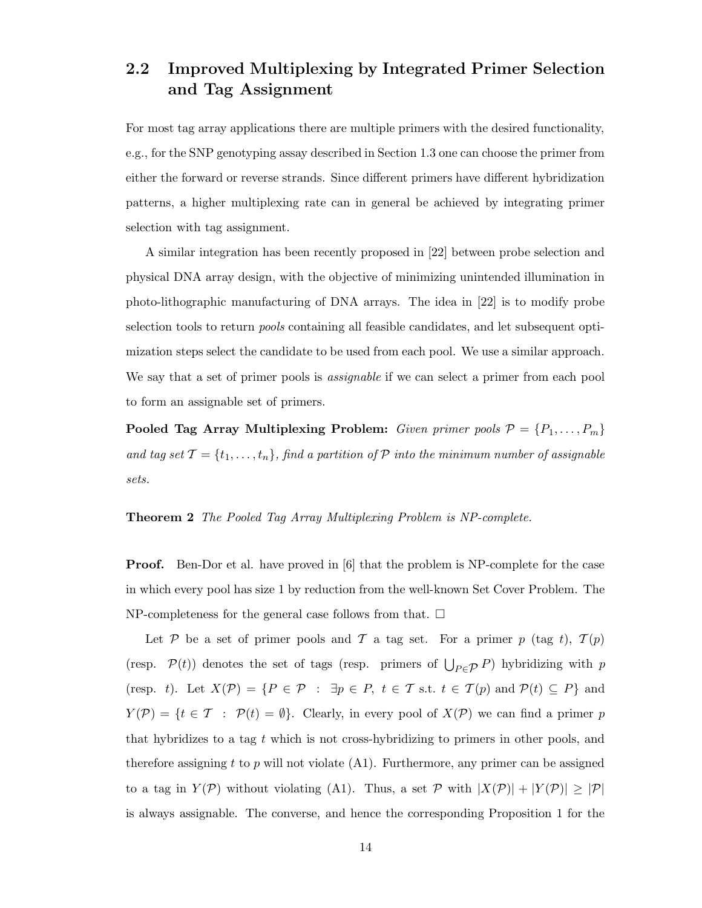## 2.2 Improved Multiplexing by Integrated Primer Selection and Tag Assignment

For most tag array applications there are multiple primers with the desired functionality, e.g., for the SNP genotyping assay described in Section 1.3 one can choose the primer from either the forward or reverse strands. Since different primers have different hybridization patterns, a higher multiplexing rate can in general be achieved by integrating primer selection with tag assignment.

A similar integration has been recently proposed in [22] between probe selection and physical DNA array design, with the objective of minimizing unintended illumination in photo-lithographic manufacturing of DNA arrays. The idea in [22] is to modify probe selection tools to return *pools* containing all feasible candidates, and let subsequent optimization steps select the candidate to be used from each pool. We use a similar approach. We say that a set of primer pools is *assignable* if we can select a primer from each pool to form an assignable set of primers.

**Pooled Tag Array Multiplexing Problem:** *Given primer pools $\mathcal{P} = \{P_1, \ldots, P_m\}$ and tag set $\mathcal{T} = \{t_1, \ldots, t_n\}$, find a partition of $\mathcal{P}$ into the minimum number of assignable sets.*

**Theorem 2** *The Pooled Tag Array Multiplexing Problem is NP-complete.*

**Proof.** Ben-Dor et al. have proved in [6] that the problem is NP-complete for the case in which every pool has size 1 by reduction from the well-known Set Cover Problem. The NP-completeness for the general case follows from that. □

Let $\mathcal{P}$ be a set of primer pools and $\mathcal{T}$ a tag set. For a primer $p$ (tag $t$), $\mathcal{T}(p)$ (resp. $\mathcal{P}(t)$) denotes the set of tags (resp. primers of $\bigcup_{P \in \mathcal{P}} P$) hybridizing with $p$ (resp. $t$). Let $X(\mathcal{P}) = \{P \in \mathcal{P} \ : \ \exists p \in P, \ t \in \mathcal{T} \text{ s.t. } t \in \mathcal{T}(p) \text{ and } \mathcal{P}(t) \subseteq P\}$ and $Y(\mathcal{P}) = \{t \in \mathcal{T} \ : \ \mathcal{P}(t) = \emptyset\}$. Clearly, in every pool of $X(\mathcal{P})$ we can find a primer $p$ that hybridizes to a tag $t$ which is not cross-hybridizing to primers in other pools, and therefore assigning $t$ to $p$ will not violate (A1). Furthermore, any primer can be assigned to a tag in $Y(\mathcal{P})$ without violating (A1). Thus, a set $\mathcal{P}$ with $|X(\mathcal{P})| + |Y(\mathcal{P})| \geq |\mathcal{P}|$ is always assignable. The converse, and hence the corresponding Proposition 1 for the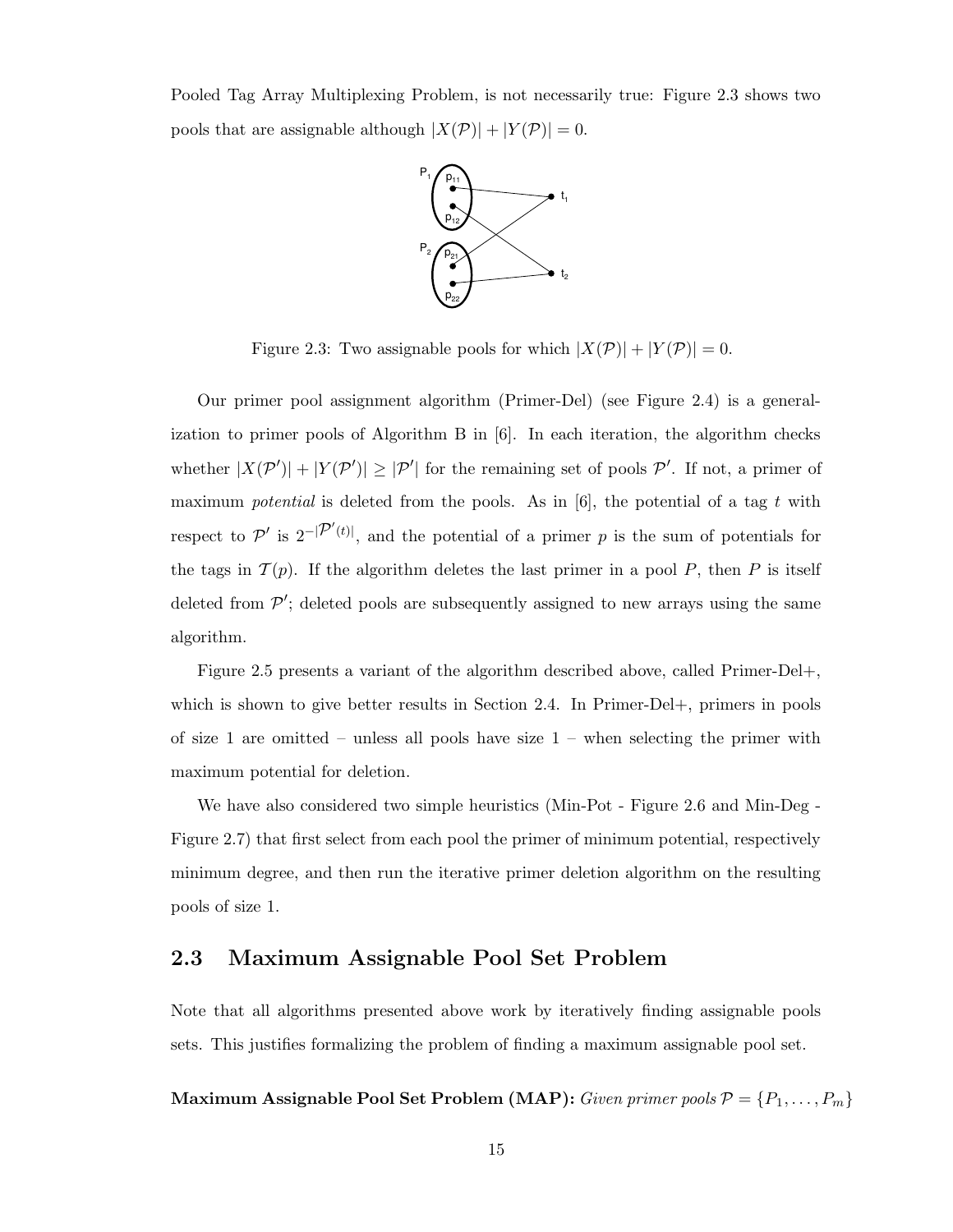Pooled Tag Array Multiplexing Problem, is not necessarily true: Figure 2.3 shows two pools that are assignable although $|X(\mathcal{P})| + |Y(\mathcal{P})| = 0$.

Figure 2.3: Two assignable pools for which $|X(\mathcal{P})| + |Y(\mathcal{P})| = 0$.

Our primer pool assignment algorithm (Primer-Del) (see Figure 2.4) is a generalization to primer pools of Algorithm B in [6]. In each iteration, the algorithm checks whether $|X(\mathcal{P}')| + |Y(\mathcal{P}')| \geq |\mathcal{P}'|$ for the remaining set of pools $\mathcal{P}'$. If not, a primer of maximum *potential* is deleted from the pools. As in [6], the potential of a tag $t$ with respect to $\mathcal{P}'$ is $2^{-|\mathcal{P}'(t)|}$, and the potential of a primer $p$ is the sum of potentials for the tags in $\mathcal{T}(p)$. If the algorithm deletes the last primer in a pool $P$, then $P$ is itself deleted from $\mathcal{P}'$; deleted pools are subsequently assigned to new arrays using the same algorithm.

Figure 2.5 presents a variant of the algorithm described above, called Primer-Del+, which is shown to give better results in Section 2.4. In Primer-Del+, primers in pools of size 1 are omitted – unless all pools have size 1 – when selecting the primer with maximum potential for deletion.

We have also considered two simple heuristics (Min-Pot - Figure 2.6 and Min-Deg - Figure 2.7) that first select from each pool the primer of minimum potential, respectively minimum degree, and then run the iterative primer deletion algorithm on the resulting pools of size 1.

## 2.3 Maximum Assignable Pool Set Problem

Note that all algorithms presented above work by iteratively finding assignable pools sets. This justifies formalizing the problem of finding a maximum assignable pool set.

**Maximum Assignable Pool Set Problem (MAP):** *Given primer pools* $\mathcal{P} = \{P_1, \ldots, P_m\}$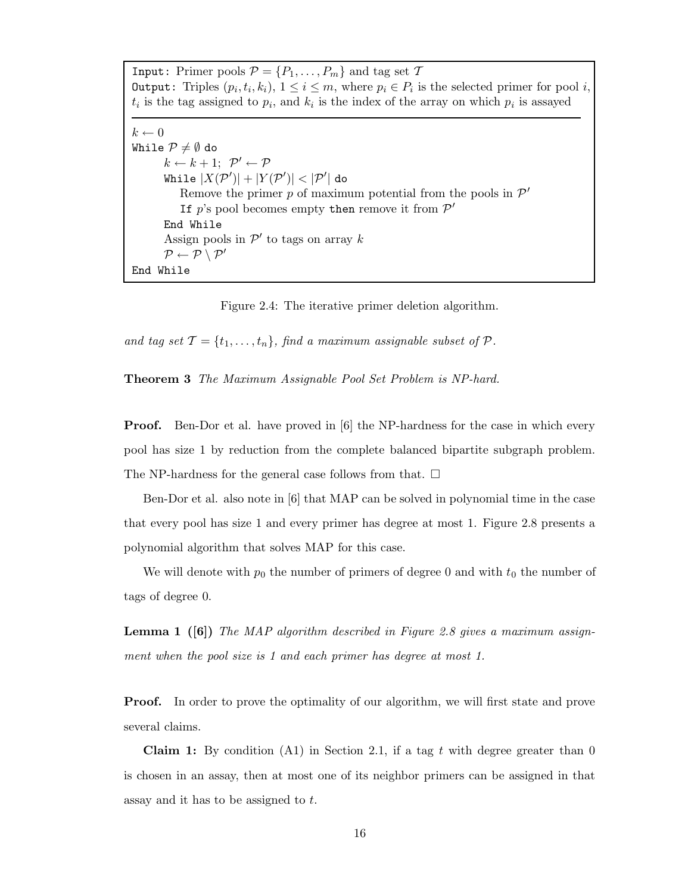```
Input: Primer pools P = {P_1, ..., P_m} and tag set T
Output: Triples (p_i, t_i, k_i), 1 ≤ i ≤ m, where p_i ∈ P_i is the selected primer for pool i,
t_i is the tag assigned to p_i, and k_i is the index of the array on which p_i is assayed
--------------------------------------------------------------------------------
k ← 0
While P ≠ ∅ do
    k ← k + 1;  P' ← P
    While |X(P')| + |Y(P')| < |P'| do
        Remove the primer p of maximum potential from the pools in P'
        If p's pool becomes empty then remove it from P'
    End While
    Assign pools in P' to tags on array k
    P ← P \ P'
End While
```

Figure 2.4: The iterative primer deletion algorithm.

*and tag set $\mathcal{T} = \{t_1, \ldots, t_n\}$, find a maximum assignable subset of $\mathcal{P}$.*

**Theorem 3** *The Maximum Assignable Pool Set Problem is NP-hard.*

**Proof.** Ben-Dor et al. have proved in [6] the NP-hardness for the case in which every pool has size 1 by reduction from the complete balanced bipartite subgraph problem. The NP-hardness for the general case follows from that. □

Ben-Dor et al. also note in [6] that MAP can be solved in polynomial time in the case that every pool has size 1 and every primer has degree at most 1. Figure 2.8 presents a polynomial algorithm that solves MAP for this case.

We will denote with $p_0$ the number of primers of degree 0 and with $t_0$ the number of tags of degree 0.

**Lemma 1 ([6])** *The MAP algorithm described in Figure 2.8 gives a maximum assignment when the pool size is 1 and each primer has degree at most 1.*

**Proof.** In order to prove the optimality of our algorithm, we will first state and prove several claims.

**Claim 1:** By condition (A1) in Section 2.1, if a tag $t$ with degree greater than 0 is chosen in an assay, then at most one of its neighbor primers can be assigned in that assay and it has to be assigned to $t$.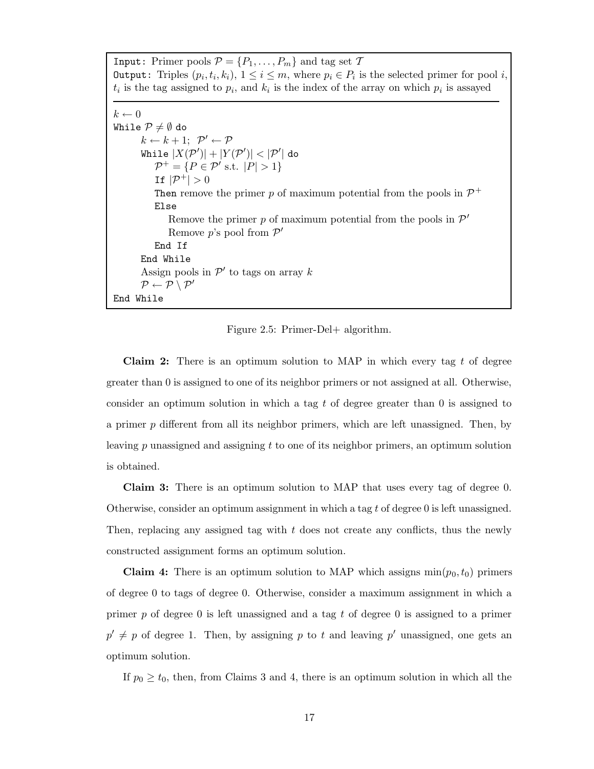```
Input: Primer pools P = {P_1, ..., P_m} and tag set T
Output: Triples (p_i, t_i, k_i), 1 ≤ i ≤ m, where p_i ∈ P_i is the selected primer for pool i,
t_i is the tag assigned to p_i, and k_i is the index of the array on which p_i is assayed

k ← 0
While P ≠ ∅ do
    k ← k + 1;  P' ← P
    While |X(P')| + |Y(P')| < |P'| do
        P+ = {P ∈ P' s.t. |P| > 1}
        If |P+| > 0
        Then remove the primer p of maximum potential from the pools in P+
        Else
            Remove the primer p of maximum potential from the pools in P'
            Remove p's pool from P'
        End If
    End While
    Assign pools in P' to tags on array k
    P ← P \ P'
End While
```

Figure 2.5: Primer-Del+ algorithm.

**Claim 2:** There is an optimum solution to MAP in which every tag $t$ of degree greater than 0 is assigned to one of its neighbor primers or not assigned at all. Otherwise, consider an optimum solution in which a tag $t$ of degree greater than 0 is assigned to a primer $p$ different from all its neighbor primers, which are left unassigned. Then, by leaving $p$ unassigned and assigning $t$ to one of its neighbor primers, an optimum solution is obtained.

**Claim 3:** There is an optimum solution to MAP that uses every tag of degree 0. Otherwise, consider an optimum assignment in which a tag $t$ of degree 0 is left unassigned. Then, replacing any assigned tag with $t$ does not create any conflicts, thus the newly constructed assignment forms an optimum solution.

**Claim 4:** There is an optimum solution to MAP which assigns $\min(p_0, t_0)$ primers of degree 0 to tags of degree 0. Otherwise, consider a maximum assignment in which a primer $p$ of degree 0 is left unassigned and a tag $t$ of degree 0 is assigned to a primer $p' \neq p$ of degree 1. Then, by assigning $p$ to $t$ and leaving $p'$ unassigned, one gets an optimum solution.

If $p_0 \geq t_0$, then, from Claims 3 and 4, there is an optimum solution in which all the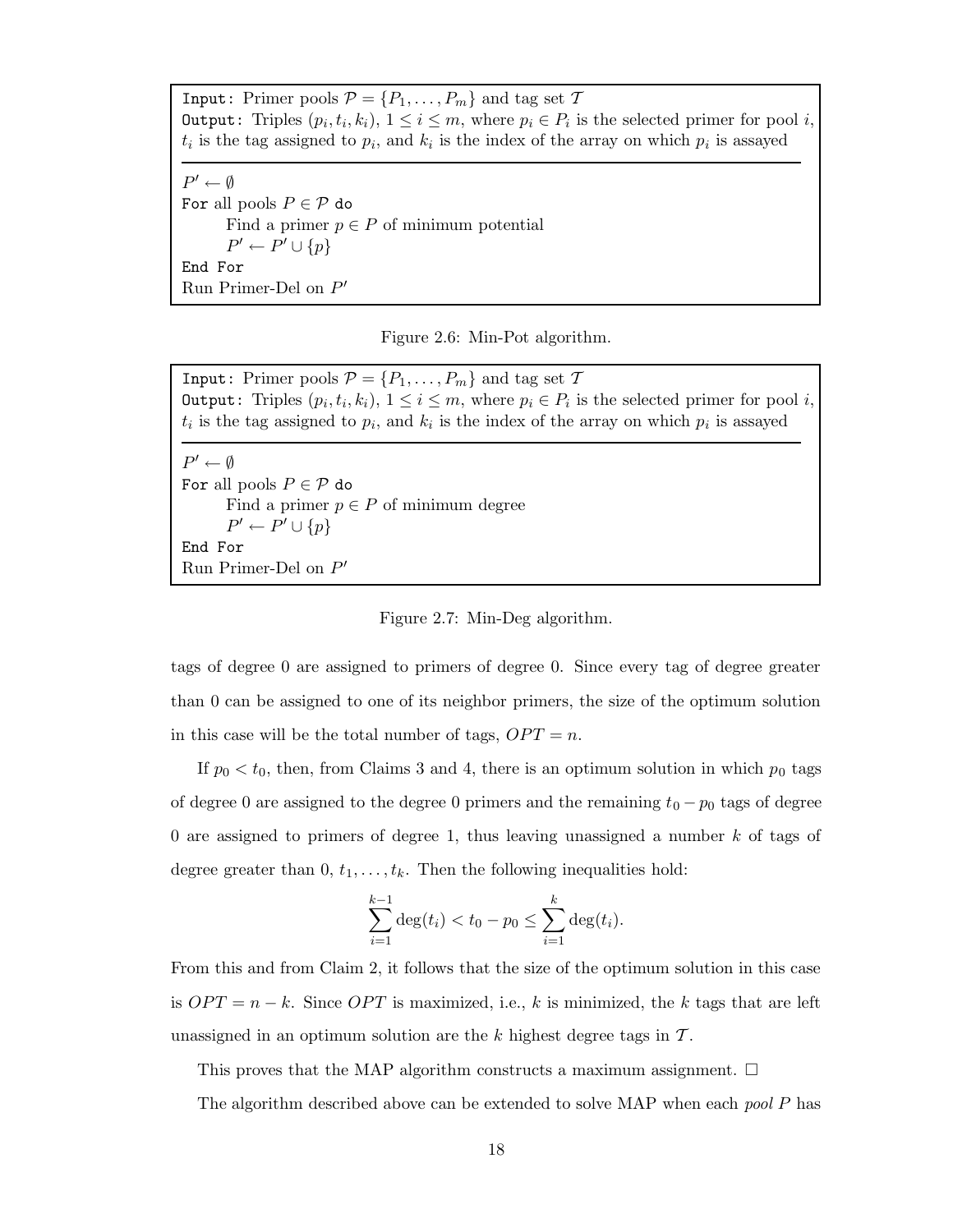```
Input: Primer pools 𝒫 = {P_1, ..., P_m} and tag set 𝒯
Output: Triples (p_i, t_i, k_i), 1 ≤ i ≤ m, where p_i ∈ P_i is the selected primer for pool i,
t_i is the tag assigned to p_i, and k_i is the index of the array on which p_i is assayed
-----------------------------------------------------------------------------------------
P' ← ∅
For all pools P ∈ 𝒫 do
    Find a primer p ∈ P of minimum potential
    P' ← P' ∪ {p}
End For
Run Primer-Del on P'
```

Figure 2.6: Min-Pot algorithm.

```
Input: Primer pools 𝒫 = {P_1, ..., P_m} and tag set 𝒯
Output: Triples (p_i, t_i, k_i), 1 ≤ i ≤ m, where p_i ∈ P_i is the selected primer for pool i,
t_i is the tag assigned to p_i, and k_i is the index of the array on which p_i is assayed
-----------------------------------------------------------------------------------------
P' ← ∅
For all pools P ∈ 𝒫 do
    Find a primer p ∈ P of minimum degree
    P' ← P' ∪ {p}
End For
Run Primer-Del on P'
```

Figure 2.7: Min-Deg algorithm.

tags of degree 0 are assigned to primers of degree 0. Since every tag of degree greater than 0 can be assigned to one of its neighbor primers, the size of the optimum solution in this case will be the total number of tags, $OPT = n$.

If $p_0 < t_0$, then, from Claims 3 and 4, there is an optimum solution in which $p_0$ tags of degree 0 are assigned to the degree 0 primers and the remaining $t_0 - p_0$ tags of degree 0 are assigned to primers of degree 1, thus leaving unassigned a number $k$ of tags of degree greater than 0, $t_1, \ldots, t_k$. Then the following inequalities hold:

$$\sum_{i=1}^{k-1} \deg(t_i) < t_0 - p_0 \leq \sum_{i=1}^{k} \deg(t_i).$$

From this and from Claim 2, it follows that the size of the optimum solution in this case is $OPT = n - k$. Since $OPT$ is maximized, i.e., $k$ is minimized, the $k$ tags that are left unassigned in an optimum solution are the $k$ highest degree tags in $\mathcal{T}$.

This proves that the MAP algorithm constructs a maximum assignment. $\square$

The algorithm described above can be extended to solve MAP when each *pool* $P$ has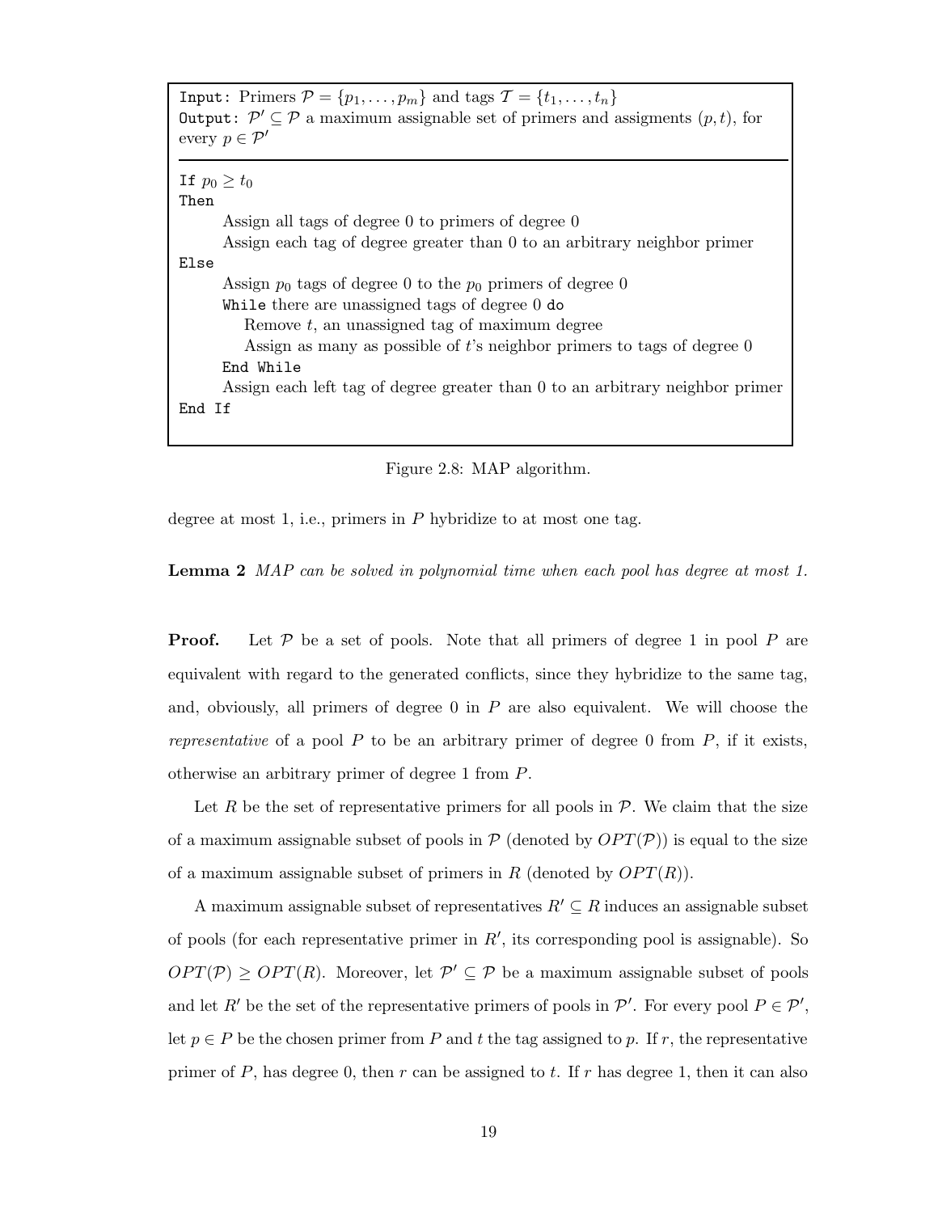```
Input: Primers P = {p_1, ..., p_m} and tags T = {t_1, ..., t_n}
Output: P' ⊆ P a maximum assignable set of primers and assigments (p, t), for
every p ∈ P'
--------------------------------------------------------------------------------
If p_0 ≥ t_0
Then
      Assign all tags of degree 0 to primers of degree 0
      Assign each tag of degree greater than 0 to an arbitrary neighbor primer
Else
      Assign p_0 tags of degree 0 to the p_0 primers of degree 0
      While there are unassigned tags of degree 0 do
         Remove t, an unassigned tag of maximum degree
         Assign as many as possible of t's neighbor primers to tags of degree 0
      End While
      Assign each left tag of degree greater than 0 to an arbitrary neighbor primer
End If
```

Figure 2.8: MAP algorithm.

degree at most 1, i.e., primers in $P$ hybridize to at most one tag.

**Lemma 2** *MAP can be solved in polynomial time when each pool has degree at most 1.*

**Proof.** Let $\mathcal{P}$ be a set of pools. Note that all primers of degree 1 in pool $P$ are equivalent with regard to the generated conflicts, since they hybridize to the same tag, and, obviously, all primers of degree 0 in $P$ are also equivalent. We will choose the *representative* of a pool $P$ to be an arbitrary primer of degree 0 from $P$, if it exists, otherwise an arbitrary primer of degree 1 from $P$.

Let $R$ be the set of representative primers for all pools in $\mathcal{P}$. We claim that the size of a maximum assignable subset of pools in $\mathcal{P}$ (denoted by $OPT(\mathcal{P})$) is equal to the size of a maximum assignable subset of primers in $R$ (denoted by $OPT(R)$).

A maximum assignable subset of representatives $R' \subseteq R$ induces an assignable subset of pools (for each representative primer in $R'$, its corresponding pool is assignable). So $OPT(\mathcal{P}) \geq OPT(R)$. Moreover, let $\mathcal{P}' \subseteq \mathcal{P}$ be a maximum assignable subset of pools and let $R'$ be the set of the representative primers of pools in $\mathcal{P}'$. For every pool $P \in \mathcal{P}'$, let $p \in P$ be the chosen primer from $P$ and $t$ the tag assigned to $p$. If $r$, the representative primer of $P$, has degree 0, then $r$ can be assigned to $t$. If $r$ has degree 1, then it can also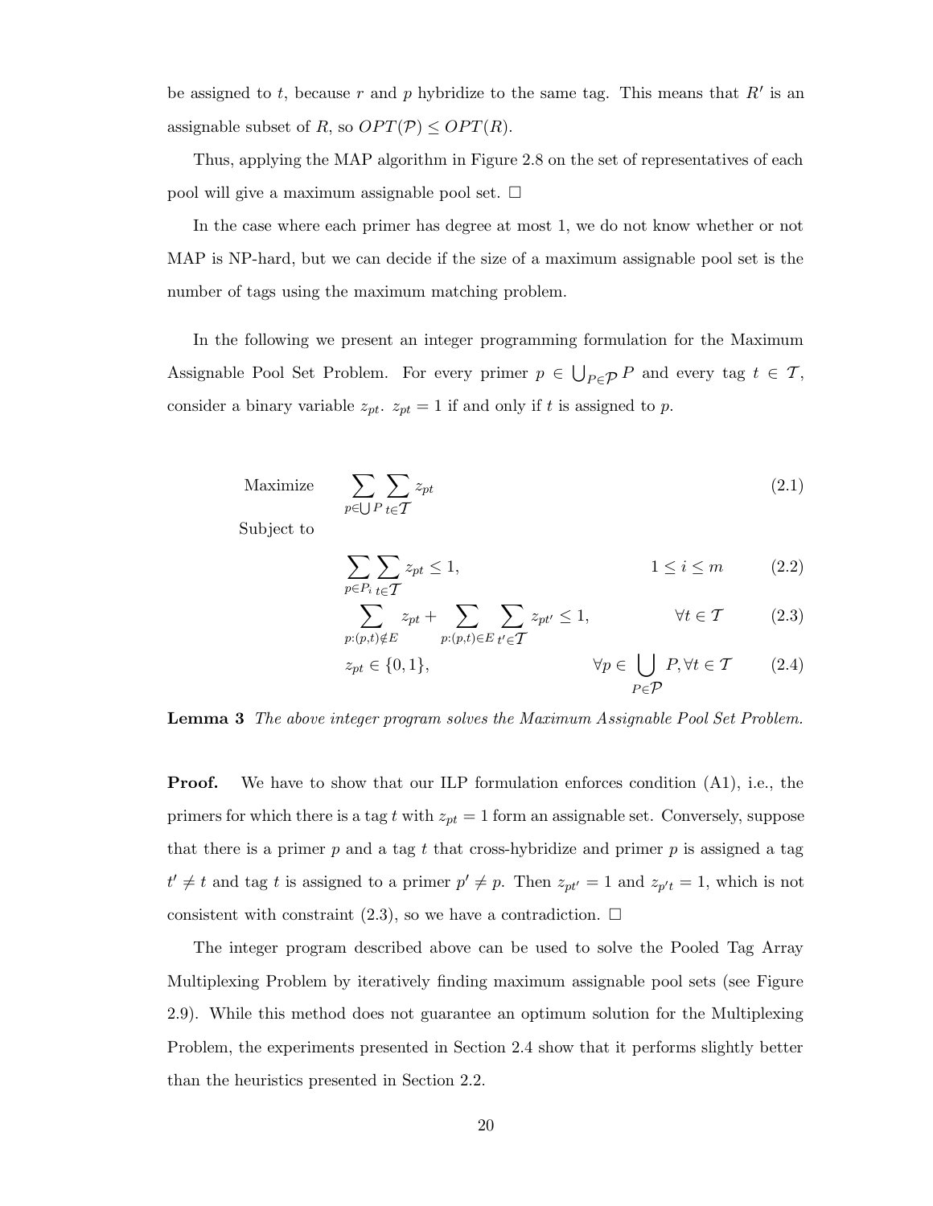be assigned to $t$, because $r$ and $p$ hybridize to the same tag. This means that $R'$ is an assignable subset of $R$, so $OPT(\mathcal{P}) \leq OPT(R)$.

Thus, applying the MAP algorithm in Figure 2.8 on the set of representatives of each pool will give a maximum assignable pool set. □

In the case where each primer has degree at most 1, we do not know whether or not MAP is NP-hard, but we can decide if the size of a maximum assignable pool set is the number of tags using the maximum matching problem.

In the following we present an integer programming formulation for the Maximum Assignable Pool Set Problem. For every primer $p \in \bigcup_{P \in \mathcal{P}} P$ and every tag $t \in \mathcal{T}$, consider a binary variable $z_{pt}$. $z_{pt} = 1$ if and only if $t$ is assigned to $p$.

$$\text{Maximize} \quad \sum_{p \in \bigcup P} \sum_{t \in \mathcal{T}} z_{pt} \tag{2.1}$$

Subject to

$$\sum_{p \in P_i} \sum_{t \in \mathcal{T}} z_{pt} \leq 1, \qquad 1 \leq i \leq m \tag{2.2}$$

$$\sum_{p:(p,t) \notin E} z_{pt} + \sum_{p:(p,t) \in E} \sum_{t' \in \mathcal{T}} z_{pt'} \leq 1, \qquad \forall t \in \mathcal{T} \tag{2.3}$$

$$z_{pt} \in \{0, 1\}, \qquad \forall p \in \bigcup_{P \in \mathcal{P}} P, \forall t \in \mathcal{T} \tag{2.4}$$

**Lemma 3** *The above integer program solves the Maximum Assignable Pool Set Problem.*

**Proof.** We have to show that our ILP formulation enforces condition (A1), i.e., the primers for which there is a tag $t$ with $z_{pt} = 1$ form an assignable set. Conversely, suppose that there is a primer $p$ and a tag $t$ that cross-hybridize and primer $p$ is assigned a tag $t' \neq t$ and tag $t$ is assigned to a primer $p' \neq p$. Then $z_{pt'} = 1$ and $z_{p't} = 1$, which is not consistent with constraint (2.3), so we have a contradiction. □

The integer program described above can be used to solve the Pooled Tag Array Multiplexing Problem by iteratively finding maximum assignable pool sets (see Figure 2.9). While this method does not guarantee an optimum solution for the Multiplexing Problem, the experiments presented in Section 2.4 show that it performs slightly better than the heuristics presented in Section 2.2.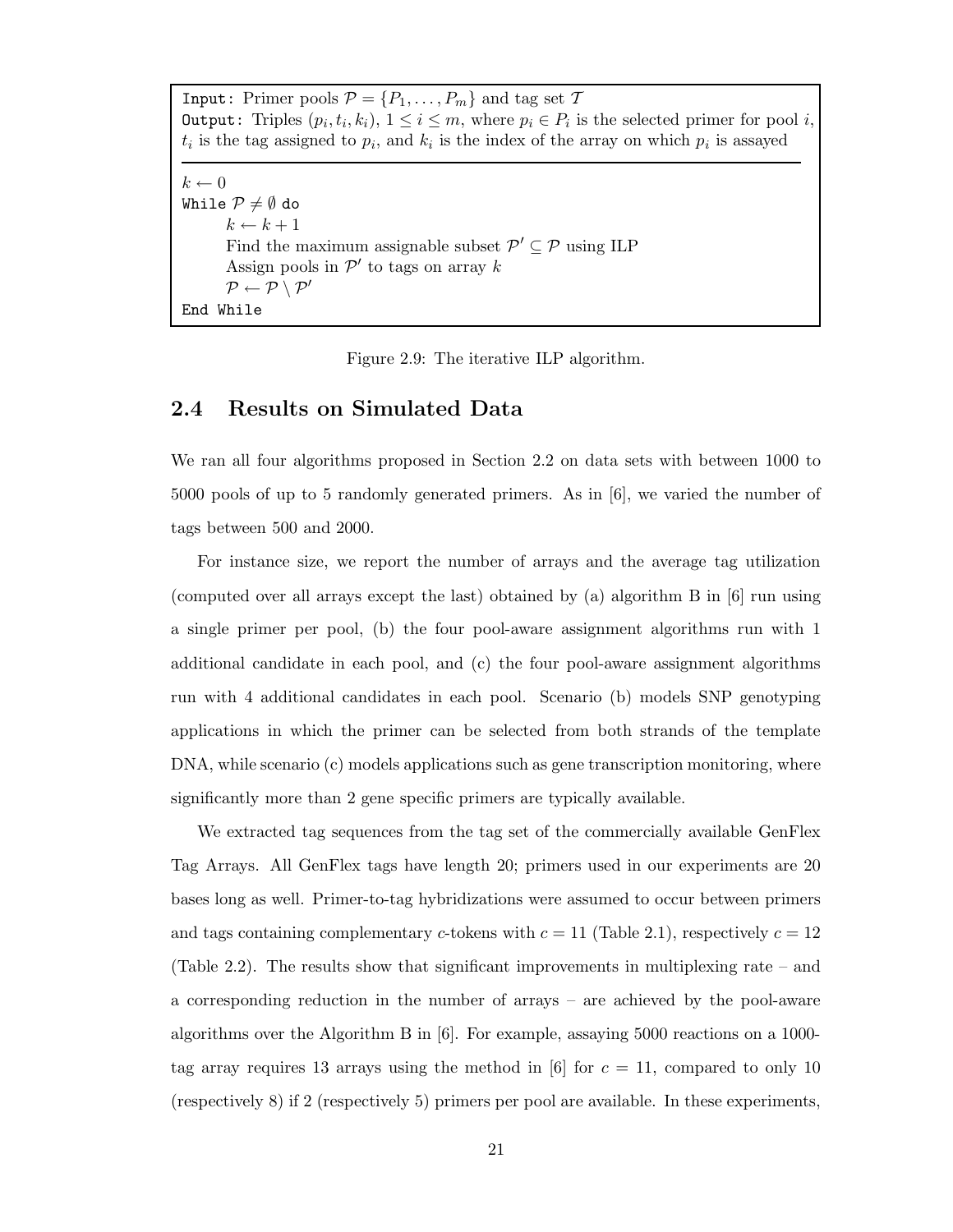```
Input: Primer pools 𝒫 = {P_1, ..., P_m} and tag set 𝒯
Output: Triples (p_i, t_i, k_i), 1 ≤ i ≤ m, where p_i ∈ P_i is the selected primer for pool i,
t_i is the tag assigned to p_i, and k_i is the index of the array on which p_i is assayed
---------------------------------------------------------------------------------------
k ← 0
While 𝒫 ≠ ∅ do
    k ← k + 1
    Find the maximum assignable subset 𝒫' ⊆ 𝒫 using ILP
    Assign pools in 𝒫' to tags on array k
    𝒫 ← 𝒫 \ 𝒫'
End While
```

Figure 2.9: The iterative ILP algorithm.

## 2.4 Results on Simulated Data

We ran all four algorithms proposed in Section 2.2 on data sets with between 1000 to 5000 pools of up to 5 randomly generated primers. As in [6], we varied the number of tags between 500 and 2000.

For instance size, we report the number of arrays and the average tag utilization (computed over all arrays except the last) obtained by (a) algorithm B in [6] run using a single primer per pool, (b) the four pool-aware assignment algorithms run with 1 additional candidate in each pool, and (c) the four pool-aware assignment algorithms run with 4 additional candidates in each pool. Scenario (b) models SNP genotyping applications in which the primer can be selected from both strands of the template DNA, while scenario (c) models applications such as gene transcription monitoring, where significantly more than 2 gene specific primers are typically available.

We extracted tag sequences from the tag set of the commercially available GenFlex Tag Arrays. All GenFlex tags have length 20; primers used in our experiments are 20 bases long as well. Primer-to-tag hybridizations were assumed to occur between primers and tags containing complementary $c$-tokens with $c = 11$ (Table 2.1), respectively $c = 12$ (Table 2.2). The results show that significant improvements in multiplexing rate – and a corresponding reduction in the number of arrays – are achieved by the pool-aware algorithms over the Algorithm B in [6]. For example, assaying 5000 reactions on a 1000-tag array requires 13 arrays using the method in [6] for $c = 11$, compared to only 10 (respectively 8) if 2 (respectively 5) primers per pool are available. In these experiments,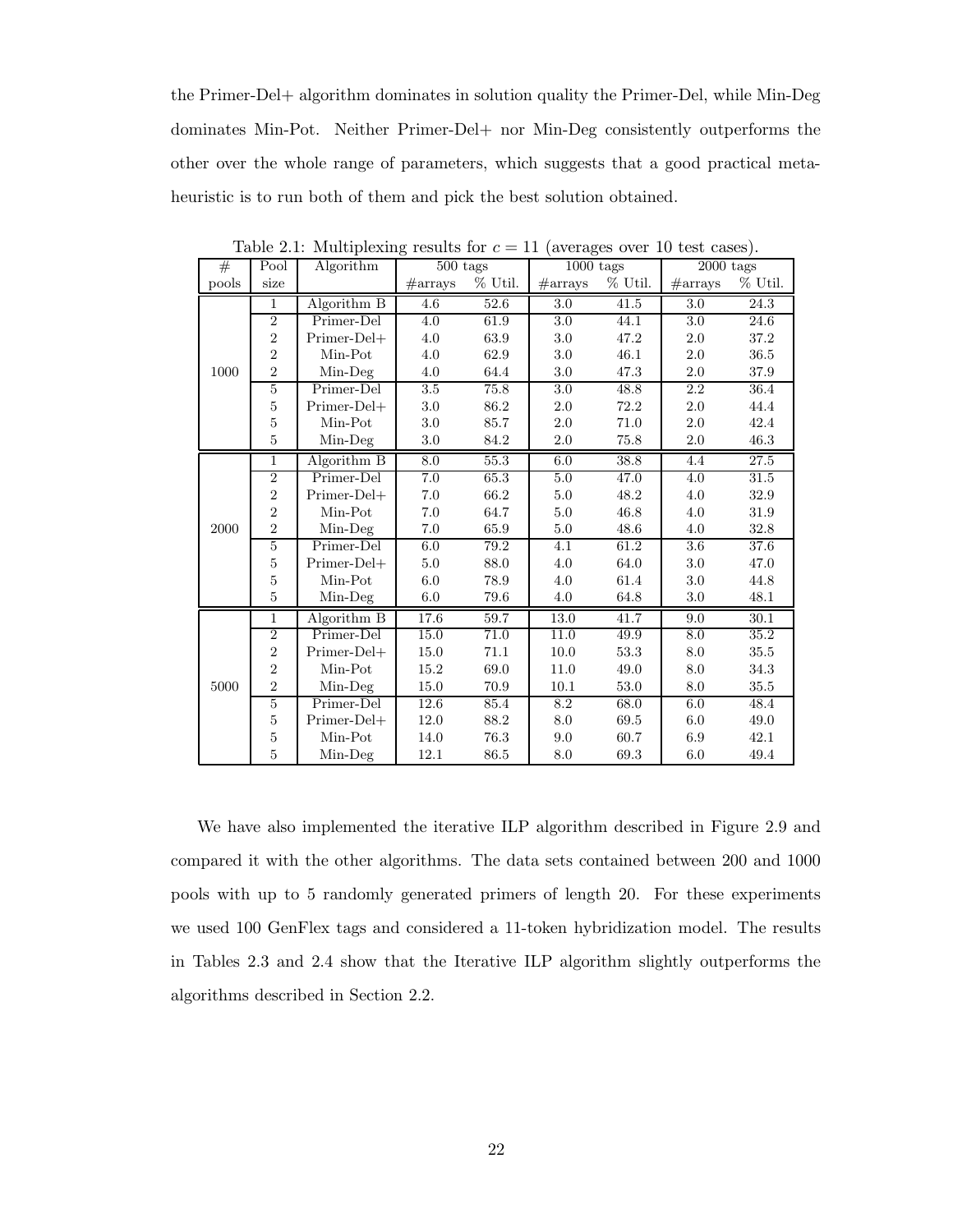the Primer-Del+ algorithm dominates in solution quality the Primer-Del, while Min-Deg dominates Min-Pot. Neither Primer-Del+ nor Min-Deg consistently outperforms the other over the whole range of parameters, which suggests that a good practical meta-heuristic is to run both of them and pick the best solution obtained.

Table 2.1: Multiplexing results for $c = 11$ (averages over 10 test cases).

| # pools | Pool size | Algorithm | 500 tags | | 1000 tags | | 2000 tags | |
|---|---|---|---|---|---|---|---|---|
| | | | #arrays | % Util. | #arrays | % Util. | #arrays | % Util. |
| 1000 | 1 | Algorithm B | 4.6 | 52.6 | 3.0 | 41.5 | 3.0 | 24.3 |
| | 2 | Primer-Del | 4.0 | 61.9 | 3.0 | 44.1 | 3.0 | 24.6 |
| | 2 | Primer-Del+ | 4.0 | 63.9 | 3.0 | 47.2 | 2.0 | 37.2 |
| | 2 | Min-Pot | 4.0 | 62.9 | 3.0 | 46.1 | 2.0 | 36.5 |
| | 2 | Min-Deg | 4.0 | 64.4 | 3.0 | 47.3 | 2.0 | 37.9 |
| | 5 | Primer-Del | 3.5 | 75.8 | 3.0 | 48.8 | 2.2 | 36.4 |
| | 5 | Primer-Del+ | 3.0 | 86.2 | 2.0 | 72.2 | 2.0 | 44.4 |
| | 5 | Min-Pot | 3.0 | 85.7 | 2.0 | 71.0 | 2.0 | 42.4 |
| | 5 | Min-Deg | 3.0 | 84.2 | 2.0 | 75.8 | 2.0 | 46.3 |
| 2000 | 1 | Algorithm B | 8.0 | 55.3 | 6.0 | 38.8 | 4.4 | 27.5 |
| | 2 | Primer-Del | 7.0 | 65.3 | 5.0 | 47.0 | 4.0 | 31.5 |
| | 2 | Primer-Del+ | 7.0 | 66.2 | 5.0 | 48.2 | 4.0 | 32.9 |
| | 2 | Min-Pot | 7.0 | 64.7 | 5.0 | 46.8 | 4.0 | 31.9 |
| | 2 | Min-Deg | 7.0 | 65.9 | 5.0 | 48.6 | 4.0 | 32.8 |
| | 5 | Primer-Del | 6.0 | 79.2 | 4.1 | 61.2 | 3.6 | 37.6 |
| | 5 | Primer-Del+ | 5.0 | 88.0 | 4.0 | 64.0 | 3.0 | 47.0 |
| | 5 | Min-Pot | 6.0 | 78.9 | 4.0 | 61.4 | 3.0 | 44.8 |
| | 5 | Min-Deg | 6.0 | 79.6 | 4.0 | 64.8 | 3.0 | 48.1 |
| 5000 | 1 | Algorithm B | 17.6 | 59.7 | 13.0 | 41.7 | 9.0 | 30.1 |
| | 2 | Primer-Del | 15.0 | 71.0 | 11.0 | 49.9 | 8.0 | 35.2 |
| | 2 | Primer-Del+ | 15.0 | 71.1 | 10.0 | 53.3 | 8.0 | 35.5 |
| | 2 | Min-Pot | 15.2 | 69.0 | 11.0 | 49.0 | 8.0 | 34.3 |
| | 2 | Min-Deg | 15.0 | 70.9 | 10.1 | 53.0 | 8.0 | 35.5 |
| | 5 | Primer-Del | 12.6 | 85.4 | 8.2 | 68.0 | 6.0 | 48.4 |
| | 5 | Primer-Del+ | 12.0 | 88.2 | 8.0 | 69.5 | 6.0 | 49.0 |
| | 5 | Min-Pot | 14.0 | 76.3 | 9.0 | 60.7 | 6.9 | 42.1 |
| | 5 | Min-Deg | 12.1 | 86.5 | 8.0 | 69.3 | 6.0 | 49.4 |

We have also implemented the iterative ILP algorithm described in Figure 2.9 and compared it with the other algorithms. The data sets contained between 200 and 1000 pools with up to 5 randomly generated primers of length 20. For these experiments we used 100 GenFlex tags and considered a 11-token hybridization model. The results in Tables 2.3 and 2.4 show that the Iterative ILP algorithm slightly outperforms the algorithms described in Section 2.2.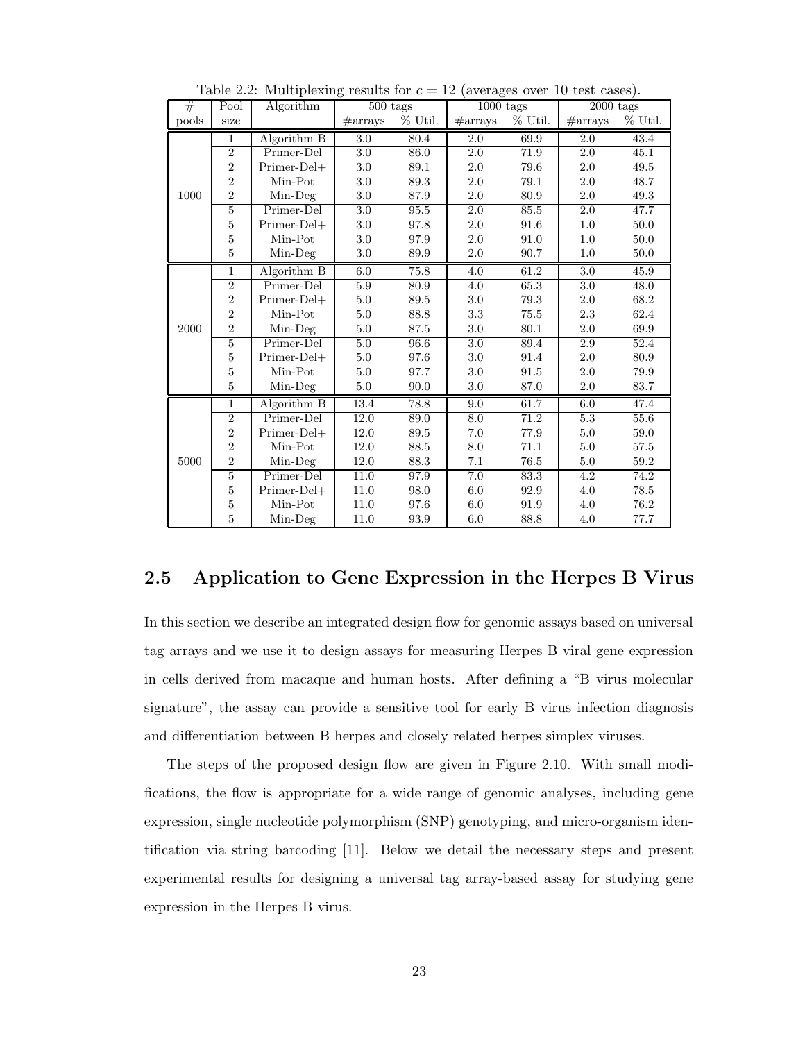Table 2.2: Multiplexing results for $c = 12$ (averages over 10 test cases).

| # pools | Pool size | Algorithm | 500 tags | | 1000 tags | | 2000 tags | |
|---|---|---|---|---|---|---|---|---|
| | | | #arrays | % Util. | #arrays | % Util. | #arrays | % Util. |
| 1000 | 1 | Algorithm B | 3.0 | 80.4 | 2.0 | 69.9 | 2.0 | 43.4 |
| | 2 | Primer-Del | 3.0 | 86.0 | 2.0 | 71.9 | 2.0 | 45.1 |
| | 2 | Primer-Del+ | 3.0 | 89.1 | 2.0 | 79.6 | 2.0 | 49.5 |
| | 2 | Min-Pot | 3.0 | 89.3 | 2.0 | 79.1 | 2.0 | 48.7 |
| | 2 | Min-Deg | 3.0 | 87.9 | 2.0 | 80.9 | 2.0 | 49.3 |
| | 5 | Primer-Del | 3.0 | 95.5 | 2.0 | 85.5 | 2.0 | 47.7 |
| | 5 | Primer-Del+ | 3.0 | 97.8 | 2.0 | 91.6 | 1.0 | 50.0 |
| | 5 | Min-Pot | 3.0 | 97.9 | 2.0 | 91.0 | 1.0 | 50.0 |
| | 5 | Min-Deg | 3.0 | 89.9 | 2.0 | 90.7 | 1.0 | 50.0 |
| 2000 | 1 | Algorithm B | 6.0 | 75.8 | 4.0 | 61.2 | 3.0 | 45.9 |
| | 2 | Primer-Del | 5.9 | 80.9 | 4.0 | 65.3 | 3.0 | 48.0 |
| | 2 | Primer-Del+ | 5.0 | 89.5 | 3.0 | 79.3 | 2.0 | 68.2 |
| | 2 | Min-Pot | 5.0 | 88.8 | 3.3 | 75.5 | 2.3 | 62.4 |
| | 2 | Min-Deg | 5.0 | 87.5 | 3.0 | 80.1 | 2.0 | 69.9 |
| | 5 | Primer-Del | 5.0 | 96.6 | 3.0 | 89.4 | 2.9 | 52.4 |
| | 5 | Primer-Del+ | 5.0 | 97.6 | 3.0 | 91.4 | 2.0 | 80.9 |
| | 5 | Min-Pot | 5.0 | 97.7 | 3.0 | 91.5 | 2.0 | 79.9 |
| | 5 | Min-Deg | 5.0 | 90.0 | 3.0 | 87.0 | 2.0 | 83.7 |
| 5000 | 1 | Algorithm B | 13.4 | 78.8 | 9.0 | 61.7 | 6.0 | 47.4 |
| | 2 | Primer-Del | 12.0 | 89.0 | 8.0 | 71.2 | 5.3 | 55.6 |
| | 2 | Primer-Del+ | 12.0 | 89.5 | 7.0 | 77.9 | 5.0 | 59.0 |
| | 2 | Min-Pot | 12.0 | 88.5 | 8.0 | 71.1 | 5.0 | 57.5 |
| | 2 | Min-Deg | 12.0 | 88.3 | 7.1 | 76.5 | 5.0 | 59.2 |
| | 5 | Primer-Del | 11.0 | 97.9 | 7.0 | 83.3 | 4.2 | 74.2 |
| | 5 | Primer-Del+ | 11.0 | 98.0 | 6.0 | 92.9 | 4.0 | 78.5 |
| | 5 | Min-Pot | 11.0 | 97.6 | 6.0 | 91.9 | 4.0 | 76.2 |
| | 5 | Min-Deg | 11.0 | 93.9 | 6.0 | 88.8 | 4.0 | 77.7 |

## 2.5 Application to Gene Expression in the Herpes B Virus

In this section we describe an integrated design flow for genomic assays based on universal tag arrays and we use it to design assays for measuring Herpes B viral gene expression in cells derived from macaque and human hosts. After defining a "B virus molecular signature", the assay can provide a sensitive tool for early B virus infection diagnosis and differentiation between B herpes and closely related herpes simplex viruses.

The steps of the proposed design flow are given in Figure 2.10. With small modifications, the flow is appropriate for a wide range of genomic analyses, including gene expression, single nucleotide polymorphism (SNP) genotyping, and micro-organism identification via string barcoding [11]. Below we detail the necessary steps and present experimental results for designing a universal tag array-based assay for studying gene expression in the Herpes B virus.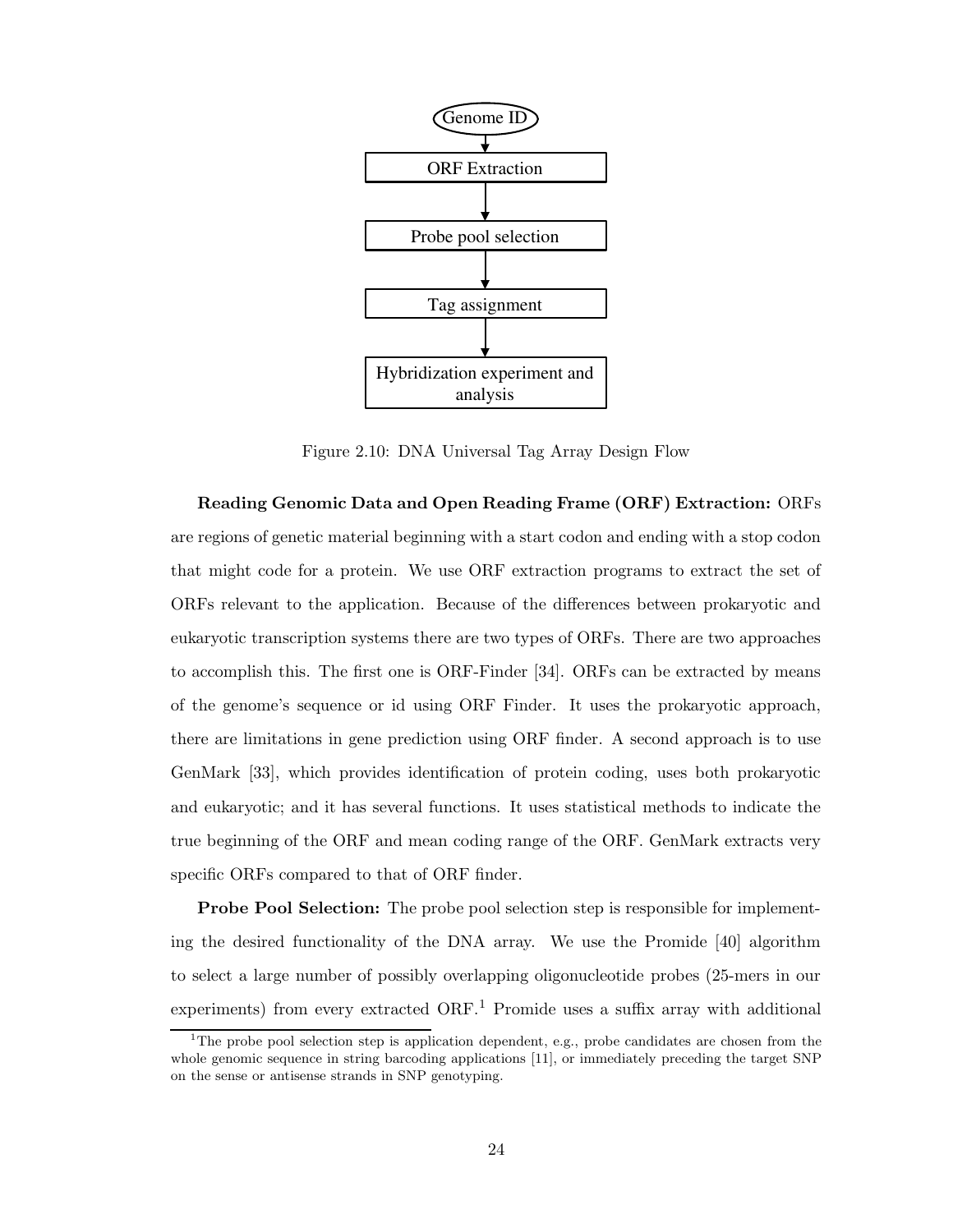Genome ID → ORF Extraction → Probe pool selection → Tag assignment → Hybridization experiment and analysis

Figure 2.10: DNA Universal Tag Array Design Flow

**Reading Genomic Data and Open Reading Frame (ORF) Extraction:** ORFs are regions of genetic material beginning with a start codon and ending with a stop codon that might code for a protein. We use ORF extraction programs to extract the set of ORFs relevant to the application. Because of the differences between prokaryotic and eukaryotic transcription systems there are two types of ORFs. There are two approaches to accomplish this. The first one is ORF-Finder [34]. ORFs can be extracted by means of the genome's sequence or id using ORF Finder. It uses the prokaryotic approach, there are limitations in gene prediction using ORF finder. A second approach is to use GenMark [33], which provides identification of protein coding, uses both prokaryotic and eukaryotic; and it has several functions. It uses statistical methods to indicate the true beginning of the ORF and mean coding range of the ORF. GenMark extracts very specific ORFs compared to that of ORF finder.

**Probe Pool Selection:** The probe pool selection step is responsible for implementing the desired functionality of the DNA array. We use the Promide [40] algorithm to select a large number of possibly overlapping oligonucleotide probes (25-mers in our experiments) from every extracted ORF.[1] Promide uses a suffix array with additional

[1] The probe pool selection step is application dependent, e.g., probe candidates are chosen from the whole genomic sequence in string barcoding applications [11], or immediately preceding the target SNP on the sense or antisense strands in SNP genotyping.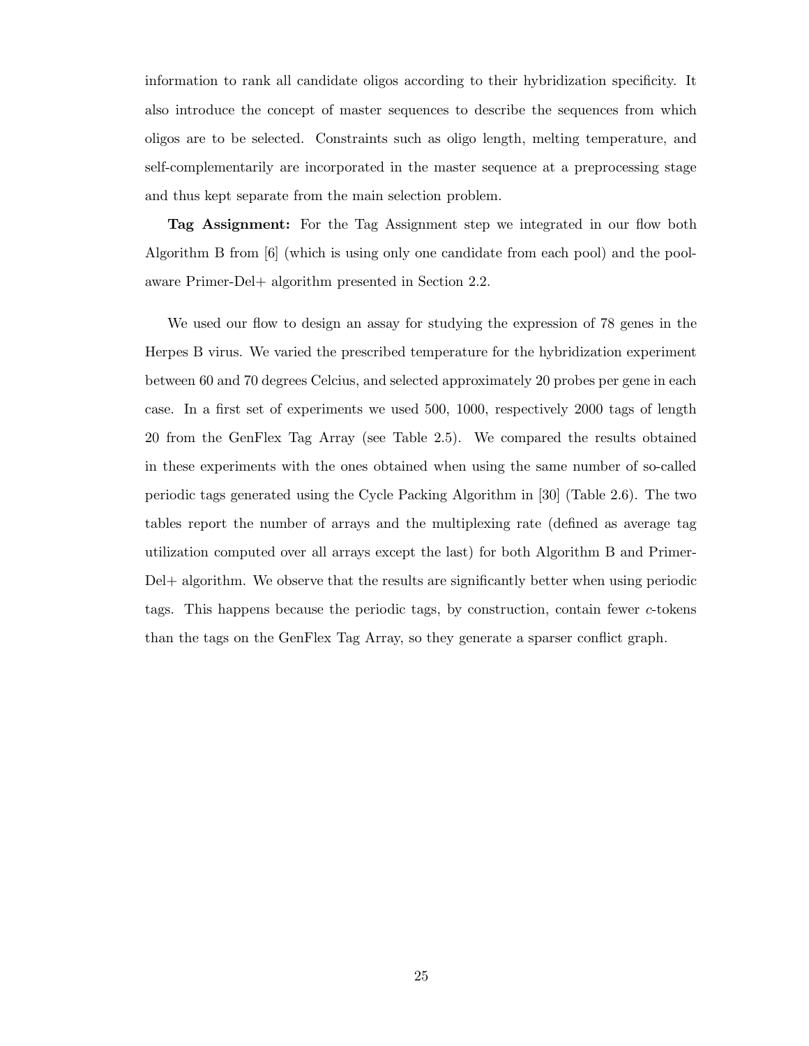information to rank all candidate oligos according to their hybridization specificity. It also introduce the concept of master sequences to describe the sequences from which oligos are to be selected. Constraints such as oligo length, melting temperature, and self-complementarily are incorporated in the master sequence at a preprocessing stage and thus kept separate from the main selection problem.

**Tag Assignment:** For the Tag Assignment step we integrated in our flow both Algorithm B from [6] (which is using only one candidate from each pool) and the pool-aware Primer-Del+ algorithm presented in Section 2.2.

We used our flow to design an assay for studying the expression of 78 genes in the Herpes B virus. We varied the prescribed temperature for the hybridization experiment between 60 and 70 degrees Celcius, and selected approximately 20 probes per gene in each case. In a first set of experiments we used 500, 1000, respectively 2000 tags of length 20 from the GenFlex Tag Array (see Table 2.5). We compared the results obtained in these experiments with the ones obtained when using the same number of so-called periodic tags generated using the Cycle Packing Algorithm in [30] (Table 2.6). The two tables report the number of arrays and the multiplexing rate (defined as average tag utilization computed over all arrays except the last) for both Algorithm B and Primer-Del+ algorithm. We observe that the results are significantly better when using periodic tags. This happens because the periodic tags, by construction, contain fewer $c$-tokens than the tags on the GenFlex Tag Array, so they generate a sparser conflict graph.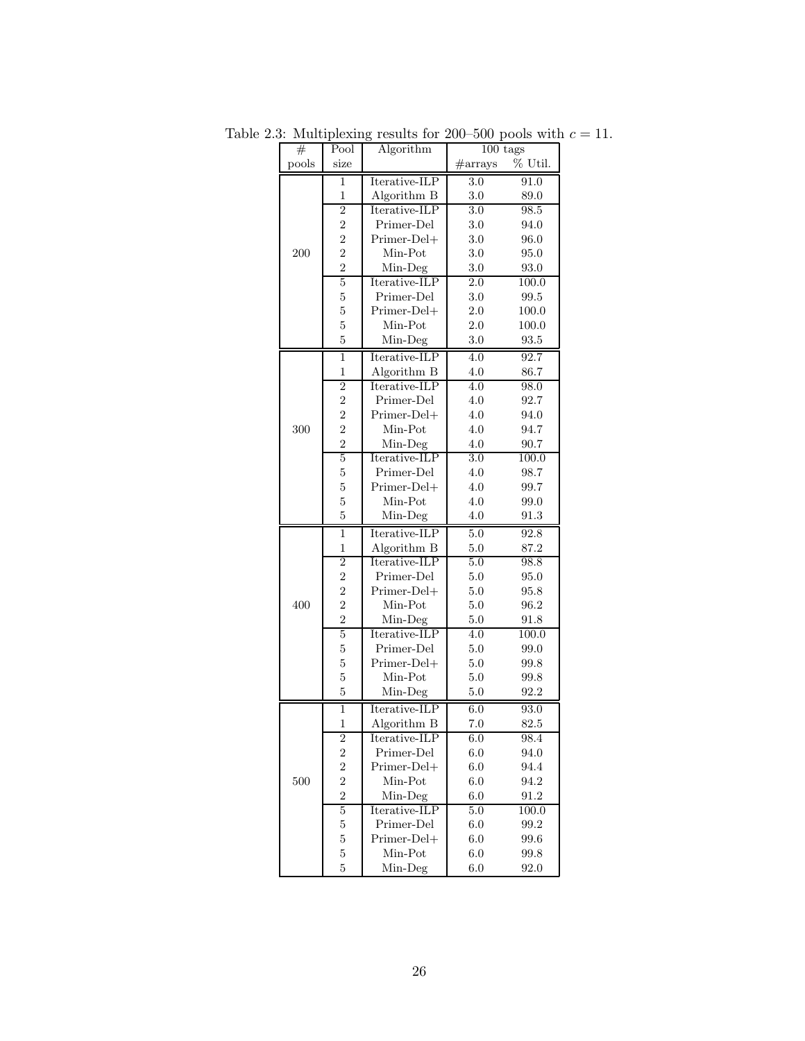Table 2.3: Multiplexing results for 200–500 pools with $c = 11$.

| # pools | Pool size | Algorithm | 100 tags | |
|---|---|---|---|---|
| | | | #arrays | % Util. |
| 200 | 1 | Iterative-ILP | 3.0 | 91.0 |
| | 1 | Algorithm B | 3.0 | 89.0 |
| | 2 | Iterative-ILP | 3.0 | 98.5 |
| | 2 | Primer-Del | 3.0 | 94.0 |
| | 2 | Primer-Del+ | 3.0 | 96.0 |
| | 2 | Min-Pot | 3.0 | 95.0 |
| | 2 | Min-Deg | 3.0 | 93.0 |
| | 5 | Iterative-ILP | 2.0 | 100.0 |
| | 5 | Primer-Del | 3.0 | 99.5 |
| | 5 | Primer-Del+ | 2.0 | 100.0 |
| | 5 | Min-Pot | 2.0 | 100.0 |
| | 5 | Min-Deg | 3.0 | 93.5 |
| 300 | 1 | Iterative-ILP | 4.0 | 92.7 |
| | 1 | Algorithm B | 4.0 | 86.7 |
| | 2 | Iterative-ILP | 4.0 | 98.0 |
| | 2 | Primer-Del | 4.0 | 92.7 |
| | 2 | Primer-Del+ | 4.0 | 94.0 |
| | 2 | Min-Pot | 4.0 | 94.7 |
| | 2 | Min-Deg | 4.0 | 90.7 |
| | 5 | Iterative-ILP | 3.0 | 100.0 |
| | 5 | Primer-Del | 4.0 | 98.7 |
| | 5 | Primer-Del+ | 4.0 | 99.7 |
| | 5 | Min-Pot | 4.0 | 99.0 |
| | 5 | Min-Deg | 4.0 | 91.3 |
| 400 | 1 | Iterative-ILP | 5.0 | 92.8 |
| | 1 | Algorithm B | 5.0 | 87.2 |
| | 2 | Iterative-ILP | 5.0 | 98.8 |
| | 2 | Primer-Del | 5.0 | 95.0 |
| | 2 | Primer-Del+ | 5.0 | 95.8 |
| | 2 | Min-Pot | 5.0 | 96.2 |
| | 2 | Min-Deg | 5.0 | 91.8 |
| | 5 | Iterative-ILP | 4.0 | 100.0 |
| | 5 | Primer-Del | 5.0 | 99.0 |
| | 5 | Primer-Del+ | 5.0 | 99.8 |
| | 5 | Min-Pot | 5.0 | 99.8 |
| | 5 | Min-Deg | 5.0 | 92.2 |
| 500 | 1 | Iterative-ILP | 6.0 | 93.0 |
| | 1 | Algorithm B | 7.0 | 82.5 |
| | 2 | Iterative-ILP | 6.0 | 98.4 |
| | 2 | Primer-Del | 6.0 | 94.0 |
| | 2 | Primer-Del+ | 6.0 | 94.4 |
| | 2 | Min-Pot | 6.0 | 94.2 |
| | 2 | Min-Deg | 6.0 | 91.2 |
| | 5 | Iterative-ILP | 5.0 | 100.0 |
| | 5 | Primer-Del | 6.0 | 99.2 |
| | 5 | Primer-Del+ | 6.0 | 99.6 |
| | 5 | Min-Pot | 6.0 | 99.8 |
| | 5 | Min-Deg | 6.0 | 92.0 |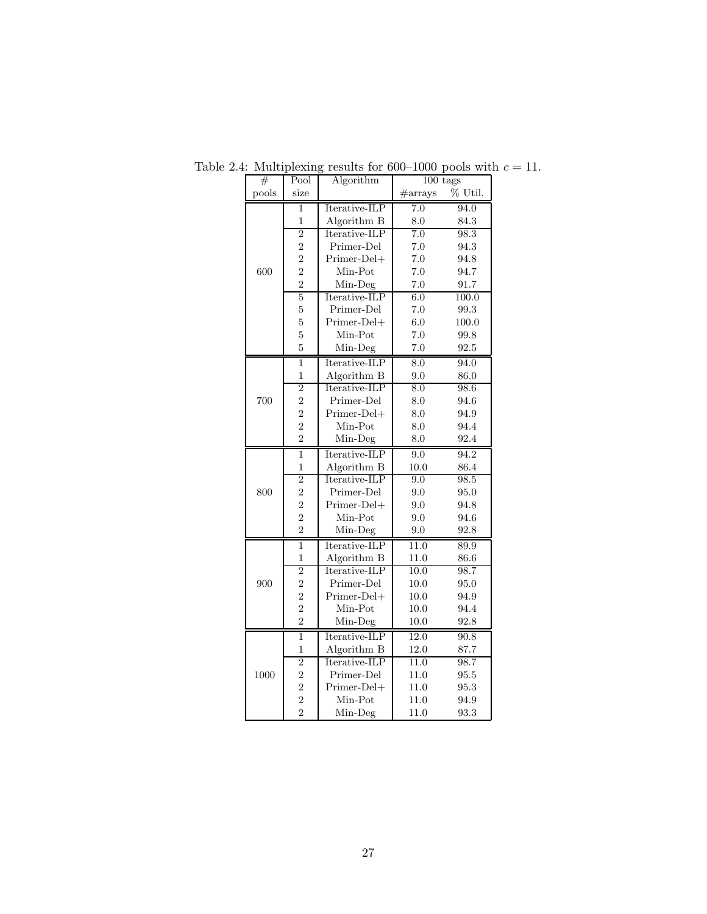Table 2.4: Multiplexing results for 600–1000 pools with $c = 11$.

| # pools | Pool size | Algorithm | 100 tags | |
|---|---|---|---|---|
| | | | #arrays | % Util. |
| 600 | 1 | Iterative-ILP | 7.0 | 94.0 |
| | 1 | Algorithm B | 8.0 | 84.3 |
| | 2 | Iterative-ILP | 7.0 | 98.3 |
| | 2 | Primer-Del | 7.0 | 94.3 |
| | 2 | Primer-Del+ | 7.0 | 94.8 |
| | 2 | Min-Pot | 7.0 | 94.7 |
| | 2 | Min-Deg | 7.0 | 91.7 |
| | 5 | Iterative-ILP | 6.0 | 100.0 |
| | 5 | Primer-Del | 7.0 | 99.3 |
| | 5 | Primer-Del+ | 6.0 | 100.0 |
| | 5 | Min-Pot | 7.0 | 99.8 |
| | 5 | Min-Deg | 7.0 | 92.5 |
| 700 | 1 | Iterative-ILP | 8.0 | 94.0 |
| | 1 | Algorithm B | 9.0 | 86.0 |
| | 2 | Iterative-ILP | 8.0 | 98.6 |
| | 2 | Primer-Del | 8.0 | 94.6 |
| | 2 | Primer-Del+ | 8.0 | 94.9 |
| | 2 | Min-Pot | 8.0 | 94.4 |
| | 2 | Min-Deg | 8.0 | 92.4 |
| 800 | 1 | Iterative-ILP | 9.0 | 94.2 |
| | 1 | Algorithm B | 10.0 | 86.4 |
| | 2 | Iterative-ILP | 9.0 | 98.5 |
| | 2 | Primer-Del | 9.0 | 95.0 |
| | 2 | Primer-Del+ | 9.0 | 94.8 |
| | 2 | Min-Pot | 9.0 | 94.6 |
| | 2 | Min-Deg | 9.0 | 92.8 |
| 900 | 1 | Iterative-ILP | 11.0 | 89.9 |
| | 1 | Algorithm B | 11.0 | 86.6 |
| | 2 | Iterative-ILP | 10.0 | 98.7 |
| | 2 | Primer-Del | 10.0 | 95.0 |
| | 2 | Primer-Del+ | 10.0 | 94.9 |
| | 2 | Min-Pot | 10.0 | 94.4 |
| | 2 | Min-Deg | 10.0 | 92.8 |
| 1000 | 1 | Iterative-ILP | 12.0 | 90.8 |
| | 1 | Algorithm B | 12.0 | 87.7 |
| | 2 | Iterative-ILP | 11.0 | 98.7 |
| | 2 | Primer-Del | 11.0 | 95.5 |
| | 2 | Primer-Del+ | 11.0 | 95.3 |
| | 2 | Min-Pot | 11.0 | 94.9 |
| | 2 | Min-Deg | 11.0 | 93.3 |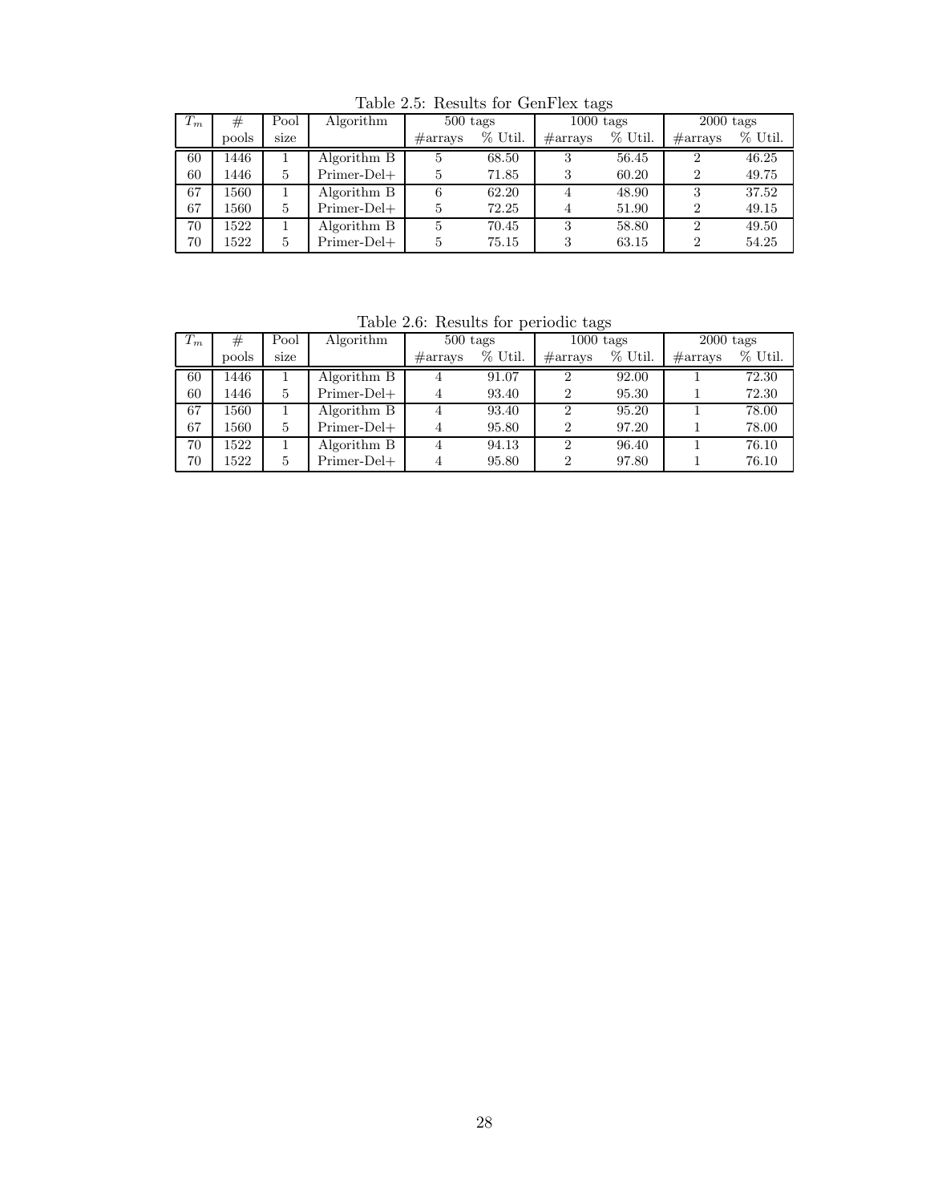Table 2.5: Results for GenFlex tags

| $T_m$ | # pools | Pool size | Algorithm | 500 tags | | 1000 tags | | 2000 tags | |
|---|---|---|---|---|---|---|---|---|---|
| | | | | #arrays | % Util. | #arrays | % Util. | #arrays | % Util. |
| 60 | 1446 | 1 | Algorithm B | 5 | 68.50 | 3 | 56.45 | 2 | 46.25 |
| 60 | 1446 | 5 | Primer-Del+ | 5 | 71.85 | 3 | 60.20 | 2 | 49.75 |
| 67 | 1560 | 1 | Algorithm B | 6 | 62.20 | 4 | 48.90 | 3 | 37.52 |
| 67 | 1560 | 5 | Primer-Del+ | 5 | 72.25 | 4 | 51.90 | 2 | 49.15 |
| 70 | 1522 | 1 | Algorithm B | 5 | 70.45 | 3 | 58.80 | 2 | 49.50 |
| 70 | 1522 | 5 | Primer-Del+ | 5 | 75.15 | 3 | 63.15 | 2 | 54.25 |

Table 2.6: Results for periodic tags

| $T_m$ | # pools | Pool size | Algorithm | 500 tags | | 1000 tags | | 2000 tags | |
|---|---|---|---|---|---|---|---|---|---|
| | | | | #arrays | % Util. | #arrays | % Util. | #arrays | % Util. |
| 60 | 1446 | 1 | Algorithm B | 4 | 91.07 | 2 | 92.00 | 1 | 72.30 |
| 60 | 1446 | 5 | Primer-Del+ | 4 | 93.40 | 2 | 95.30 | 1 | 72.30 |
| 67 | 1560 | 1 | Algorithm B | 4 | 93.40 | 2 | 95.20 | 1 | 78.00 |
| 67 | 1560 | 5 | Primer-Del+ | 4 | 95.80 | 2 | 97.20 | 1 | 78.00 |
| 70 | 1522 | 1 | Algorithm B | 4 | 94.13 | 2 | 96.40 | 1 | 76.10 |
| 70 | 1522 | 5 | Primer-Del+ | 4 | 95.80 | 2 | 97.80 | 1 | 76.10 |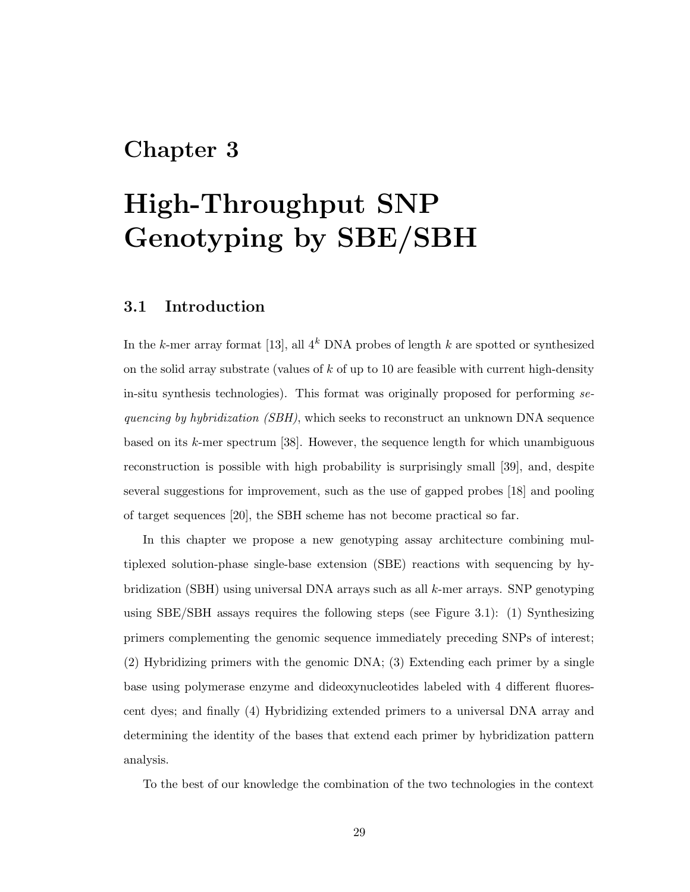# Chapter 3

# High-Throughput SNP Genotyping by SBE/SBH

## 3.1 Introduction

In the $k$-mer array format [13], all $4^k$ DNA probes of length $k$ are spotted or synthesized on the solid array substrate (values of $k$ of up to 10 are feasible with current high-density in-situ synthesis technologies). This format was originally proposed for performing *sequencing by hybridization (SBH)*, which seeks to reconstruct an unknown DNA sequence based on its $k$-mer spectrum [38]. However, the sequence length for which unambiguous reconstruction is possible with high probability is surprisingly small [39], and, despite several suggestions for improvement, such as the use of gapped probes [18] and pooling of target sequences [20], the SBH scheme has not become practical so far.

In this chapter we propose a new genotyping assay architecture combining multiplexed solution-phase single-base extension (SBE) reactions with sequencing by hybridization (SBH) using universal DNA arrays such as all $k$-mer arrays. SNP genotyping using SBE/SBH assays requires the following steps (see Figure 3.1): (1) Synthesizing primers complementing the genomic sequence immediately preceding SNPs of interest; (2) Hybridizing primers with the genomic DNA; (3) Extending each primer by a single base using polymerase enzyme and dideoxynucleotides labeled with 4 different fluorescent dyes; and finally (4) Hybridizing extended primers to a universal DNA array and determining the identity of the bases that extend each primer by hybridization pattern analysis.

To the best of our knowledge the combination of the two technologies in the context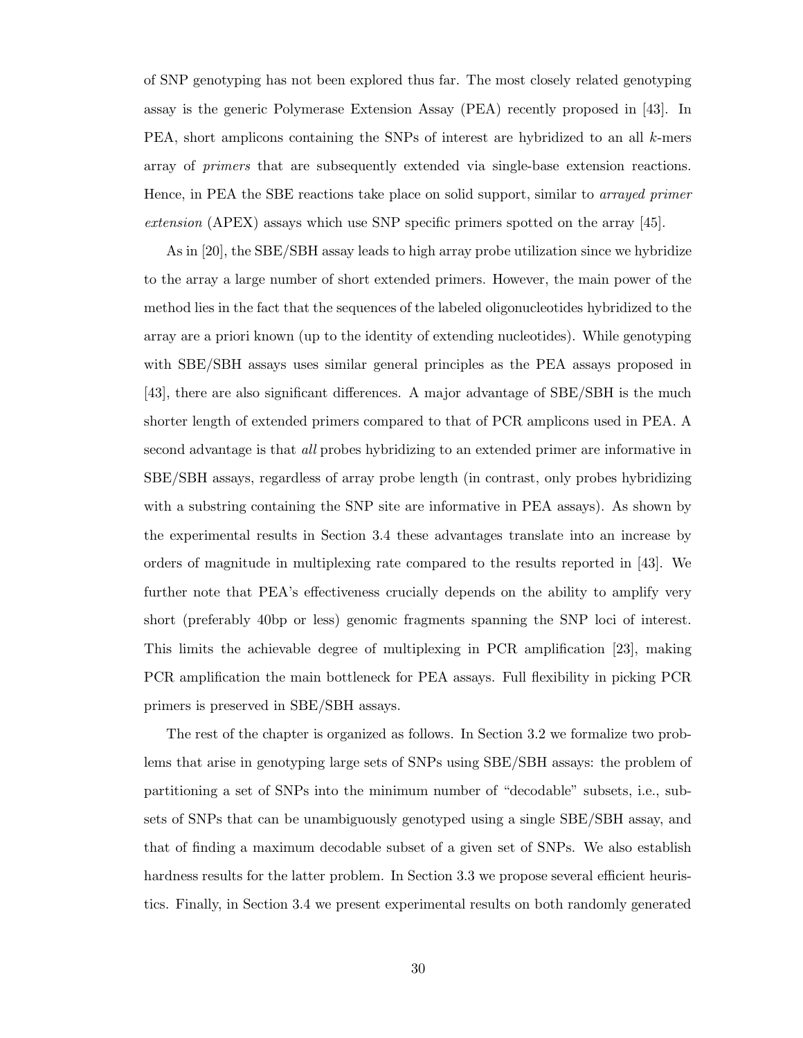of SNP genotyping has not been explored thus far. The most closely related genotyping assay is the generic Polymerase Extension Assay (PEA) recently proposed in [43]. In PEA, short amplicons containing the SNPs of interest are hybridized to an all $k$-mers array of *primers* that are subsequently extended via single-base extension reactions. Hence, in PEA the SBE reactions take place on solid support, similar to *arrayed primer extension* (APEX) assays which use SNP specific primers spotted on the array [45].

As in [20], the SBE/SBH assay leads to high array probe utilization since we hybridize to the array a large number of short extended primers. However, the main power of the method lies in the fact that the sequences of the labeled oligonucleotides hybridized to the array are a priori known (up to the identity of extending nucleotides). While genotyping with SBE/SBH assays uses similar general principles as the PEA assays proposed in [43], there are also significant differences. A major advantage of SBE/SBH is the much shorter length of extended primers compared to that of PCR amplicons used in PEA. A second advantage is that *all* probes hybridizing to an extended primer are informative in SBE/SBH assays, regardless of array probe length (in contrast, only probes hybridizing with a substring containing the SNP site are informative in PEA assays). As shown by the experimental results in Section 3.4 these advantages translate into an increase by orders of magnitude in multiplexing rate compared to the results reported in [43]. We further note that PEA's effectiveness crucially depends on the ability to amplify very short (preferably 40bp or less) genomic fragments spanning the SNP loci of interest. This limits the achievable degree of multiplexing in PCR amplification [23], making PCR amplification the main bottleneck for PEA assays. Full flexibility in picking PCR primers is preserved in SBE/SBH assays.

The rest of the chapter is organized as follows. In Section 3.2 we formalize two problems that arise in genotyping large sets of SNPs using SBE/SBH assays: the problem of partitioning a set of SNPs into the minimum number of "decodable" subsets, i.e., subsets of SNPs that can be unambiguously genotyped using a single SBE/SBH assay, and that of finding a maximum decodable subset of a given set of SNPs. We also establish hardness results for the latter problem. In Section 3.3 we propose several efficient heuristics. Finally, in Section 3.4 we present experimental results on both randomly generated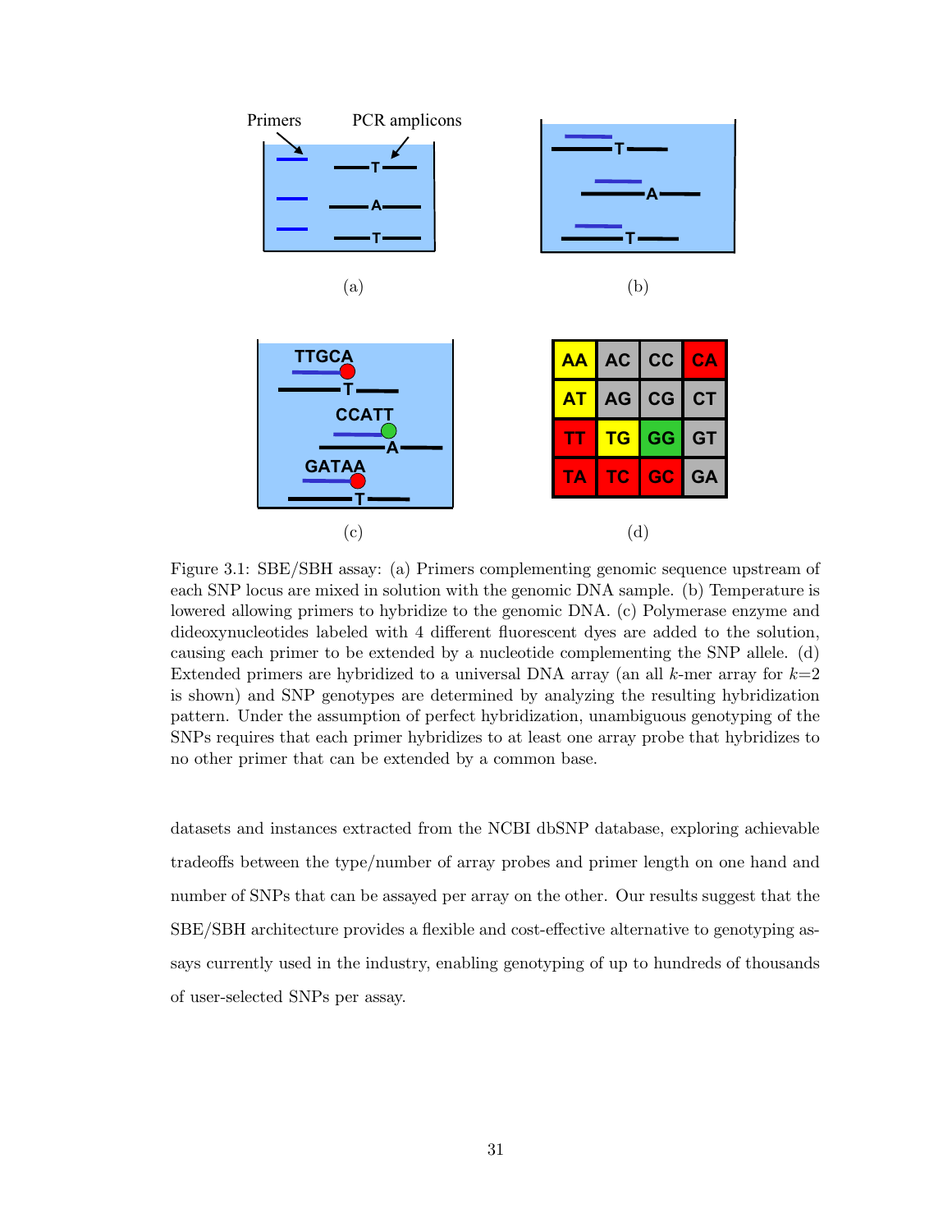Figure 3.1: SBE/SBH assay: (a) Primers complementing genomic sequence upstream of each SNP locus are mixed in solution with the genomic DNA sample. (b) Temperature is lowered allowing primers to hybridize to the genomic DNA. (c) Polymerase enzyme and dideoxynucleotides labeled with 4 different fluorescent dyes are added to the solution, causing each primer to be extended by a nucleotide complementing the SNP allele. (d) Extended primers are hybridized to a universal DNA array (an all $k$-mer array for $k$=2 is shown) and SNP genotypes are determined by analyzing the resulting hybridization pattern. Under the assumption of perfect hybridization, unambiguous genotyping of the SNPs requires that each primer hybridizes to at least one array probe that hybridizes to no other primer that can be extended by a common base.

datasets and instances extracted from the NCBI dbSNP database, exploring achievable tradeoffs between the type/number of array probes and primer length on one hand and number of SNPs that can be assayed per array on the other. Our results suggest that the SBE/SBH architecture provides a flexible and cost-effective alternative to genotyping assays currently used in the industry, enabling genotyping of up to hundreds of thousands of user-selected SNPs per assay.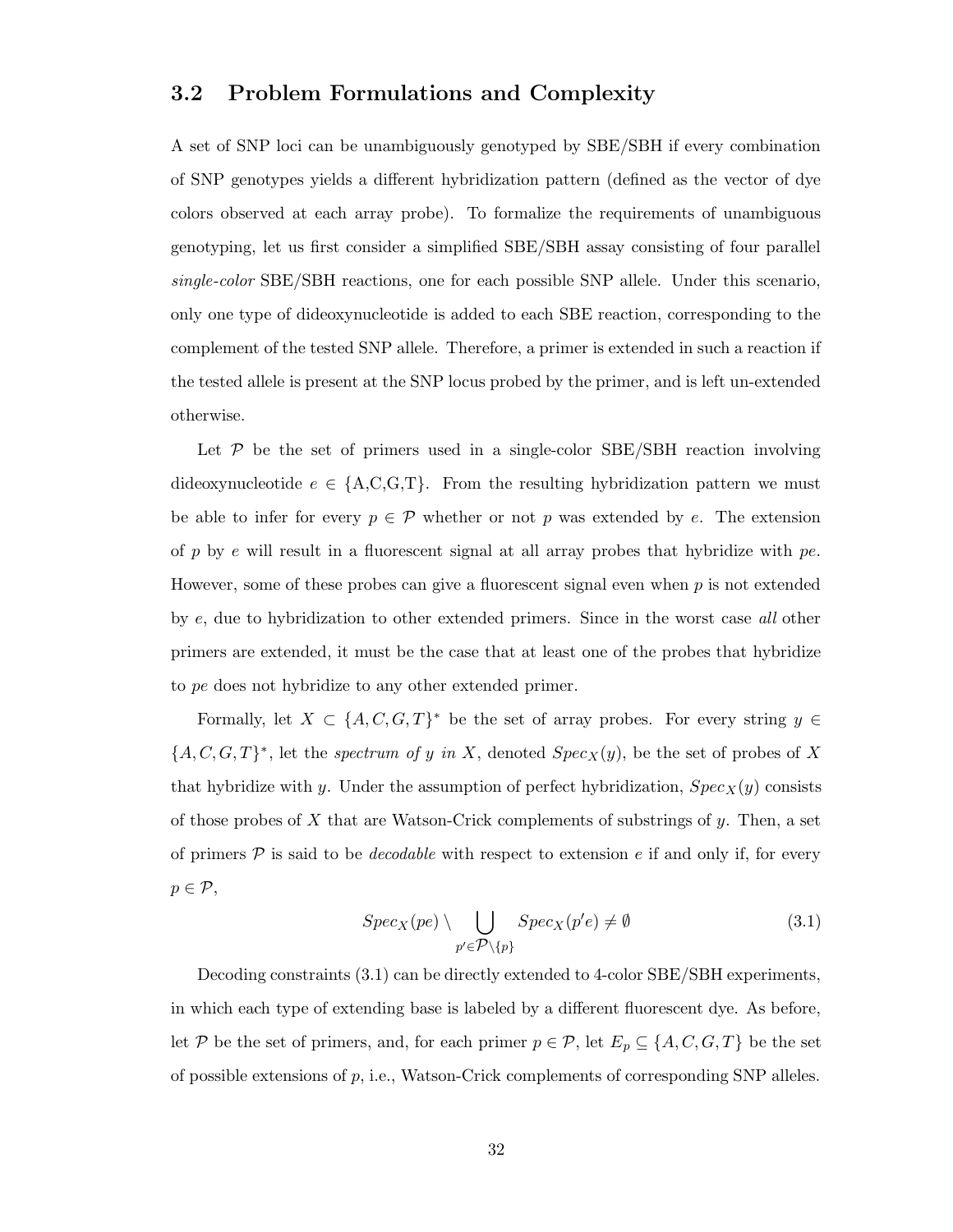## 3.2 Problem Formulations and Complexity

A set of SNP loci can be unambiguously genotyped by SBE/SBH if every combination of SNP genotypes yields a different hybridization pattern (defined as the vector of dye colors observed at each array probe). To formalize the requirements of unambiguous genotyping, let us first consider a simplified SBE/SBH assay consisting of four parallel *single-color* SBE/SBH reactions, one for each possible SNP allele. Under this scenario, only one type of dideoxynucleotide is added to each SBE reaction, corresponding to the complement of the tested SNP allele. Therefore, a primer is extended in such a reaction if the tested allele is present at the SNP locus probed by the primer, and is left un-extended otherwise.

Let $\mathcal{P}$ be the set of primers used in a single-color SBE/SBH reaction involving dideoxynucleotide $e \in \{\text{A,C,G,T}\}$. From the resulting hybridization pattern we must be able to infer for every $p \in \mathcal{P}$ whether or not $p$ was extended by $e$. The extension of $p$ by $e$ will result in a fluorescent signal at all array probes that hybridize with $pe$. However, some of these probes can give a fluorescent signal even when $p$ is not extended by $e$, due to hybridization to other extended primers. Since in the worst case *all* other primers are extended, it must be the case that at least one of the probes that hybridize to $pe$ does not hybridize to any other extended primer.

Formally, let $X \subset \{A, C, G, T\}^*$ be the set of array probes. For every string $y \in \{A, C, G, T\}^*$, let the *spectrum of $y$ in $X$*, denoted $Spec_X(y)$, be the set of probes of $X$ that hybridize with $y$. Under the assumption of perfect hybridization, $Spec_X(y)$ consists of those probes of $X$ that are Watson-Crick complements of substrings of $y$. Then, a set of primers $\mathcal{P}$ is said to be *decodable* with respect to extension $e$ if and only if, for every $p \in \mathcal{P}$,

$$Spec_X(pe) \setminus \bigcup_{p' \in \mathcal{P} \setminus \{p\}} Spec_X(p'e) \neq \emptyset \tag{3.1}$$

Decoding constraints (3.1) can be directly extended to 4-color SBE/SBH experiments, in which each type of extending base is labeled by a different fluorescent dye. As before, let $\mathcal{P}$ be the set of primers, and, for each primer $p \in \mathcal{P}$, let $E_p \subseteq \{A, C, G, T\}$ be the set of possible extensions of $p$, i.e., Watson-Crick complements of corresponding SNP alleles.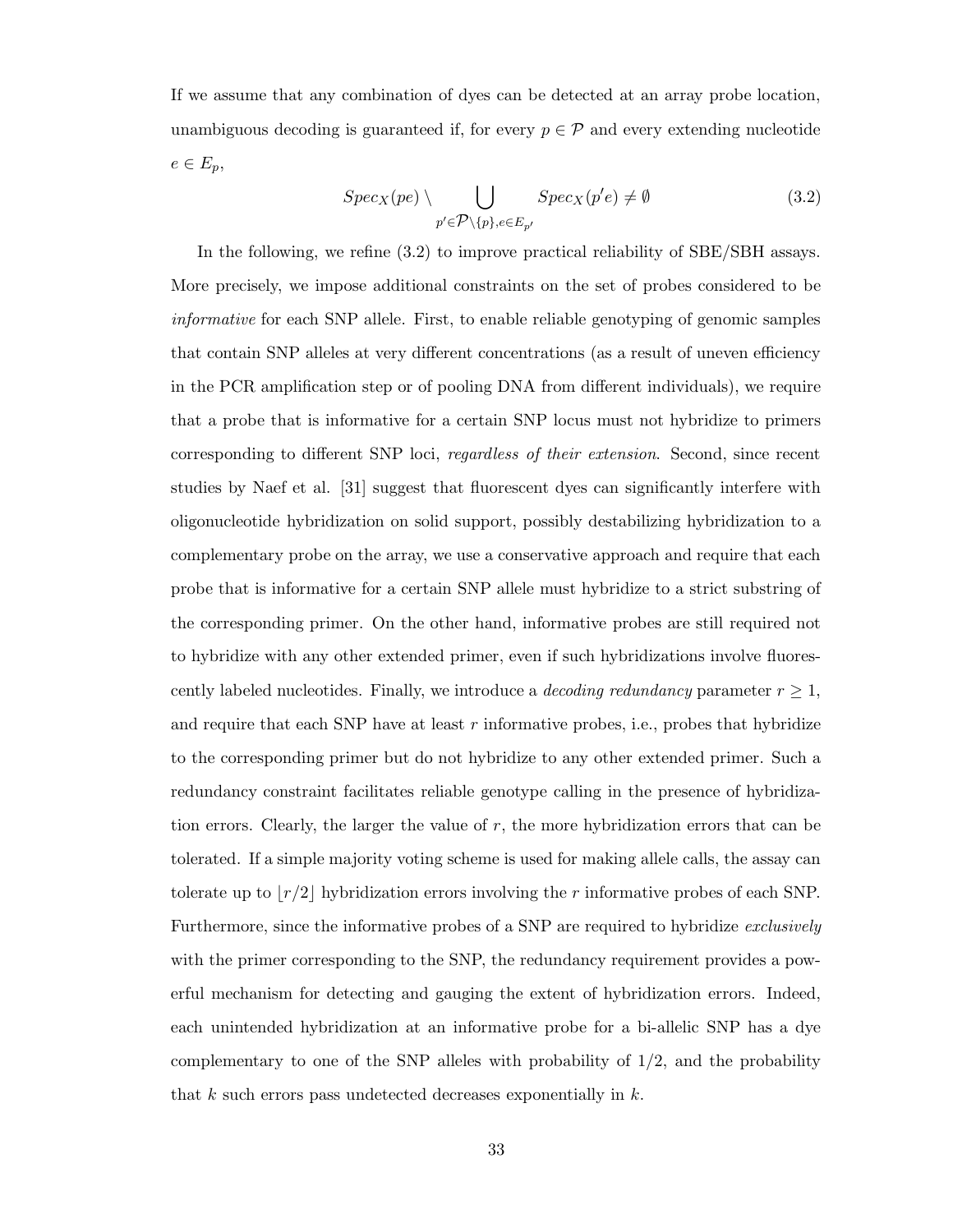If we assume that any combination of dyes can be detected at an array probe location, unambiguous decoding is guaranteed if, for every $p \in \mathcal{P}$ and every extending nucleotide $e \in E_p$,

$$Spec_X(pe) \setminus \bigcup_{p' \in \mathcal{P} \setminus \{p\}, e \in E_{p'}} Spec_X(p'e) \neq \emptyset \tag{3.2}$$

In the following, we refine (3.2) to improve practical reliability of SBE/SBH assays. More precisely, we impose additional constraints on the set of probes considered to be *informative* for each SNP allele. First, to enable reliable genotyping of genomic samples that contain SNP alleles at very different concentrations (as a result of uneven efficiency in the PCR amplification step or of pooling DNA from different individuals), we require that a probe that is informative for a certain SNP locus must not hybridize to primers corresponding to different SNP loci, *regardless of their extension*. Second, since recent studies by Naef et al. [31] suggest that fluorescent dyes can significantly interfere with oligonucleotide hybridization on solid support, possibly destabilizing hybridization to a complementary probe on the array, we use a conservative approach and require that each probe that is informative for a certain SNP allele must hybridize to a strict substring of the corresponding primer. On the other hand, informative probes are still required not to hybridize with any other extended primer, even if such hybridizations involve fluorescently labeled nucleotides. Finally, we introduce a *decoding redundancy* parameter $r \geq 1$, and require that each SNP have at least $r$ informative probes, i.e., probes that hybridize to the corresponding primer but do not hybridize to any other extended primer. Such a redundancy constraint facilitates reliable genotype calling in the presence of hybridization errors. Clearly, the larger the value of $r$, the more hybridization errors that can be tolerated. If a simple majority voting scheme is used for making allele calls, the assay can tolerate up to $\lfloor r/2 \rfloor$ hybridization errors involving the $r$ informative probes of each SNP. Furthermore, since the informative probes of a SNP are required to hybridize *exclusively* with the primer corresponding to the SNP, the redundancy requirement provides a powerful mechanism for detecting and gauging the extent of hybridization errors. Indeed, each unintended hybridization at an informative probe for a bi-allelic SNP has a dye complementary to one of the SNP alleles with probability of 1/2, and the probability that $k$ such errors pass undetected decreases exponentially in $k$.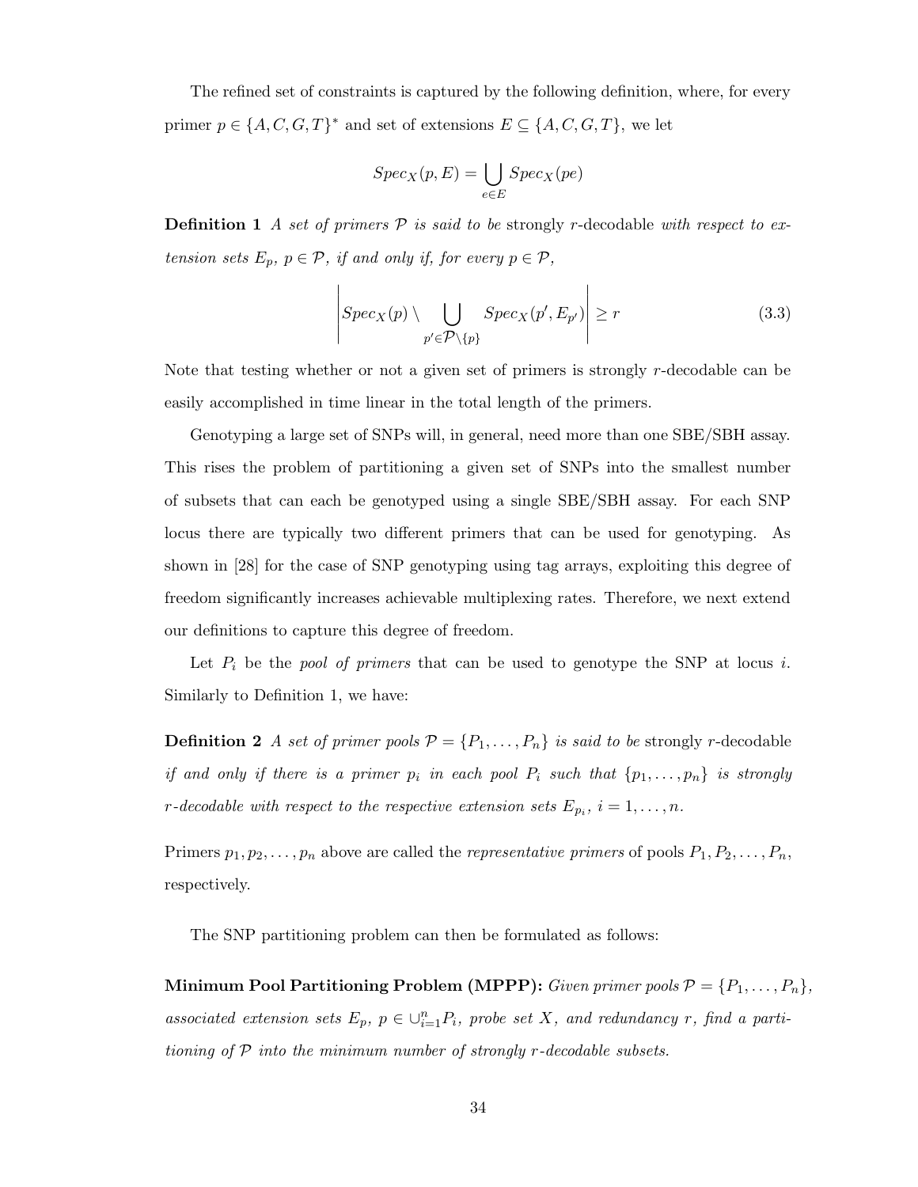The refined set of constraints is captured by the following definition, where, for every primer $p \in \{A, C, G, T\}^*$ and set of extensions $E \subseteq \{A, C, G, T\}$, we let

$$Spec_X(p, E) = \bigcup_{e \in E} Spec_X(pe)$$

**Definition 1** *A set of primers $\mathcal{P}$ is said to be* strongly $r$-decodable *with respect to extension sets $E_p$, $p \in \mathcal{P}$, if and only if, for every $p \in \mathcal{P}$,*

$$\left| Spec_X(p) \setminus \bigcup_{p' \in \mathcal{P} \setminus \{p\}} Spec_X(p', E_{p'}) \right| \geq r \tag{3.3}$$

Note that testing whether or not a given set of primers is strongly $r$-decodable can be easily accomplished in time linear in the total length of the primers.

Genotyping a large set of SNPs will, in general, need more than one SBE/SBH assay. This rises the problem of partitioning a given set of SNPs into the smallest number of subsets that can each be genotyped using a single SBE/SBH assay. For each SNP locus there are typically two different primers that can be used for genotyping. As shown in [28] for the case of SNP genotyping using tag arrays, exploiting this degree of freedom significantly increases achievable multiplexing rates. Therefore, we next extend our definitions to capture this degree of freedom.

Let $P_i$ be the *pool of primers* that can be used to genotype the SNP at locus $i$. Similarly to Definition 1, we have:

**Definition 2** *A set of primer pools $\mathcal{P} = \{P_1, \ldots, P_n\}$ is said to be* strongly $r$-decodable *if and only if there is a primer $p_i$ in each pool $P_i$ such that $\{p_1, \ldots, p_n\}$ is strongly $r$-decodable with respect to the respective extension sets $E_{p_i}$, $i = 1, \ldots, n$.*

Primers $p_1, p_2, \ldots, p_n$ above are called the *representative primers* of pools $P_1, P_2, \ldots, P_n$, respectively.

The SNP partitioning problem can then be formulated as follows:

**Minimum Pool Partitioning Problem (MPPP):** *Given primer pools $\mathcal{P} = \{P_1, \ldots, P_n\}$, associated extension sets $E_p$, $p \in \cup_{i=1}^{n} P_i$, probe set $X$, and redundancy $r$, find a partitioning of $\mathcal{P}$ into the minimum number of strongly $r$-decodable subsets.*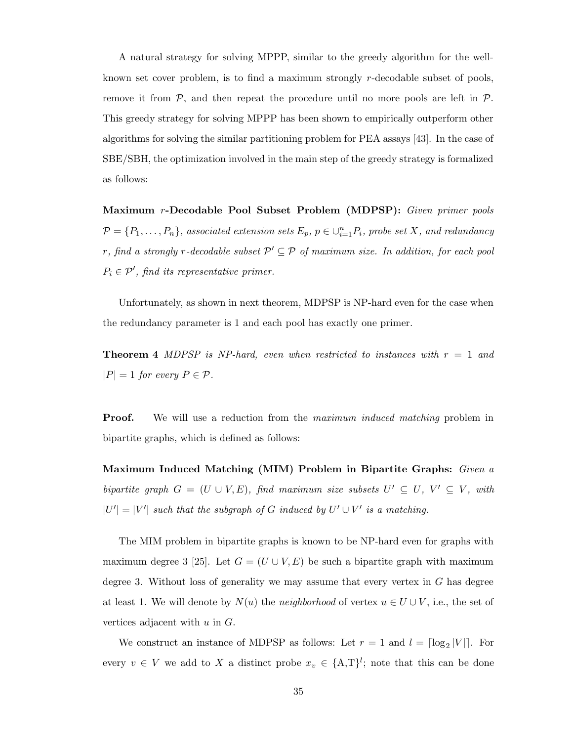A natural strategy for solving MPPP, similar to the greedy algorithm for the well-known set cover problem, is to find a maximum strongly $r$-decodable subset of pools, remove it from $\mathcal{P}$, and then repeat the procedure until no more pools are left in $\mathcal{P}$. This greedy strategy for solving MPPP has been shown to empirically outperform other algorithms for solving the similar partitioning problem for PEA assays [43]. In the case of SBE/SBH, the optimization involved in the main step of the greedy strategy is formalized as follows:

**Maximum $r$-Decodable Pool Subset Problem (MDPSP):** *Given primer pools $\mathcal{P} = \{P_1, \ldots, P_n\}$, associated extension sets $E_p$, $p \in \cup_{i=1}^{n} P_i$, probe set $X$, and redundancy $r$, find a strongly $r$-decodable subset $\mathcal{P}' \subseteq \mathcal{P}$ of maximum size. In addition, for each pool $P_i \in \mathcal{P}'$, find its representative primer.*

Unfortunately, as shown in next theorem, MDPSP is NP-hard even for the case when the redundancy parameter is 1 and each pool has exactly one primer.

**Theorem 4** *MDPSP is NP-hard, even when restricted to instances with $r = 1$ and $|P| = 1$ for every $P \in \mathcal{P}$.*

**Proof.** We will use a reduction from the *maximum induced matching* problem in bipartite graphs, which is defined as follows:

**Maximum Induced Matching (MIM) Problem in Bipartite Graphs:** *Given a bipartite graph $G = (U \cup V, E)$, find maximum size subsets $U' \subseteq U$, $V' \subseteq V$, with $|U'| = |V'|$ such that the subgraph of $G$ induced by $U' \cup V'$ is a matching.*

The MIM problem in bipartite graphs is known to be NP-hard even for graphs with maximum degree 3 [25]. Let $G = (U \cup V, E)$ be such a bipartite graph with maximum degree 3. Without loss of generality we may assume that every vertex in $G$ has degree at least 1. We will denote by $N(u)$ the *neighborhood* of vertex $u \in U \cup V$, i.e., the set of vertices adjacent with $u$ in $G$.

We construct an instance of MDPSP as follows: Let $r = 1$ and $l = \lceil \log_2 |V| \rceil$. For every $v \in V$ we add to $X$ a distinct probe $x_v \in \{\text{A,T}\}^l$; note that this can be done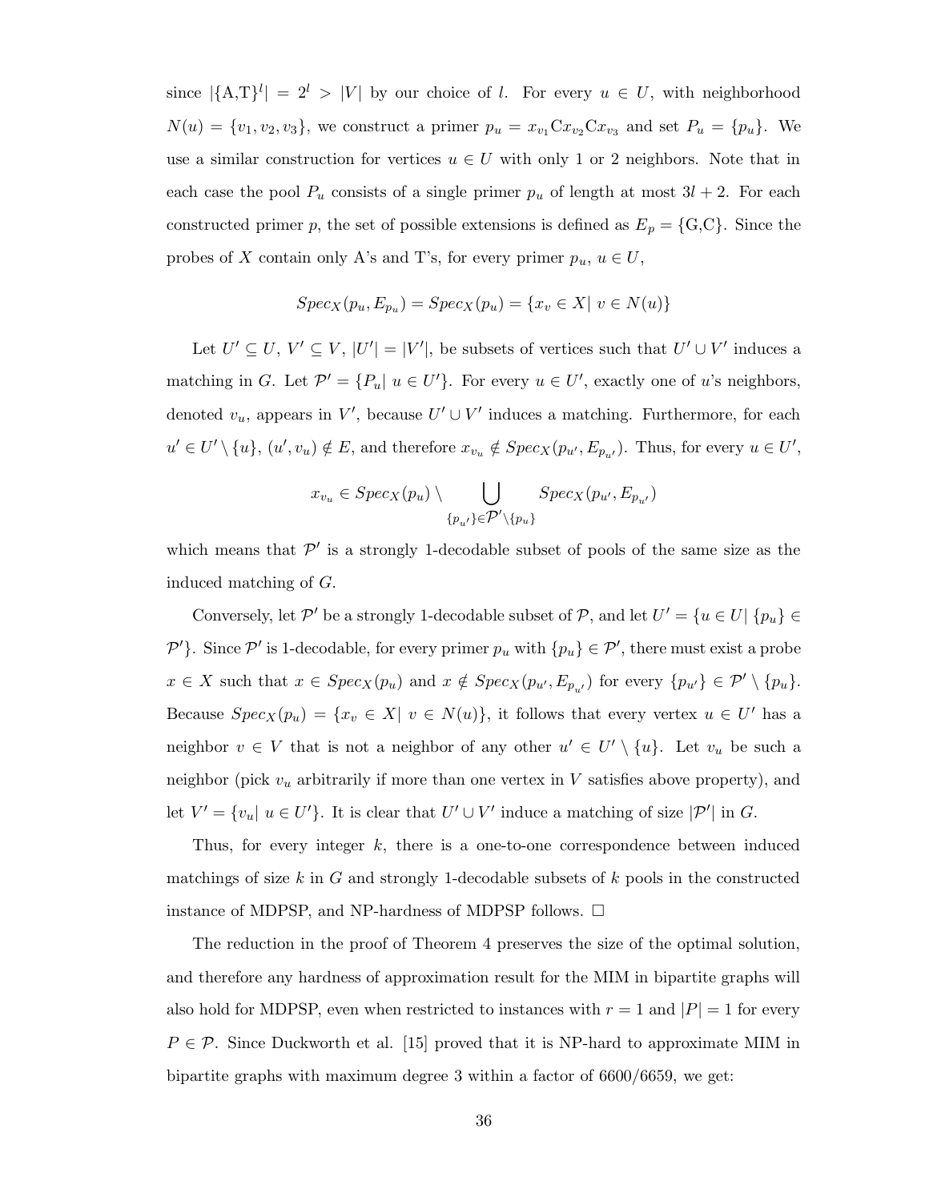since $|\{A,T\}^l| = 2^l > |V|$ by our choice of $l$. For every $u \in U$, with neighborhood $N(u) = \{v_1, v_2, v_3\}$, we construct a primer $p_u = x_{v_1}\mathrm{C}x_{v_2}\mathrm{C}x_{v_3}$ and set $P_u = \{p_u\}$. We use a similar construction for vertices $u \in U$ with only 1 or 2 neighbors. Note that in each case the pool $P_u$ consists of a single primer $p_u$ of length at most $3l + 2$. For each constructed primer $p$, the set of possible extensions is defined as $E_p = \{\mathrm{G},\mathrm{C}\}$. Since the probes of $X$ contain only A's and T's, for every primer $p_u$, $u \in U$,

$$Spec_X(p_u, E_{p_u}) = Spec_X(p_u) = \{x_v \in X |\ v \in N(u)\}$$

Let $U' \subseteq U$, $V' \subseteq V$, $|U'| = |V'|$, be subsets of vertices such that $U' \cup V'$ induces a matching in $G$. Let $\mathcal{P}' = \{P_u |\ u \in U'\}$. For every $u \in U'$, exactly one of $u$'s neighbors, denoted $v_u$, appears in $V'$, because $U' \cup V'$ induces a matching. Furthermore, for each $u' \in U' \setminus \{u\}$, $(u', v_u) \notin E$, and therefore $x_{v_u} \notin Spec_X(p_{u'}, E_{p_{u'}})$. Thus, for every $u \in U'$,

$$x_{v_u} \in Spec_X(p_u) \setminus \bigcup_{\{p_{u'}\} \in \mathcal{P}' \setminus \{p_u\}} Spec_X(p_{u'}, E_{p_{u'}})$$

which means that $\mathcal{P}'$ is a strongly 1-decodable subset of pools of the same size as the induced matching of $G$.

Conversely, let $\mathcal{P}'$ be a strongly 1-decodable subset of $\mathcal{P}$, and let $U' = \{u \in U |\ \{p_u\} \in \mathcal{P}'\}$. Since $\mathcal{P}'$ is 1-decodable, for every primer $p_u$ with $\{p_u\} \in \mathcal{P}'$, there must exist a probe $x \in X$ such that $x \in Spec_X(p_u)$ and $x \notin Spec_X(p_{u'}, E_{p_{u'}})$ for every $\{p_{u'}\} \in \mathcal{P}' \setminus \{p_u\}$. Because $Spec_X(p_u) = \{x_v \in X |\ v \in N(u)\}$, it follows that every vertex $u \in U'$ has a neighbor $v \in V$ that is not a neighbor of any other $u' \in U' \setminus \{u\}$. Let $v_u$ be such a neighbor (pick $v_u$ arbitrarily if more than one vertex in $V$ satisfies above property), and let $V' = \{v_u |\ u \in U'\}$. It is clear that $U' \cup V'$ induce a matching of size $|\mathcal{P}'|$ in $G$.

Thus, for every integer $k$, there is a one-to-one correspondence between induced matchings of size $k$ in $G$ and strongly 1-decodable subsets of $k$ pools in the constructed instance of MDPSP, and NP-hardness of MDPSP follows. □

The reduction in the proof of Theorem 4 preserves the size of the optimal solution, and therefore any hardness of approximation result for the MIM in bipartite graphs will also hold for MDPSP, even when restricted to instances with $r = 1$ and $|P| = 1$ for every $P \in \mathcal{P}$. Since Duckworth et al. [15] proved that it is NP-hard to approximate MIM in bipartite graphs with maximum degree 3 within a factor of 6600/6659, we get: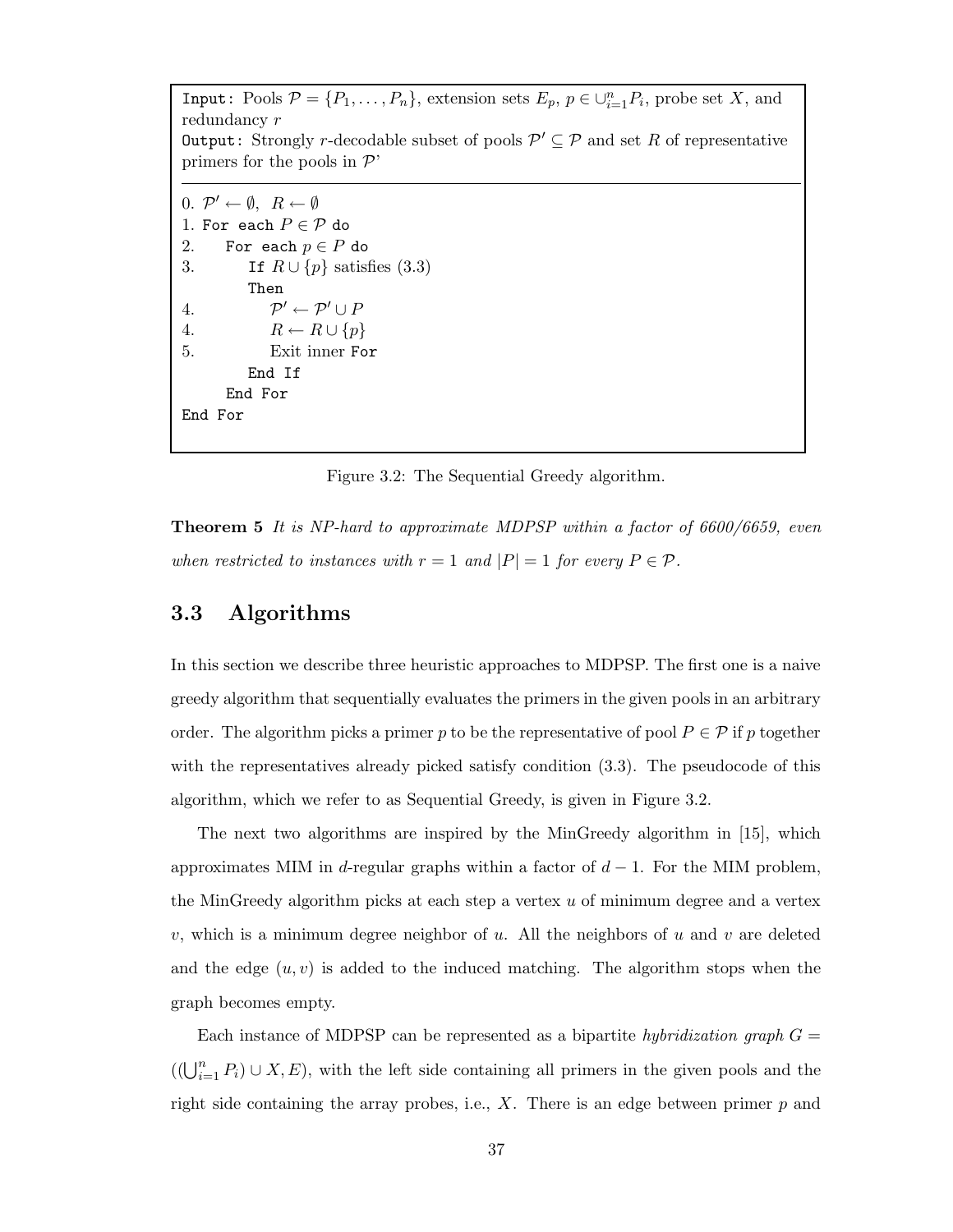```
Input: Pools P = {P_1, ..., P_n}, extension sets E_p, p ∈ ∪_{i=1}^n P_i, probe set X, and
redundancy r
Output: Strongly r-decodable subset of pools P' ⊆ P and set R of representative
primers for the pools in P'
--------------------------------------------------------------------------------
0. P' ← ∅,  R ← ∅
1. For each P ∈ P do
2.    For each p ∈ P do
3.       If R ∪ {p} satisfies (3.3)
         Then
4.          P' ← P' ∪ P
4.          R ← R ∪ {p}
5.          Exit inner For
         End If
      End For
End For
```

Figure 3.2: The Sequential Greedy algorithm.

**Theorem 5** *It is NP-hard to approximate MDPSP within a factor of 6600/6659, even when restricted to instances with $r = 1$ and $|P| = 1$ for every $P \in \mathcal{P}$.*

## 3.3 Algorithms

In this section we describe three heuristic approaches to MDPSP. The first one is a naive greedy algorithm that sequentially evaluates the primers in the given pools in an arbitrary order. The algorithm picks a primer $p$ to be the representative of pool $P \in \mathcal{P}$ if $p$ together with the representatives already picked satisfy condition (3.3). The pseudocode of this algorithm, which we refer to as Sequential Greedy, is given in Figure 3.2.

The next two algorithms are inspired by the MinGreedy algorithm in [15], which approximates MIM in $d$-regular graphs within a factor of $d - 1$. For the MIM problem, the MinGreedy algorithm picks at each step a vertex $u$ of minimum degree and a vertex $v$, which is a minimum degree neighbor of $u$. All the neighbors of $u$ and $v$ are deleted and the edge $(u, v)$ is added to the induced matching. The algorithm stops when the graph becomes empty.

Each instance of MDPSP can be represented as a bipartite *hybridization graph* $G = ((\bigcup_{i=1}^{n} P_i) \cup X, E)$, with the left side containing all primers in the given pools and the right side containing the array probes, i.e., $X$. There is an edge between primer $p$ and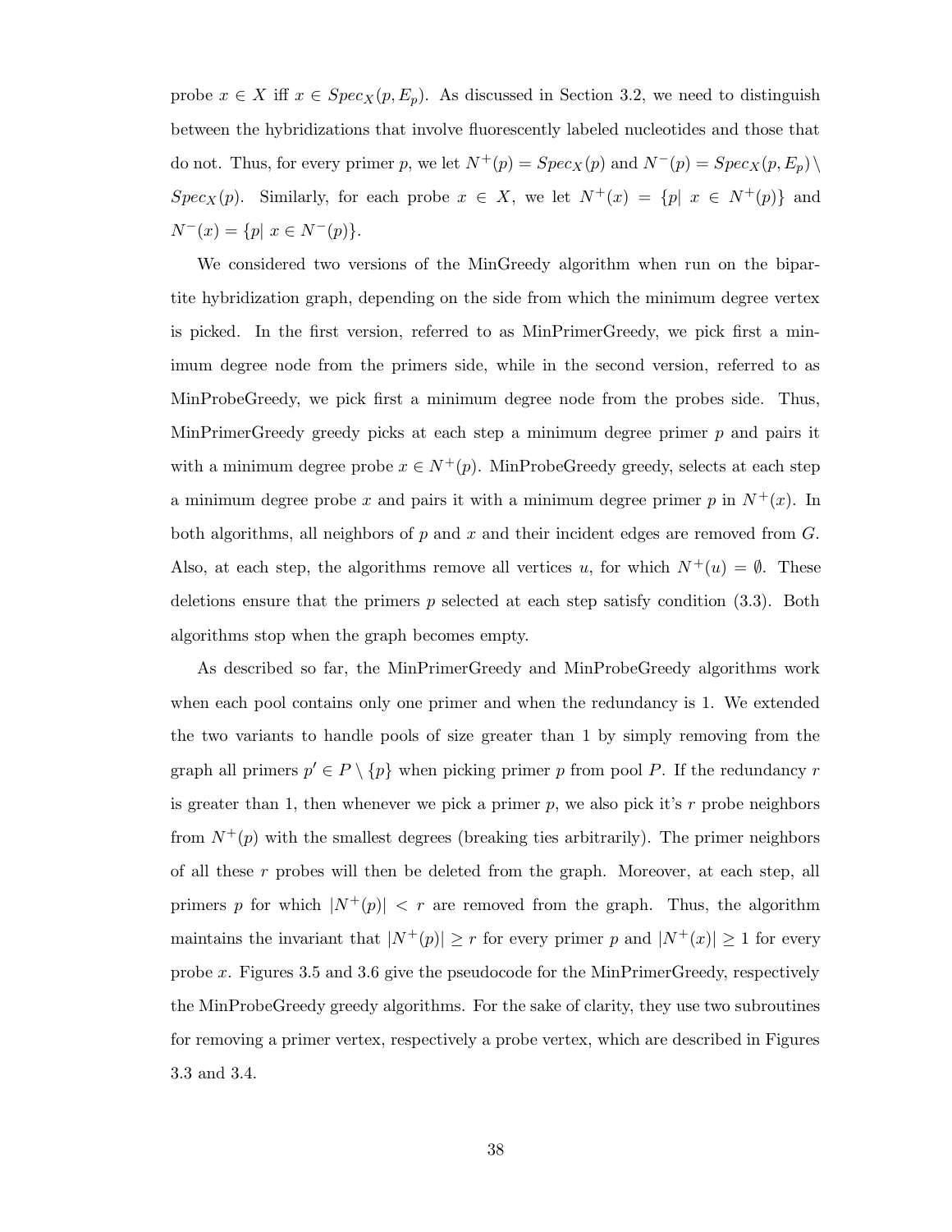probe $x \in X$ iff $x \in Spec_X(p, E_p)$. As discussed in Section 3.2, we need to distinguish between the hybridizations that involve fluorescently labeled nucleotides and those that do not. Thus, for every primer $p$, we let $N^+(p) = Spec_X(p)$ and $N^-(p) = Spec_X(p, E_p) \setminus Spec_X(p)$. Similarly, for each probe $x \in X$, we let $N^+(x) = \{p | \ x \in N^+(p)\}$ and $N^-(x) = \{p | \ x \in N^-(p)\}$.

We considered two versions of the MinGreedy algorithm when run on the bipartite hybridization graph, depending on the side from which the minimum degree vertex is picked. In the first version, referred to as MinPrimerGreedy, we pick first a minimum degree node from the primers side, while in the second version, referred to as MinProbeGreedy, we pick first a minimum degree node from the probes side. Thus, MinPrimerGreedy greedy picks at each step a minimum degree primer $p$ and pairs it with a minimum degree probe $x \in N^+(p)$. MinProbeGreedy greedy, selects at each step a minimum degree probe $x$ and pairs it with a minimum degree primer $p$ in $N^+(x)$. In both algorithms, all neighbors of $p$ and $x$ and their incident edges are removed from $G$. Also, at each step, the algorithms remove all vertices $u$, for which $N^+(u) = \emptyset$. These deletions ensure that the primers $p$ selected at each step satisfy condition (3.3). Both algorithms stop when the graph becomes empty.

As described so far, the MinPrimerGreedy and MinProbeGreedy algorithms work when each pool contains only one primer and when the redundancy is 1. We extended the two variants to handle pools of size greater than 1 by simply removing from the graph all primers $p' \in P \setminus \{p\}$ when picking primer $p$ from pool $P$. If the redundancy $r$ is greater than 1, then whenever we pick a primer $p$, we also pick it's $r$ probe neighbors from $N^+(p)$ with the smallest degrees (breaking ties arbitrarily). The primer neighbors of all these $r$ probes will then be deleted from the graph. Moreover, at each step, all primers $p$ for which $|N^+(p)| < r$ are removed from the graph. Thus, the algorithm maintains the invariant that $|N^+(p)| \geq r$ for every primer $p$ and $|N^+(x)| \geq 1$ for every probe $x$. Figures 3.5 and 3.6 give the pseudocode for the MinPrimerGreedy, respectively the MinProbeGreedy greedy algorithms. For the sake of clarity, they use two subroutines for removing a primer vertex, respectively a probe vertex, which are described in Figures 3.3 and 3.4.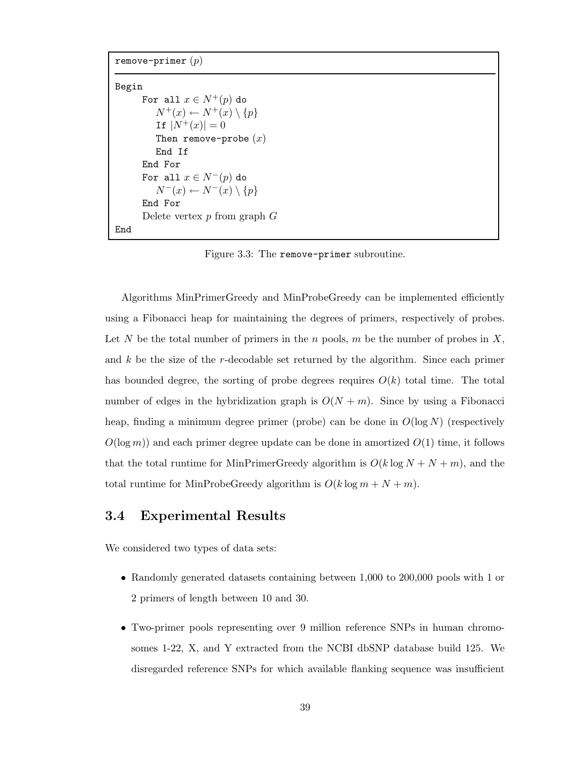```
remove-primer (p)
─────────────────────────────────────
Begin
    For all x ∈ N⁺(p) do
        N⁺(x) ← N⁺(x) \ {p}
        If |N⁺(x)| = 0
        Then remove-probe (x)
        End If
    End For
    For all x ∈ N⁻(p) do
        N⁻(x) ← N⁻(x) \ {p}
    End For
    Delete vertex p from graph G
End
```

Figure 3.3: The remove-primer subroutine.

Algorithms MinPrimerGreedy and MinProbeGreedy can be implemented efficiently using a Fibonacci heap for maintaining the degrees of primers, respectively of probes. Let $N$ be the total number of primers in the $n$ pools, $m$ be the number of probes in $X$, and $k$ be the size of the $r$-decodable set returned by the algorithm. Since each primer has bounded degree, the sorting of probe degrees requires $O(k)$ total time. The total number of edges in the hybridization graph is $O(N + m)$. Since by using a Fibonacci heap, finding a minimum degree primer (probe) can be done in $O(\log N)$ (respectively $O(\log m)$) and each primer degree update can be done in amortized $O(1)$ time, it follows that the total runtime for MinPrimerGreedy algorithm is $O(k \log N + N + m)$, and the total runtime for MinProbeGreedy algorithm is $O(k \log m + N + m)$.

## 3.4 Experimental Results

We considered two types of data sets:

- Randomly generated datasets containing between 1,000 to 200,000 pools with 1 or 2 primers of length between 10 and 30.
- Two-primer pools representing over 9 million reference SNPs in human chromosomes 1-22, X, and Y extracted from the NCBI dbSNP database build 125. We disregarded reference SNPs for which available flanking sequence was insufficient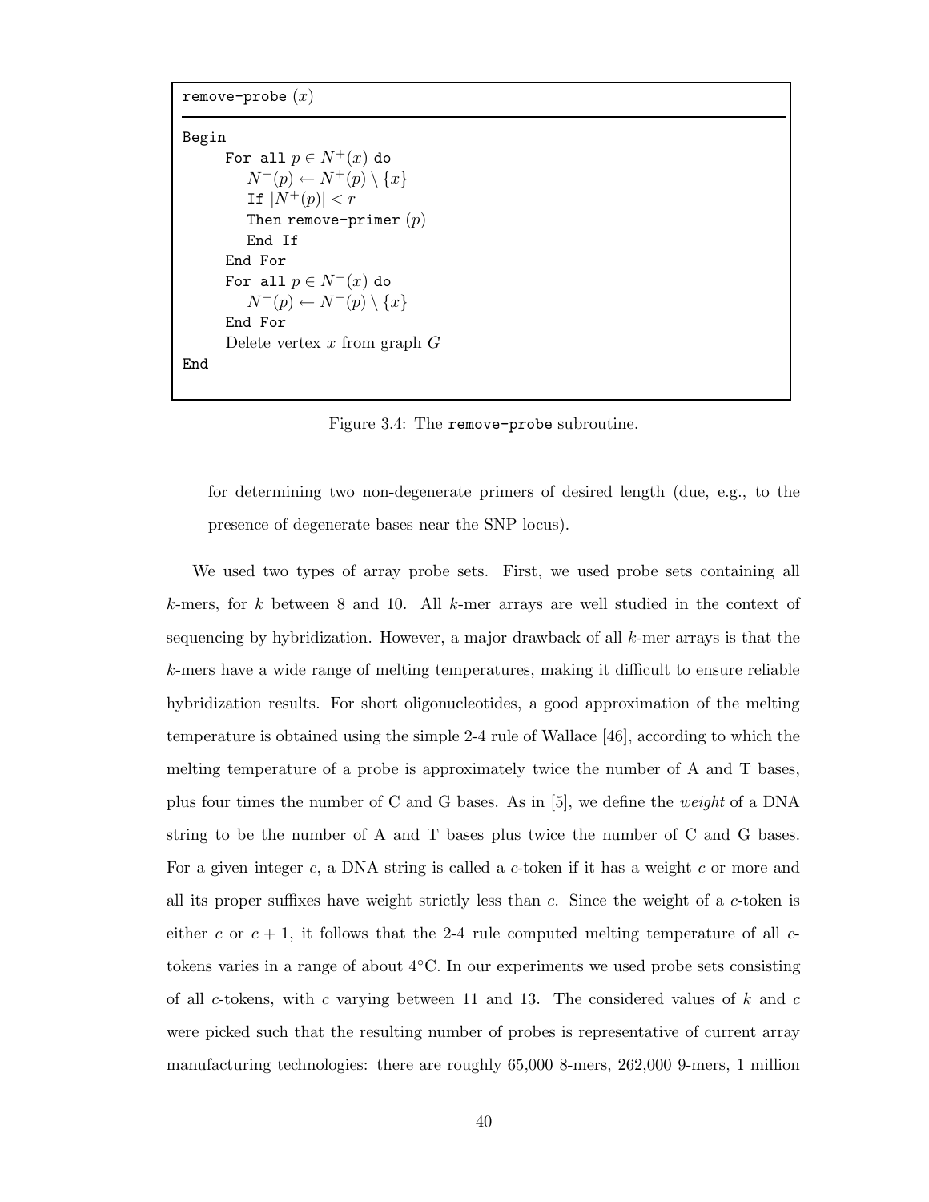```
remove-probe (x)

Begin
    For all p ∈ N⁺(x) do
        N⁺(p) ← N⁺(p) \ {x}
        If |N⁺(p)| < r
        Then remove-primer (p)
        End If
    End For
    For all p ∈ N⁻(x) do
        N⁻(p) ← N⁻(p) \ {x}
    End For
    Delete vertex x from graph G
End
```

Figure 3.4: The `remove-probe` subroutine.

for determining two non-degenerate primers of desired length (due, e.g., to the presence of degenerate bases near the SNP locus).

We used two types of array probe sets. First, we used probe sets containing all $k$-mers, for $k$ between 8 and 10. All $k$-mer arrays are well studied in the context of sequencing by hybridization. However, a major drawback of all $k$-mer arrays is that the $k$-mers have a wide range of melting temperatures, making it difficult to ensure reliable hybridization results. For short oligonucleotides, a good approximation of the melting temperature is obtained using the simple 2-4 rule of Wallace [46], according to which the melting temperature of a probe is approximately twice the number of A and T bases, plus four times the number of C and G bases. As in [5], we define the *weight* of a DNA string to be the number of A and T bases plus twice the number of C and G bases. For a given integer $c$, a DNA string is called a $c$-token if it has a weight $c$ or more and all its proper suffixes have weight strictly less than $c$. Since the weight of a $c$-token is either $c$ or $c + 1$, it follows that the 2-4 rule computed melting temperature of all $c$-tokens varies in a range of about 4°C. In our experiments we used probe sets consisting of all $c$-tokens, with $c$ varying between 11 and 13. The considered values of $k$ and $c$ were picked such that the resulting number of probes is representative of current array manufacturing technologies: there are roughly 65,000 8-mers, 262,000 9-mers, 1 million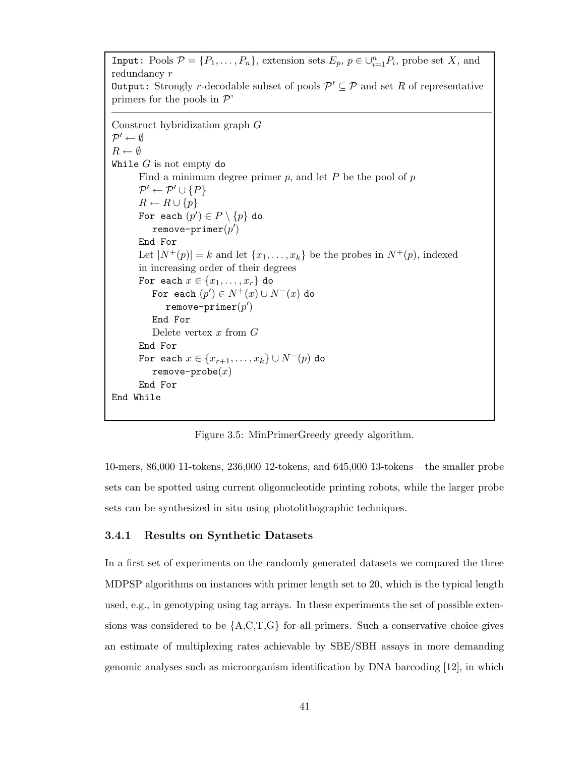```
Input: Pools P = {P_1, ..., P_n}, extension sets E_p, p ∈ ∪_{i=1}^n P_i, probe set X, and
redundancy r
Output: Strongly r-decodable subset of pools P' ⊆ P and set R of representative
primers for the pools in P'
--------------------------------------------------------------------------------
Construct hybridization graph G
P' ← ∅
R ← ∅
While G is not empty do
    Find a minimum degree primer p, and let P be the pool of p
    P' ← P' ∪ {P}
    R ← R ∪ {p}
    For each (p') ∈ P \ {p} do
        remove-primer(p')
    End For
    Let |N^+(p)| = k and let {x_1, ..., x_k} be the probes in N^+(p), indexed
    in increasing order of their degrees
    For each x ∈ {x_1, ..., x_r} do
        For each (p') ∈ N^+(x) ∪ N^-(x) do
            remove-primer(p')
        End For
        Delete vertex x from G
    End For
    For each x ∈ {x_{r+1}, ..., x_k} ∪ N^-(p) do
        remove-probe(x)
    End For
End While
```

Figure 3.5: MinPrimerGreedy greedy algorithm.

10-mers, 86,000 11-tokens, 236,000 12-tokens, and 645,000 13-tokens – the smaller probe sets can be spotted using current oligonucleotide printing robots, while the larger probe sets can be synthesized in situ using photolithographic techniques.

### 3.4.1 Results on Synthetic Datasets

In a first set of experiments on the randomly generated datasets we compared the three MDPSP algorithms on instances with primer length set to 20, which is the typical length used, e.g., in genotyping using tag arrays. In these experiments the set of possible extensions was considered to be {A,C,T,G} for all primers. Such a conservative choice gives an estimate of multiplexing rates achievable by SBE/SBH assays in more demanding genomic analyses such as microorganism identification by DNA barcoding [12], in which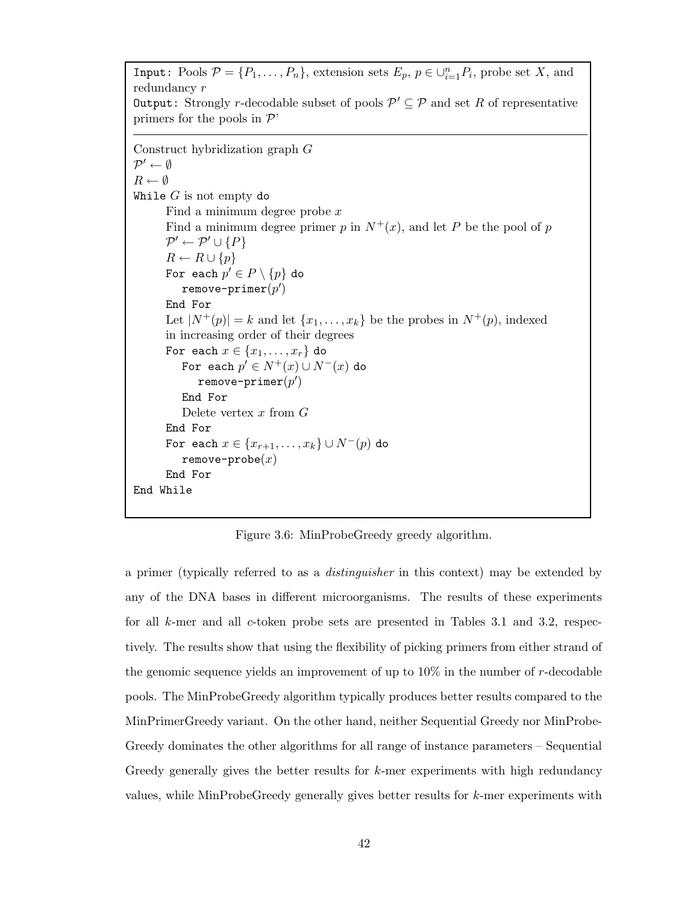```
Input: Pools P = {P_1, ..., P_n}, extension sets E_p, p ∈ ∪_{i=1}^n P_i, probe set X, and
redundancy r
Output: Strongly r-decodable subset of pools P' ⊆ P and set R of representative
primers for the pools in P'
------------------------------------------------------------------------------------
Construct hybridization graph G
P' ← ∅
R ← ∅
While G is not empty do
    Find a minimum degree probe x
    Find a minimum degree primer p in N^+(x), and let P be the pool of p
    P' ← P' ∪ {P}
    R ← R ∪ {p}
    For each p' ∈ P \ {p} do
        remove-primer(p')
    End For
    Let |N^+(p)| = k and let {x_1, ..., x_k} be the probes in N^+(p), indexed
    in increasing order of their degrees
    For each x ∈ {x_1, ..., x_r} do
        For each p' ∈ N^+(x) ∪ N^-(x) do
            remove-primer(p')
        End For
        Delete vertex x from G
    End For
    For each x ∈ {x_{r+1}, ..., x_k} ∪ N^-(p) do
        remove-probe(x)
    End For
End While
```

Figure 3.6: MinProbeGreedy greedy algorithm.

a primer (typically referred to as a *distinguisher* in this context) may be extended by any of the DNA bases in different microorganisms. The results of these experiments for all $k$-mer and all $c$-token probe sets are presented in Tables 3.1 and 3.2, respectively. The results show that using the flexibility of picking primers from either strand of the genomic sequence yields an improvement of up to 10% in the number of $r$-decodable pools. The MinProbeGreedy algorithm typically produces better results compared to the MinPrimerGreedy variant. On the other hand, neither Sequential Greedy nor MinProbeGreedy dominates the other algorithms for all range of instance parameters – Sequential Greedy generally gives the better results for $k$-mer experiments with high redundancy values, while MinProbeGreedy generally gives better results for $k$-mer experiments with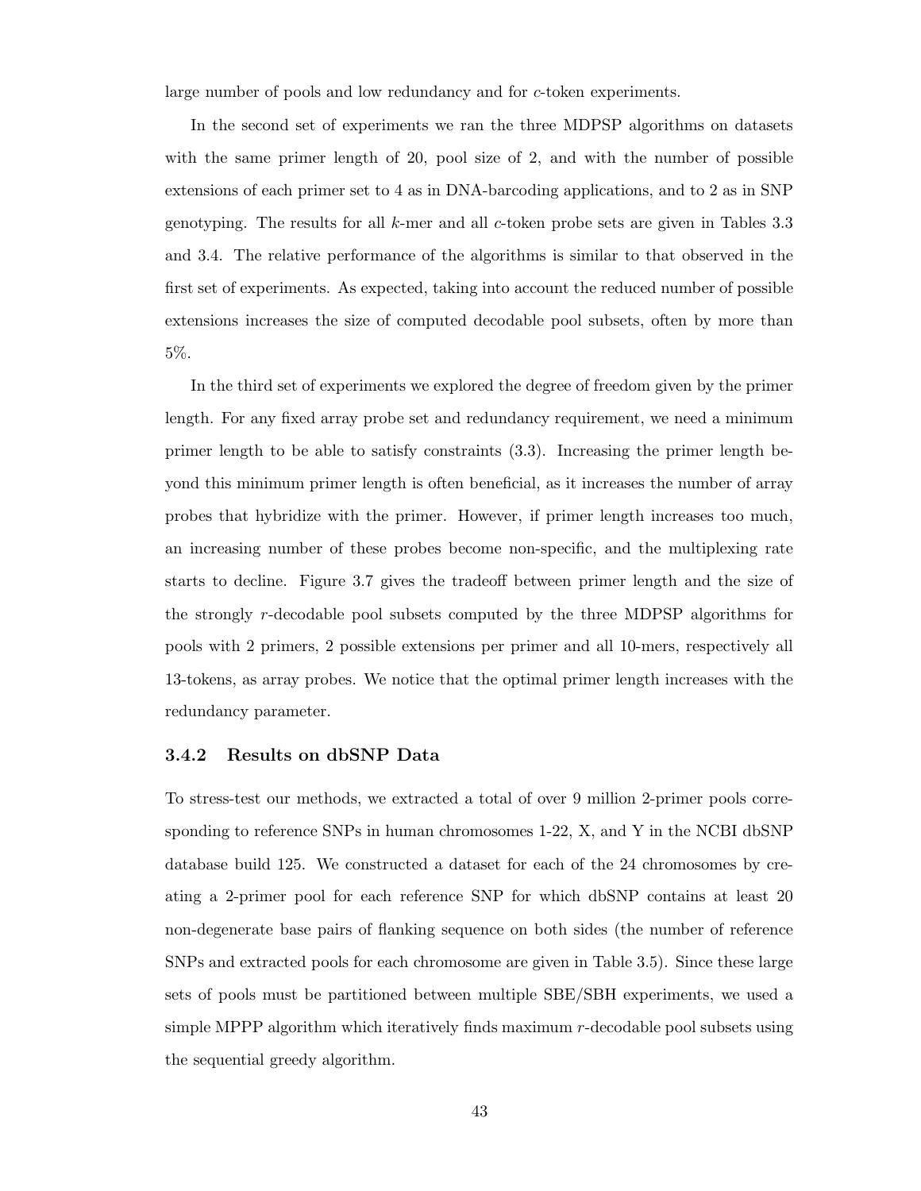large number of pools and low redundancy and for $c$-token experiments.

In the second set of experiments we ran the three MDPSP algorithms on datasets with the same primer length of 20, pool size of 2, and with the number of possible extensions of each primer set to 4 as in DNA-barcoding applications, and to 2 as in SNP genotyping. The results for all $k$-mer and all $c$-token probe sets are given in Tables 3.3 and 3.4. The relative performance of the algorithms is similar to that observed in the first set of experiments. As expected, taking into account the reduced number of possible extensions increases the size of computed decodable pool subsets, often by more than 5%.

In the third set of experiments we explored the degree of freedom given by the primer length. For any fixed array probe set and redundancy requirement, we need a minimum primer length to be able to satisfy constraints (3.3). Increasing the primer length beyond this minimum primer length is often beneficial, as it increases the number of array probes that hybridize with the primer. However, if primer length increases too much, an increasing number of these probes become non-specific, and the multiplexing rate starts to decline. Figure 3.7 gives the tradeoff between primer length and the size of the strongly $r$-decodable pool subsets computed by the three MDPSP algorithms for pools with 2 primers, 2 possible extensions per primer and all 10-mers, respectively all 13-tokens, as array probes. We notice that the optimal primer length increases with the redundancy parameter.

### 3.4.2 Results on dbSNP Data

To stress-test our methods, we extracted a total of over 9 million 2-primer pools corresponding to reference SNPs in human chromosomes 1-22, X, and Y in the NCBI dbSNP database build 125. We constructed a dataset for each of the 24 chromosomes by creating a 2-primer pool for each reference SNP for which dbSNP contains at least 20 non-degenerate base pairs of flanking sequence on both sides (the number of reference SNPs and extracted pools for each chromosome are given in Table 3.5). Since these large sets of pools must be partitioned between multiple SBE/SBH experiments, we used a simple MPPP algorithm which iteratively finds maximum $r$-decodable pool subsets using the sequential greedy algorithm.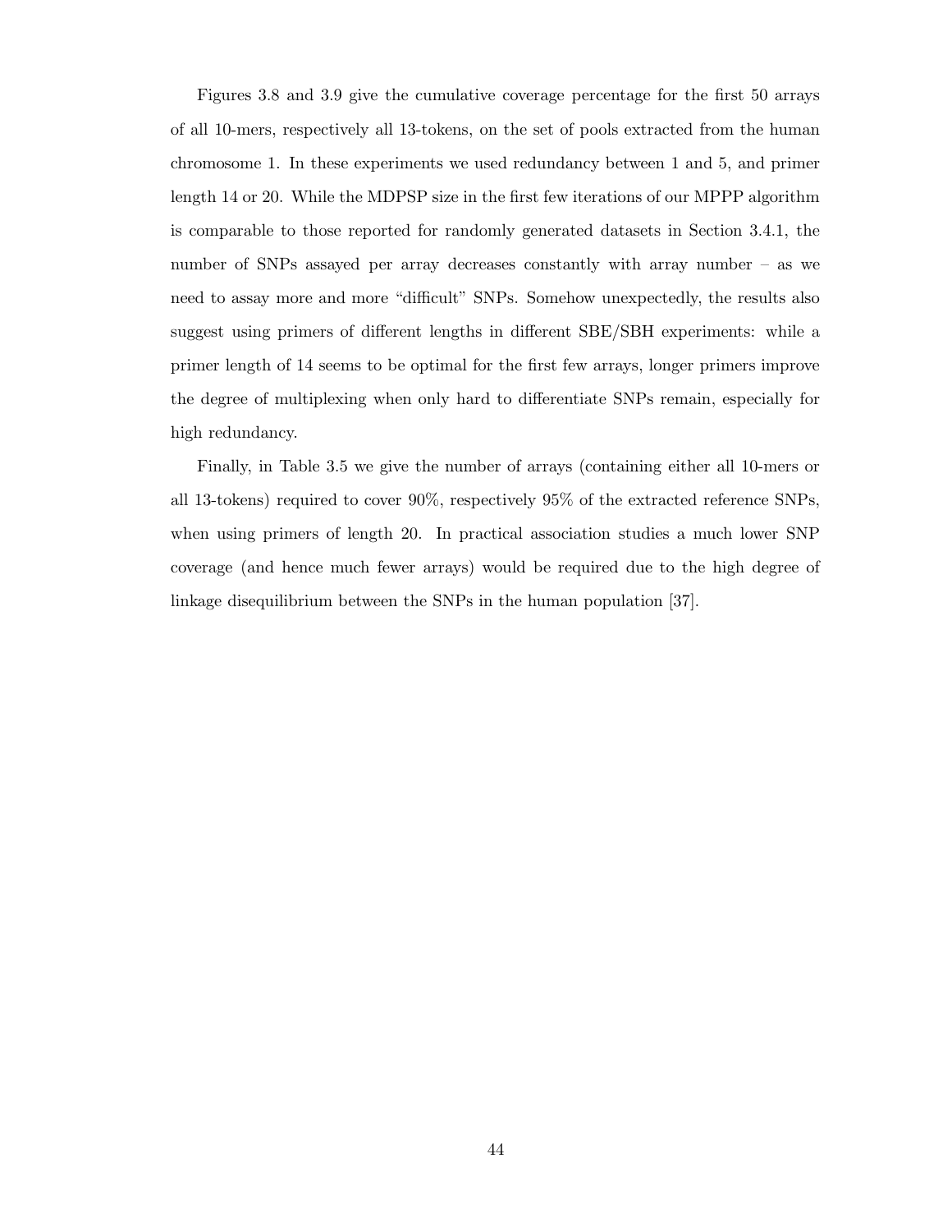Figures 3.8 and 3.9 give the cumulative coverage percentage for the first 50 arrays of all 10-mers, respectively all 13-tokens, on the set of pools extracted from the human chromosome 1. In these experiments we used redundancy between 1 and 5, and primer length 14 or 20. While the MDPSP size in the first few iterations of our MPPP algorithm is comparable to those reported for randomly generated datasets in Section 3.4.1, the number of SNPs assayed per array decreases constantly with array number – as we need to assay more and more "difficult" SNPs. Somehow unexpectedly, the results also suggest using primers of different lengths in different SBE/SBH experiments: while a primer length of 14 seems to be optimal for the first few arrays, longer primers improve the degree of multiplexing when only hard to differentiate SNPs remain, especially for high redundancy.

Finally, in Table 3.5 we give the number of arrays (containing either all 10-mers or all 13-tokens) required to cover 90%, respectively 95% of the extracted reference SNPs, when using primers of length 20. In practical association studies a much lower SNP coverage (and hence much fewer arrays) would be required due to the high degree of linkage disequilibrium between the SNPs in the human population [37].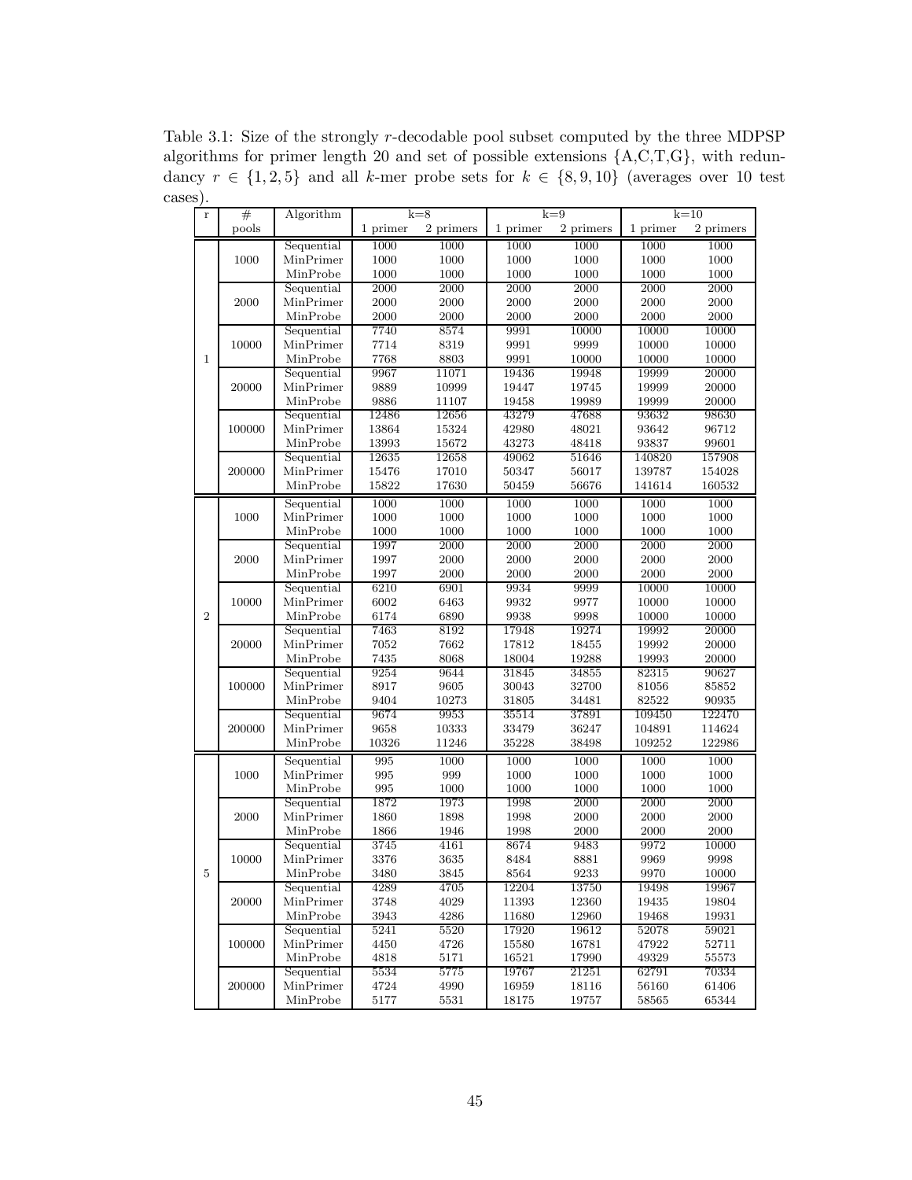Table 3.1: Size of the strongly $r$-decodable pool subset computed by the three MDPSP algorithms for primer length 20 and set of possible extensions {A,C,T,G}, with redundancy $r \in \{1, 2, 5\}$ and all $k$-mer probe sets for $k \in \{8, 9, 10\}$ (averages over 10 test cases).

| r | # pools | Algorithm | k=8 | | k=9 | | k=10 | |
|---|---|---|---|---|---|---|---|---|
| | | | 1 primer | 2 primers | 1 primer | 2 primers | 1 primer | 2 primers |
| 1 | 1000 | Sequential | 1000 | 1000 | 1000 | 1000 | 1000 | 1000 |
| | | MinPrimer | 1000 | 1000 | 1000 | 1000 | 1000 | 1000 |
| | | MinProbe | 1000 | 1000 | 1000 | 1000 | 1000 | 1000 |
| | 2000 | Sequential | 2000 | 2000 | 2000 | 2000 | 2000 | 2000 |
| | | MinPrimer | 2000 | 2000 | 2000 | 2000 | 2000 | 2000 |
| | | MinProbe | 2000 | 2000 | 2000 | 2000 | 2000 | 2000 |
| | 10000 | Sequential | 7740 | 8574 | 9991 | 10000 | 10000 | 10000 |
| | | MinPrimer | 7714 | 8319 | 9991 | 9999 | 10000 | 10000 |
| | | MinProbe | 7768 | 8803 | 9991 | 10000 | 10000 | 10000 |
| | 20000 | Sequential | 9967 | 11071 | 19436 | 19948 | 19999 | 20000 |
| | | MinPrimer | 9889 | 10999 | 19447 | 19745 | 19999 | 20000 |
| | | MinProbe | 9886 | 11107 | 19458 | 19989 | 19999 | 20000 |
| | 100000 | Sequential | 12486 | 12656 | 43279 | 47688 | 93632 | 98630 |
| | | MinPrimer | 13864 | 15324 | 42980 | 48021 | 93642 | 96712 |
| | | MinProbe | 13993 | 15672 | 43273 | 48418 | 93837 | 99601 |
| | 200000 | Sequential | 12635 | 12658 | 49062 | 51646 | 140820 | 157908 |
| | | MinPrimer | 15476 | 17010 | 50347 | 56017 | 139787 | 154028 |
| | | MinProbe | 15822 | 17630 | 50459 | 56676 | 141614 | 160532 |
| 2 | 1000 | Sequential | 1000 | 1000 | 1000 | 1000 | 1000 | 1000 |
| | | MinPrimer | 1000 | 1000 | 1000 | 1000 | 1000 | 1000 |
| | | MinProbe | 1000 | 1000 | 1000 | 1000 | 1000 | 1000 |
| | 2000 | Sequential | 1997 | 2000 | 2000 | 2000 | 2000 | 2000 |
| | | MinPrimer | 1997 | 2000 | 2000 | 2000 | 2000 | 2000 |
| | | MinProbe | 1997 | 2000 | 2000 | 2000 | 2000 | 2000 |
| | 10000 | Sequential | 6210 | 6901 | 9934 | 9999 | 10000 | 10000 |
| | | MinPrimer | 6002 | 6463 | 9932 | 9977 | 10000 | 10000 |
| | | MinProbe | 6174 | 6890 | 9938 | 9998 | 10000 | 10000 |
| | 20000 | Sequential | 7463 | 8192 | 17948 | 19274 | 19992 | 20000 |
| | | MinPrimer | 7052 | 7662 | 17812 | 18455 | 19992 | 20000 |
| | | MinProbe | 7435 | 8068 | 18004 | 19288 | 19993 | 20000 |
| | 100000 | Sequential | 9254 | 9644 | 31845 | 34855 | 82315 | 90627 |
| | | MinPrimer | 8917 | 9605 | 30043 | 32700 | 81056 | 85852 |
| | | MinProbe | 9404 | 10273 | 31805 | 34481 | 82522 | 90935 |
| | 200000 | Sequential | 9674 | 9953 | 35514 | 37891 | 109450 | 122470 |
| | | MinPrimer | 9658 | 10333 | 33479 | 36247 | 104891 | 114624 |
| | | MinProbe | 10326 | 11246 | 35228 | 38498 | 109252 | 122986 |
| 5 | 1000 | Sequential | 995 | 1000 | 1000 | 1000 | 1000 | 1000 |
| | | MinPrimer | 995 | 999 | 1000 | 1000 | 1000 | 1000 |
| | | MinProbe | 995 | 1000 | 1000 | 1000 | 1000 | 1000 |
| | 2000 | Sequential | 1872 | 1973 | 1998 | 2000 | 2000 | 2000 |
| | | MinPrimer | 1860 | 1898 | 1998 | 2000 | 2000 | 2000 |
| | | MinProbe | 1866 | 1946 | 1998 | 2000 | 2000 | 2000 |
| | 10000 | Sequential | 3745 | 4161 | 8674 | 9483 | 9972 | 10000 |
| | | MinPrimer | 3376 | 3635 | 8484 | 8881 | 9969 | 9998 |
| | | MinProbe | 3480 | 3845 | 8564 | 9233 | 9970 | 10000 |
| | 20000 | Sequential | 4289 | 4705 | 12204 | 13750 | 19498 | 19967 |
| | | MinPrimer | 3748 | 4029 | 11393 | 12360 | 19435 | 19804 |
| | | MinProbe | 3943 | 4286 | 11680 | 12960 | 19468 | 19931 |
| | 100000 | Sequential | 5241 | 5520 | 17920 | 19612 | 52078 | 59021 |
| | | MinPrimer | 4450 | 4726 | 15580 | 16781 | 47922 | 52711 |
| | | MinProbe | 4818 | 5171 | 16521 | 17990 | 49329 | 55573 |
| | 200000 | Sequential | 5534 | 5775 | 19767 | 21251 | 62791 | 70334 |
| | | MinPrimer | 4724 | 4990 | 16959 | 18116 | 56160 | 61406 |
| | | MinProbe | 5177 | 5531 | 18175 | 19757 | 58565 | 65344 |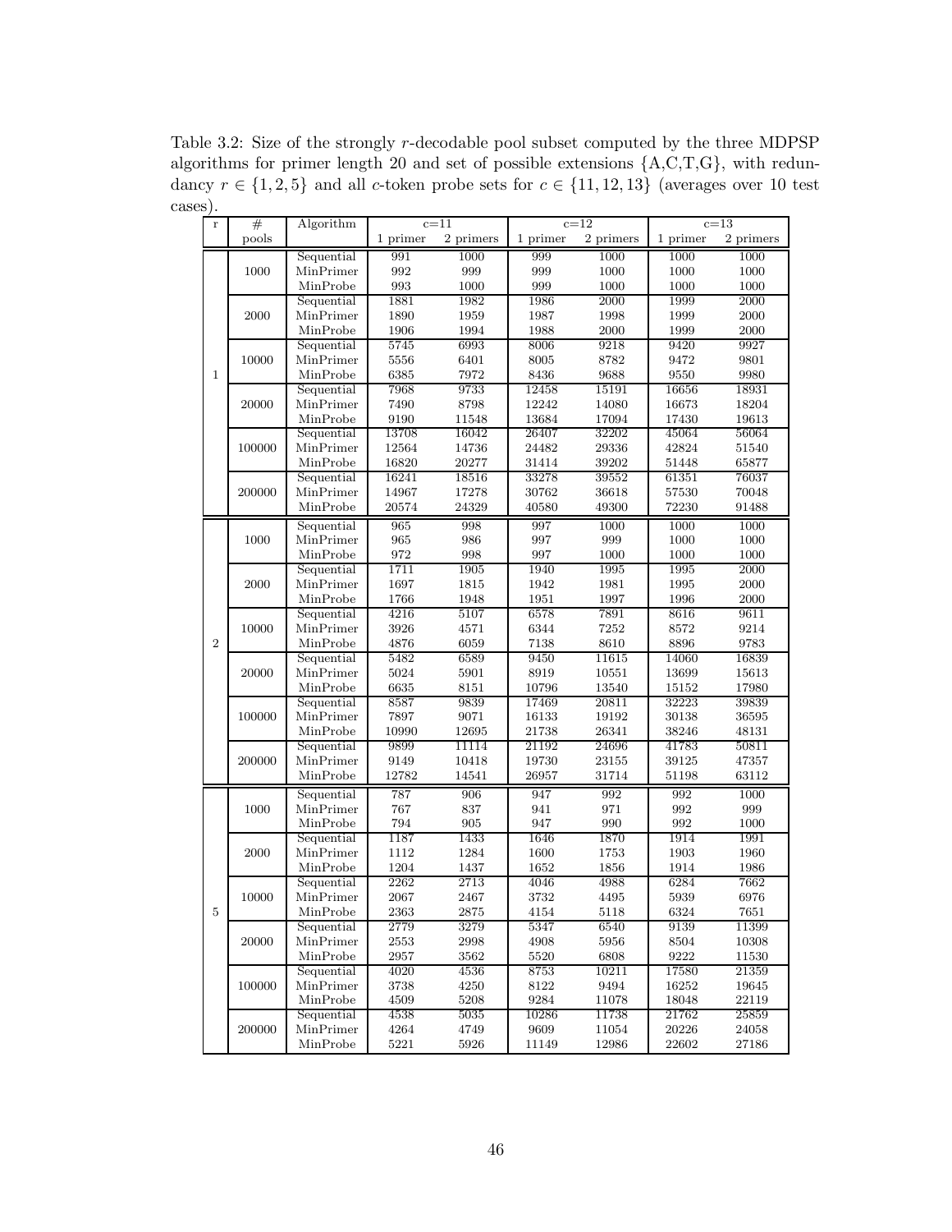Table 3.2: Size of the strongly $r$-decodable pool subset computed by the three MDPSP algorithms for primer length 20 and set of possible extensions {A,C,T,G}, with redundancy $r \in \{1, 2, 5\}$ and all $c$-token probe sets for $c \in \{11, 12, 13\}$ (averages over 10 test cases).

| r | # pools | Algorithm | c=11 | | c=12 | | c=13 | |
|---|---|---|---|---|---|---|---|---|
| | | | 1 primer | 2 primers | 1 primer | 2 primers | 1 primer | 2 primers |
| 1 | 1000 | Sequential | 991 | 1000 | 999 | 1000 | 1000 | 1000 |
| | | MinPrimer | 992 | 999 | 999 | 1000 | 1000 | 1000 |
| | | MinProbe | 993 | 1000 | 999 | 1000 | 1000 | 1000 |
| | 2000 | Sequential | 1881 | 1982 | 1986 | 2000 | 1999 | 2000 |
| | | MinPrimer | 1890 | 1959 | 1987 | 1998 | 1999 | 2000 |
| | | MinProbe | 1906 | 1994 | 1988 | 2000 | 1999 | 2000 |
| | 10000 | Sequential | 5745 | 6993 | 8006 | 9218 | 9420 | 9927 |
| | | MinPrimer | 5556 | 6401 | 8005 | 8782 | 9472 | 9801 |
| | | MinProbe | 6385 | 7972 | 8436 | 9688 | 9550 | 9980 |
| | 20000 | Sequential | 7968 | 9733 | 12458 | 15191 | 16656 | 18931 |
| | | MinPrimer | 7490 | 8798 | 12242 | 14080 | 16673 | 18204 |
| | | MinProbe | 9190 | 11548 | 13684 | 17094 | 17430 | 19613 |
| | 100000 | Sequential | 13708 | 16042 | 26407 | 32202 | 45064 | 56064 |
| | | MinPrimer | 12564 | 14736 | 24482 | 29336 | 42824 | 51540 |
| | | MinProbe | 16820 | 20277 | 31414 | 39202 | 51448 | 65877 |
| | 200000 | Sequential | 16241 | 18516 | 33278 | 39552 | 61351 | 76037 |
| | | MinPrimer | 14967 | 17278 | 30762 | 36618 | 57530 | 70048 |
| | | MinProbe | 20574 | 24329 | 40580 | 49300 | 72230 | 91488 |
| 2 | 1000 | Sequential | 965 | 998 | 997 | 1000 | 1000 | 1000 |
| | | MinPrimer | 965 | 986 | 997 | 999 | 1000 | 1000 |
| | | MinProbe | 972 | 998 | 997 | 1000 | 1000 | 1000 |
| | 2000 | Sequential | 1711 | 1905 | 1940 | 1995 | 1995 | 2000 |
| | | MinPrimer | 1697 | 1815 | 1942 | 1981 | 1995 | 2000 |
| | | MinProbe | 1766 | 1948 | 1951 | 1997 | 1996 | 2000 |
| | 10000 | Sequential | 4216 | 5107 | 6578 | 7891 | 8616 | 9611 |
| | | MinPrimer | 3926 | 4571 | 6344 | 7252 | 8572 | 9214 |
| | | MinProbe | 4876 | 6059 | 7138 | 8610 | 8896 | 9783 |
| | 20000 | Sequential | 5482 | 6589 | 9450 | 11615 | 14060 | 16839 |
| | | MinPrimer | 5024 | 5901 | 8919 | 10551 | 13699 | 15613 |
| | | MinProbe | 6635 | 8151 | 10796 | 13540 | 15152 | 17980 |
| | 100000 | Sequential | 8587 | 9839 | 17469 | 20811 | 32223 | 39839 |
| | | MinPrimer | 7897 | 9071 | 16133 | 19192 | 30138 | 36595 |
| | | MinProbe | 10990 | 12695 | 21738 | 26341 | 38246 | 48131 |
| | 200000 | Sequential | 9899 | 11114 | 21192 | 24696 | 41783 | 50811 |
| | | MinPrimer | 9149 | 10418 | 19730 | 23155 | 39125 | 47357 |
| | | MinProbe | 12782 | 14541 | 26957 | 31714 | 51198 | 63112 |
| 5 | 1000 | Sequential | 787 | 906 | 947 | 992 | 992 | 1000 |
| | | MinPrimer | 767 | 837 | 941 | 971 | 992 | 999 |
| | | MinProbe | 794 | 905 | 947 | 990 | 992 | 1000 |
| | 2000 | Sequential | 1187 | 1433 | 1646 | 1870 | 1914 | 1991 |
| | | MinPrimer | 1112 | 1284 | 1600 | 1753 | 1903 | 1960 |
| | | MinProbe | 1204 | 1437 | 1652 | 1856 | 1914 | 1986 |
| | 10000 | Sequential | 2262 | 2713 | 4046 | 4988 | 6284 | 7662 |
| | | MinPrimer | 2067 | 2467 | 3732 | 4495 | 5939 | 6976 |
| | | MinProbe | 2363 | 2875 | 4154 | 5118 | 6324 | 7651 |
| | 20000 | Sequential | 2779 | 3279 | 5347 | 6540 | 9139 | 11399 |
| | | MinPrimer | 2553 | 2998 | 4908 | 5956 | 8504 | 10308 |
| | | MinProbe | 2957 | 3562 | 5520 | 6808 | 9222 | 11530 |
| | 100000 | Sequential | 4020 | 4536 | 8753 | 10211 | 17580 | 21359 |
| | | MinPrimer | 3738 | 4250 | 8122 | 9494 | 16252 | 19645 |
| | | MinProbe | 4509 | 5208 | 9284 | 11078 | 18048 | 22119 |
| | 200000 | Sequential | 4538 | 5035 | 10286 | 11738 | 21762 | 25859 |
| | | MinPrimer | 4264 | 4749 | 9609 | 11054 | 20226 | 24058 |
| | | MinProbe | 5221 | 5926 | 11149 | 12986 | 22602 | 27186 |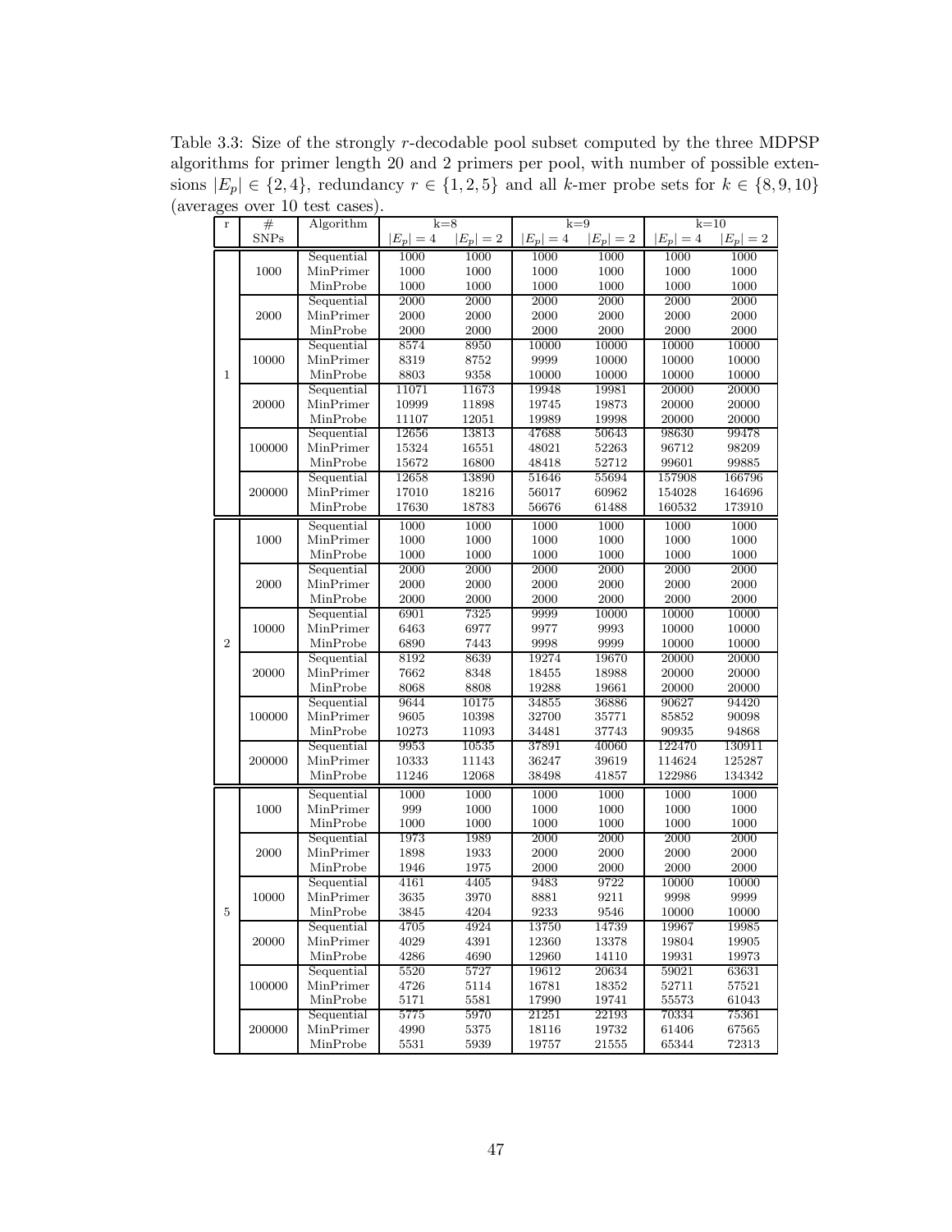Table 3.3: Size of the strongly $r$-decodable pool subset computed by the three MDPSP algorithms for primer length 20 and 2 primers per pool, with number of possible extensions $|E_p| \in \{2, 4\}$, redundancy $r \in \{1, 2, 5\}$ and all $k$-mer probe sets for $k \in \{8, 9, 10\}$ (averages over 10 test cases).

| r | # SNPs | Algorithm | k=8 | | k=9 | | k=10 | |
|---|---|---|---|---|---|---|---|---|
| | | | $\|E_p\| = 4$ | $\|E_p\| = 2$ | $\|E_p\| = 4$ | $\|E_p\| = 2$ | $\|E_p\| = 4$ | $\|E_p\| = 2$ |
| 1 | 1000 | Sequential | 1000 | 1000 | 1000 | 1000 | 1000 | 1000 |
| | | MinPrimer | 1000 | 1000 | 1000 | 1000 | 1000 | 1000 |
| | | MinProbe | 1000 | 1000 | 1000 | 1000 | 1000 | 1000 |
| | 2000 | Sequential | 2000 | 2000 | 2000 | 2000 | 2000 | 2000 |
| | | MinPrimer | 2000 | 2000 | 2000 | 2000 | 2000 | 2000 |
| | | MinProbe | 2000 | 2000 | 2000 | 2000 | 2000 | 2000 |
| | 10000 | Sequential | 8574 | 8950 | 10000 | 10000 | 10000 | 10000 |
| | | MinPrimer | 8319 | 8752 | 9999 | 10000 | 10000 | 10000 |
| | | MinProbe | 8803 | 9358 | 10000 | 10000 | 10000 | 10000 |
| | 20000 | Sequential | 11071 | 11673 | 19948 | 19981 | 20000 | 20000 |
| | | MinPrimer | 10999 | 11898 | 19745 | 19873 | 20000 | 20000 |
| | | MinProbe | 11107 | 12051 | 19989 | 19998 | 20000 | 20000 |
| | 100000 | Sequential | 12656 | 13813 | 47688 | 50643 | 98630 | 99478 |
| | | MinPrimer | 15324 | 16551 | 48021 | 52263 | 96712 | 98209 |
| | | MinProbe | 15672 | 16800 | 48418 | 52712 | 99601 | 99885 |
| | 200000 | Sequential | 12658 | 13890 | 51646 | 55694 | 157908 | 166796 |
| | | MinPrimer | 17010 | 18216 | 56017 | 60962 | 154028 | 164696 |
| | | MinProbe | 17630 | 18783 | 56676 | 61488 | 160532 | 173910 |
| 2 | 1000 | Sequential | 1000 | 1000 | 1000 | 1000 | 1000 | 1000 |
| | | MinPrimer | 1000 | 1000 | 1000 | 1000 | 1000 | 1000 |
| | | MinProbe | 1000 | 1000 | 1000 | 1000 | 1000 | 1000 |
| | 2000 | Sequential | 2000 | 2000 | 2000 | 2000 | 2000 | 2000 |
| | | MinPrimer | 2000 | 2000 | 2000 | 2000 | 2000 | 2000 |
| | | MinProbe | 2000 | 2000 | 2000 | 2000 | 2000 | 2000 |
| | 10000 | Sequential | 6901 | 7325 | 9999 | 10000 | 10000 | 10000 |
| | | MinPrimer | 6463 | 6977 | 9977 | 9993 | 10000 | 10000 |
| | | MinProbe | 6890 | 7443 | 9998 | 9999 | 10000 | 10000 |
| | 20000 | Sequential | 8192 | 8639 | 19274 | 19670 | 20000 | 20000 |
| | | MinPrimer | 7662 | 8348 | 18455 | 18988 | 20000 | 20000 |
| | | MinProbe | 8068 | 8808 | 19288 | 19661 | 20000 | 20000 |
| | 100000 | Sequential | 9644 | 10175 | 34855 | 36886 | 90627 | 94420 |
| | | MinPrimer | 9605 | 10398 | 32700 | 35771 | 85852 | 90098 |
| | | MinProbe | 10273 | 11093 | 34481 | 37743 | 90935 | 94868 |
| | 200000 | Sequential | 9953 | 10535 | 37891 | 40060 | 122470 | 130911 |
| | | MinPrimer | 10333 | 11143 | 36247 | 39619 | 114624 | 125287 |
| | | MinProbe | 11246 | 12068 | 38498 | 41857 | 122986 | 134342 |
| 5 | 1000 | Sequential | 1000 | 1000 | 1000 | 1000 | 1000 | 1000 |
| | | MinPrimer | 999 | 1000 | 1000 | 1000 | 1000 | 1000 |
| | | MinProbe | 1000 | 1000 | 1000 | 1000 | 1000 | 1000 |
| | 2000 | Sequential | 1973 | 1989 | 2000 | 2000 | 2000 | 2000 |
| | | MinPrimer | 1898 | 1933 | 2000 | 2000 | 2000 | 2000 |
| | | MinProbe | 1946 | 1975 | 2000 | 2000 | 2000 | 2000 |
| | 10000 | Sequential | 4161 | 4405 | 9483 | 9722 | 10000 | 10000 |
| | | MinPrimer | 3635 | 3970 | 8881 | 9211 | 9998 | 9999 |
| | | MinProbe | 3845 | 4204 | 9233 | 9546 | 10000 | 10000 |
| | 20000 | Sequential | 4705 | 4924 | 13750 | 14739 | 19967 | 19985 |
| | | MinPrimer | 4029 | 4391 | 12360 | 13378 | 19804 | 19905 |
| | | MinProbe | 4286 | 4690 | 12960 | 14110 | 19931 | 19973 |
| | 100000 | Sequential | 5520 | 5727 | 19612 | 20634 | 59021 | 63631 |
| | | MinPrimer | 4726 | 5114 | 16781 | 18352 | 52711 | 57521 |
| | | MinProbe | 5171 | 5581 | 17990 | 19741 | 55573 | 61043 |
| | 200000 | Sequential | 5775 | 5970 | 21251 | 22193 | 70334 | 75361 |
| | | MinPrimer | 4990 | 5375 | 18116 | 19732 | 61406 | 67565 |
| | | MinProbe | 5531 | 5939 | 19757 | 21555 | 65344 | 72313 |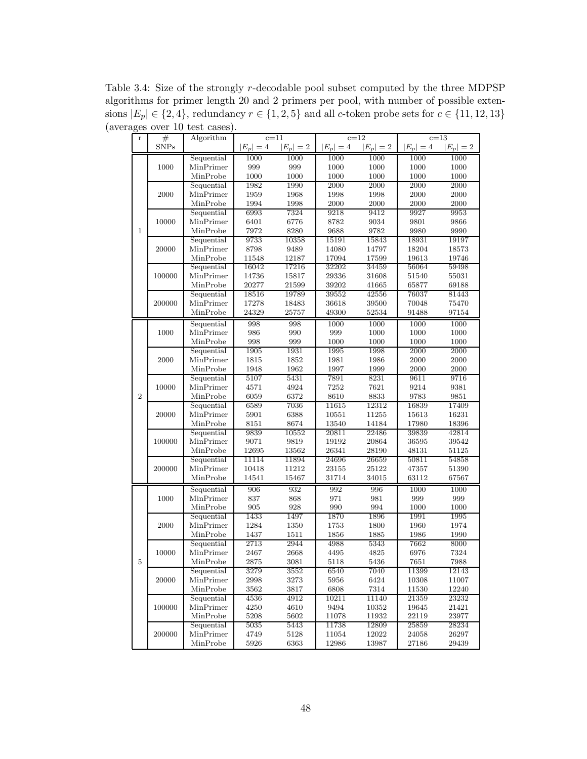Table 3.4: Size of the strongly $r$-decodable pool subset computed by the three MDPSP algorithms for primer length 20 and 2 primers per pool, with number of possible extensions $|E_p| \in \{2, 4\}$, redundancy $r \in \{1, 2, 5\}$ and all $c$-token probe sets for $c \in \{11, 12, 13\}$ (averages over 10 test cases).

| r | # SNPs | Algorithm | c=11 | | c=12 | | c=13 | |
|---|---|---|---|---|---|---|---|---|
| | | | $\|E_p\| = 4$ | $\|E_p\| = 2$ | $\|E_p\| = 4$ | $\|E_p\| = 2$ | $\|E_p\| = 4$ | $\|E_p\| = 2$ |
| 1 | 1000 | Sequential | 1000 | 1000 | 1000 | 1000 | 1000 | 1000 |
| | | MinPrimer | 999 | 999 | 1000 | 1000 | 1000 | 1000 |
| | | MinProbe | 1000 | 1000 | 1000 | 1000 | 1000 | 1000 |
| | 2000 | Sequential | 1982 | 1990 | 2000 | 2000 | 2000 | 2000 |
| | | MinPrimer | 1959 | 1968 | 1998 | 1998 | 2000 | 2000 |
| | | MinProbe | 1994 | 1998 | 2000 | 2000 | 2000 | 2000 |
| | 10000 | Sequential | 6993 | 7324 | 9218 | 9412 | 9927 | 9953 |
| | | MinPrimer | 6401 | 6776 | 8782 | 9034 | 9801 | 9866 |
| | | MinProbe | 7972 | 8280 | 9688 | 9782 | 9980 | 9990 |
| | 20000 | Sequential | 9733 | 10358 | 15191 | 15843 | 18931 | 19197 |
| | | MinPrimer | 8798 | 9489 | 14080 | 14797 | 18204 | 18573 |
| | | MinProbe | 11548 | 12187 | 17094 | 17599 | 19613 | 19746 |
| | 100000 | Sequential | 16042 | 17216 | 32202 | 34459 | 56064 | 59498 |
| | | MinPrimer | 14736 | 15817 | 29336 | 31608 | 51540 | 55031 |
| | | MinProbe | 20277 | 21599 | 39202 | 41665 | 65877 | 69188 |
| | 200000 | Sequential | 18516 | 19789 | 39552 | 42556 | 76037 | 81443 |
| | | MinPrimer | 17278 | 18483 | 36618 | 39500 | 70048 | 75470 |
| | | MinProbe | 24329 | 25757 | 49300 | 52534 | 91488 | 97154 |
| 2 | 1000 | Sequential | 998 | 998 | 1000 | 1000 | 1000 | 1000 |
| | | MinPrimer | 986 | 990 | 999 | 1000 | 1000 | 1000 |
| | | MinProbe | 998 | 999 | 1000 | 1000 | 1000 | 1000 |
| | 2000 | Sequential | 1905 | 1931 | 1995 | 1998 | 2000 | 2000 |
| | | MinPrimer | 1815 | 1852 | 1981 | 1986 | 2000 | 2000 |
| | | MinProbe | 1948 | 1962 | 1997 | 1999 | 2000 | 2000 |
| | 10000 | Sequential | 5107 | 5431 | 7891 | 8231 | 9611 | 9716 |
| | | MinPrimer | 4571 | 4924 | 7252 | 7621 | 9214 | 9381 |
| | | MinProbe | 6059 | 6372 | 8610 | 8833 | 9783 | 9851 |
| | 20000 | Sequential | 6589 | 7036 | 11615 | 12312 | 16839 | 17409 |
| | | MinPrimer | 5901 | 6388 | 10551 | 11255 | 15613 | 16231 |
| | | MinProbe | 8151 | 8674 | 13540 | 14184 | 17980 | 18396 |
| | 100000 | Sequential | 9839 | 10552 | 20811 | 22486 | 39839 | 42814 |
| | | MinPrimer | 9071 | 9819 | 19192 | 20864 | 36595 | 39542 |
| | | MinProbe | 12695 | 13562 | 26341 | 28190 | 48131 | 51125 |
| | 200000 | Sequential | 11114 | 11894 | 24696 | 26659 | 50811 | 54858 |
| | | MinPrimer | 10418 | 11212 | 23155 | 25122 | 47357 | 51390 |
| | | MinProbe | 14541 | 15467 | 31714 | 34015 | 63112 | 67567 |
| 5 | 1000 | Sequential | 906 | 932 | 992 | 996 | 1000 | 1000 |
| | | MinPrimer | 837 | 868 | 971 | 981 | 999 | 999 |
| | | MinProbe | 905 | 928 | 990 | 994 | 1000 | 1000 |
| | 2000 | Sequential | 1433 | 1497 | 1870 | 1896 | 1991 | 1995 |
| | | MinPrimer | 1284 | 1350 | 1753 | 1800 | 1960 | 1974 |
| | | MinProbe | 1437 | 1511 | 1856 | 1885 | 1986 | 1990 |
| | 10000 | Sequential | 2713 | 2944 | 4988 | 5343 | 7662 | 8000 |
| | | MinPrimer | 2467 | 2668 | 4495 | 4825 | 6976 | 7324 |
| | | MinProbe | 2875 | 3081 | 5118 | 5436 | 7651 | 7988 |
| | 20000 | Sequential | 3279 | 3552 | 6540 | 7040 | 11399 | 12143 |
| | | MinPrimer | 2998 | 3273 | 5956 | 6424 | 10308 | 11007 |
| | | MinProbe | 3562 | 3817 | 6808 | 7314 | 11530 | 12240 |
| | 100000 | Sequential | 4536 | 4912 | 10211 | 11140 | 21359 | 23232 |
| | | MinPrimer | 4250 | 4610 | 9494 | 10352 | 19645 | 21421 |
| | | MinProbe | 5208 | 5602 | 11078 | 11932 | 22119 | 23977 |
| | 200000 | Sequential | 5035 | 5443 | 11738 | 12809 | 25859 | 28234 |
| | | MinPrimer | 4749 | 5128 | 11054 | 12022 | 24058 | 26297 |
| | | MinProbe | 5926 | 6363 | 12986 | 13987 | 27186 | 29439 |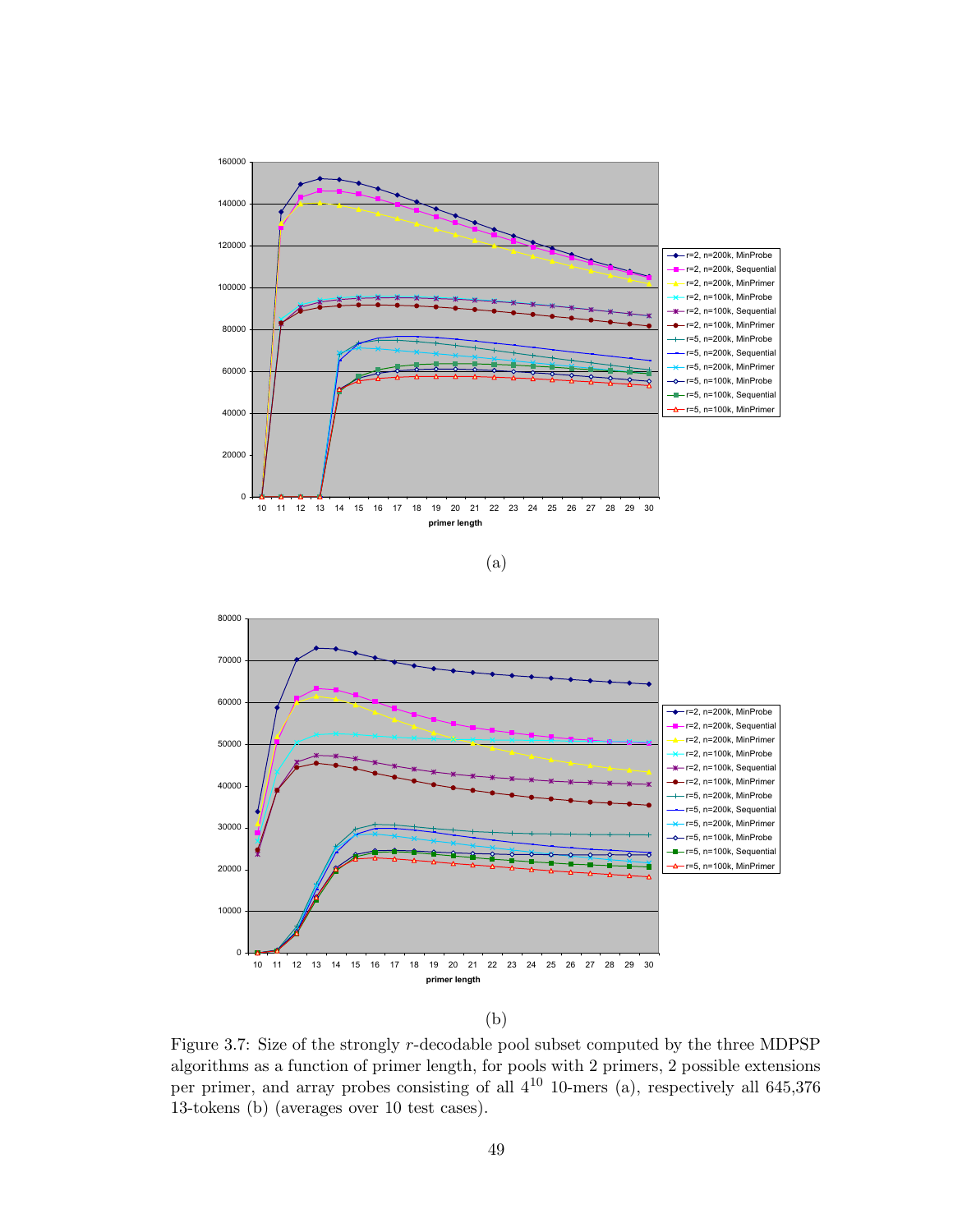(a)

(b)

Figure 3.7: Size of the strongly $r$-decodable pool subset computed by the three MDPSP algorithms as a function of primer length, for pools with 2 primers, 2 possible extensions per primer, and array probes consisting of all $4^{10}$ 10-mers (a), respectively all 645,376 13-tokens (b) (averages over 10 test cases).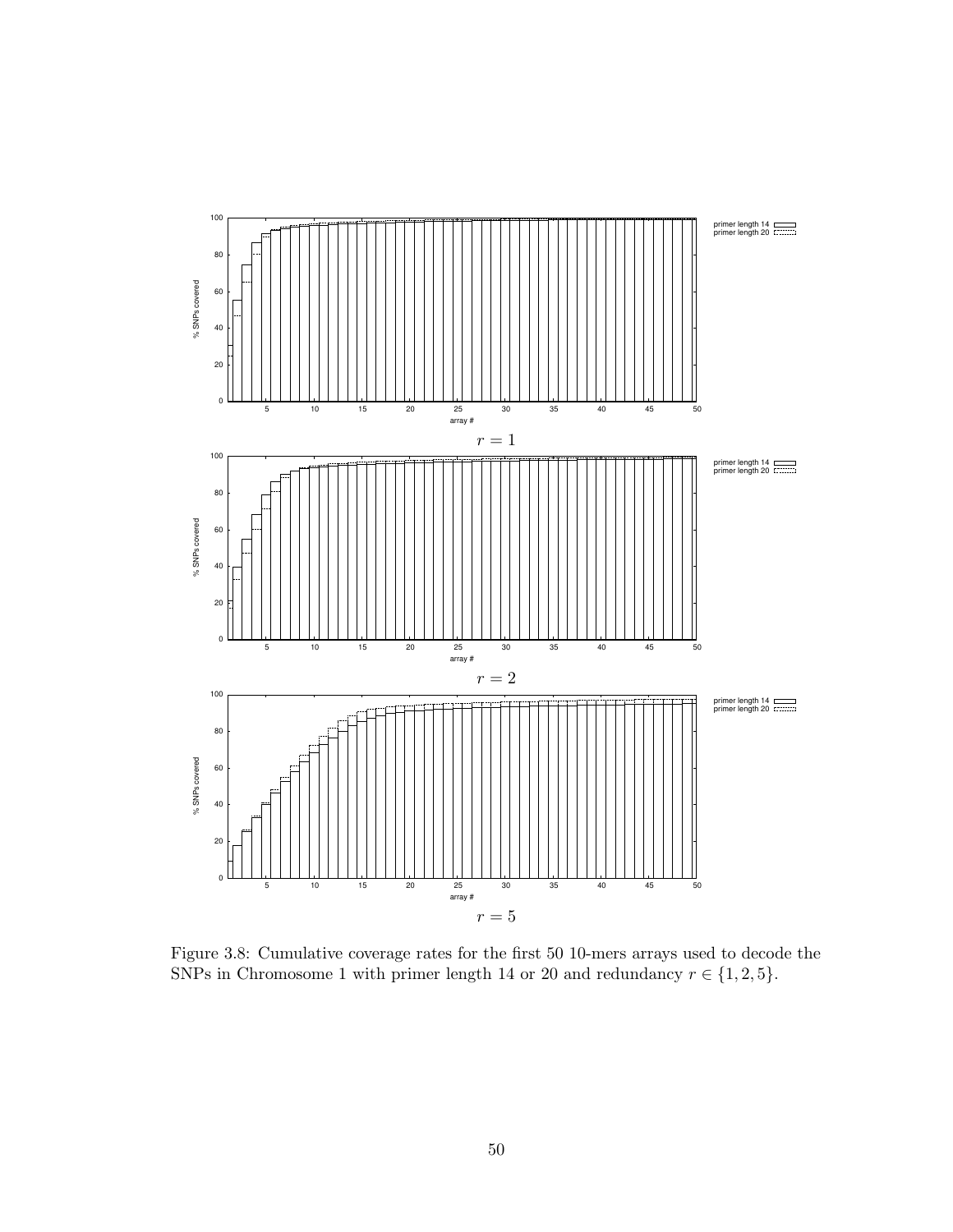$r = 1$

$r = 2$

$r = 5$

Figure 3.8: Cumulative coverage rates for the first 50 10-mers arrays used to decode the SNPs in Chromosome 1 with primer length 14 or 20 and redundancy $r \in \{1, 2, 5\}$.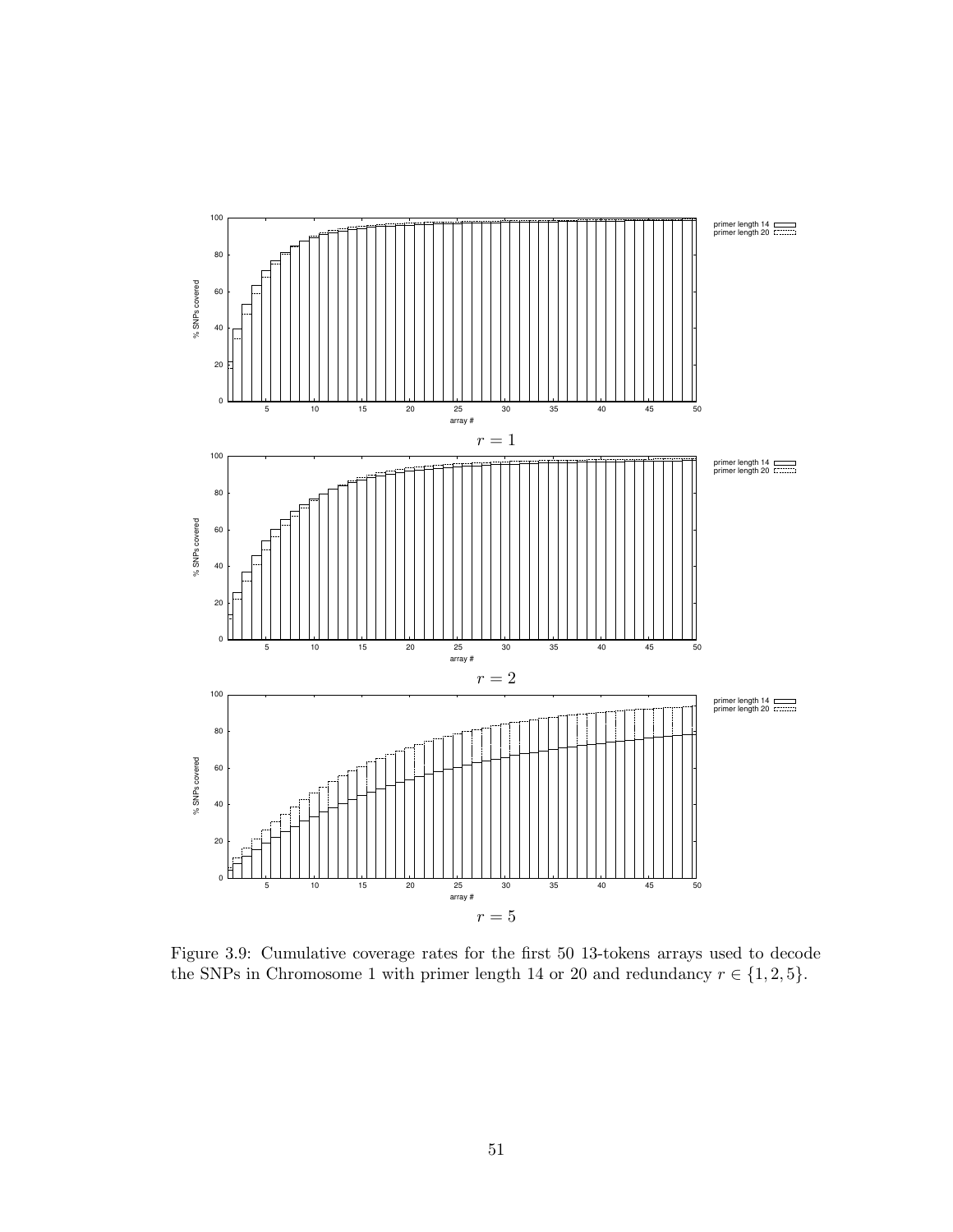$r = 1$

$r = 2$

$r = 5$

Figure 3.9: Cumulative coverage rates for the first 50 13-tokens arrays used to decode the SNPs in Chromosome 1 with primer length 14 or 20 and redundancy $r \in \{1, 2, 5\}$.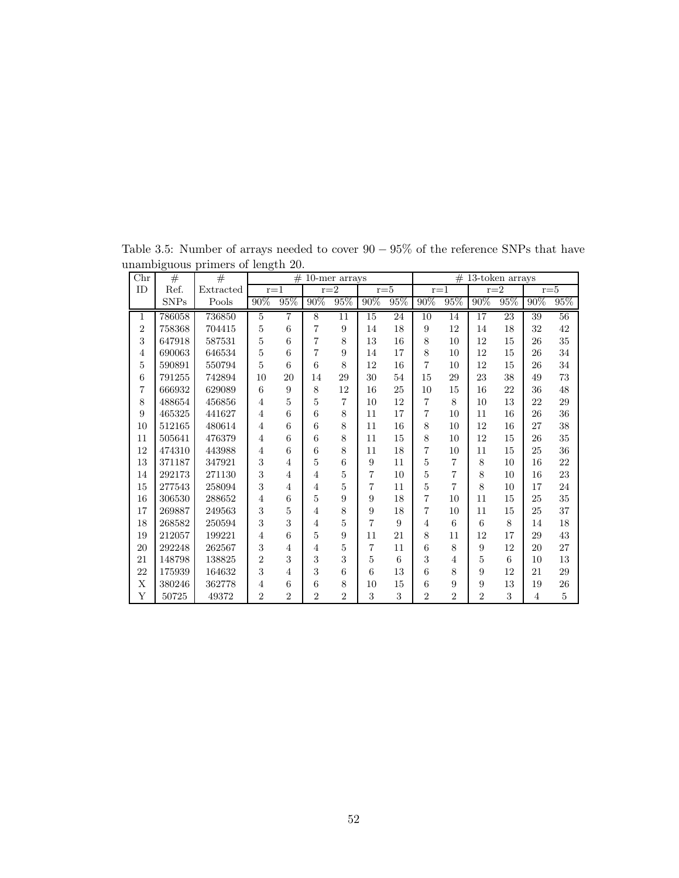Table 3.5: Number of arrays needed to cover $90 - 95\%$ of the reference SNPs that have unambiguous primers of length 20.

| Chr | # | # | # 10-mer arrays | | | | | | # 13-token arrays | | | | | |
|---|---|---|---|---|---|---|---|---|---|---|---|---|---|---|
| ID | Ref. | Extracted | r=1 | | r=2 | | r=5 | | r=1 | | r=2 | | r=5 | |
| | SNPs | Pools | 90% | 95% | 90% | 95% | 90% | 95% | 90% | 95% | 90% | 95% | 90% | 95% |
| 1 | 786058 | 736850 | 5 | 7 | 8 | 11 | 15 | 24 | 10 | 14 | 17 | 23 | 39 | 56 |
| 2 | 758368 | 704415 | 5 | 6 | 7 | 9 | 14 | 18 | 9 | 12 | 14 | 18 | 32 | 42 |
| 3 | 647918 | 587531 | 5 | 6 | 7 | 8 | 13 | 16 | 8 | 10 | 12 | 15 | 26 | 35 |
| 4 | 690063 | 646534 | 5 | 6 | 7 | 9 | 14 | 17 | 8 | 10 | 12 | 15 | 26 | 34 |
| 5 | 590891 | 550794 | 5 | 6 | 6 | 8 | 12 | 16 | 7 | 10 | 12 | 15 | 26 | 34 |
| 6 | 791255 | 742894 | 10 | 20 | 14 | 29 | 30 | 54 | 15 | 29 | 23 | 38 | 49 | 73 |
| 7 | 666932 | 629089 | 6 | 9 | 8 | 12 | 16 | 25 | 10 | 15 | 16 | 22 | 36 | 48 |
| 8 | 488654 | 456856 | 4 | 5 | 5 | 7 | 10 | 12 | 7 | 8 | 10 | 13 | 22 | 29 |
| 9 | 465325 | 441627 | 4 | 6 | 6 | 8 | 11 | 17 | 7 | 10 | 11 | 16 | 26 | 36 |
| 10 | 512165 | 480614 | 4 | 6 | 6 | 8 | 11 | 16 | 8 | 10 | 12 | 16 | 27 | 38 |
| 11 | 505641 | 476379 | 4 | 6 | 6 | 8 | 11 | 15 | 8 | 10 | 12 | 15 | 26 | 35 |
| 12 | 474310 | 443988 | 4 | 6 | 6 | 8 | 11 | 18 | 7 | 10 | 11 | 15 | 25 | 36 |
| 13 | 371187 | 347921 | 3 | 4 | 5 | 6 | 9 | 11 | 5 | 7 | 8 | 10 | 16 | 22 |
| 14 | 292173 | 271130 | 3 | 4 | 4 | 5 | 7 | 10 | 5 | 7 | 8 | 10 | 16 | 23 |
| 15 | 277543 | 258094 | 3 | 4 | 4 | 5 | 7 | 11 | 5 | 7 | 8 | 10 | 17 | 24 |
| 16 | 306530 | 288652 | 4 | 6 | 5 | 9 | 9 | 18 | 7 | 10 | 11 | 15 | 25 | 35 |
| 17 | 269887 | 249563 | 3 | 5 | 4 | 8 | 9 | 18 | 7 | 10 | 11 | 15 | 25 | 37 |
| 18 | 268582 | 250594 | 3 | 3 | 4 | 5 | 7 | 9 | 4 | 6 | 6 | 8 | 14 | 18 |
| 19 | 212057 | 199221 | 4 | 6 | 5 | 9 | 11 | 21 | 8 | 11 | 12 | 17 | 29 | 43 |
| 20 | 292248 | 262567 | 3 | 4 | 4 | 5 | 7 | 11 | 6 | 8 | 9 | 12 | 20 | 27 |
| 21 | 148798 | 138825 | 2 | 3 | 3 | 3 | 5 | 6 | 3 | 4 | 5 | 6 | 10 | 13 |
| 22 | 175939 | 164632 | 3 | 4 | 3 | 6 | 6 | 13 | 6 | 8 | 9 | 12 | 21 | 29 |
| X | 380246 | 362778 | 4 | 6 | 6 | 8 | 10 | 15 | 6 | 9 | 9 | 13 | 19 | 26 |
| Y | 50725 | 49372 | 2 | 2 | 2 | 2 | 3 | 3 | 2 | 2 | 2 | 3 | 4 | 5 |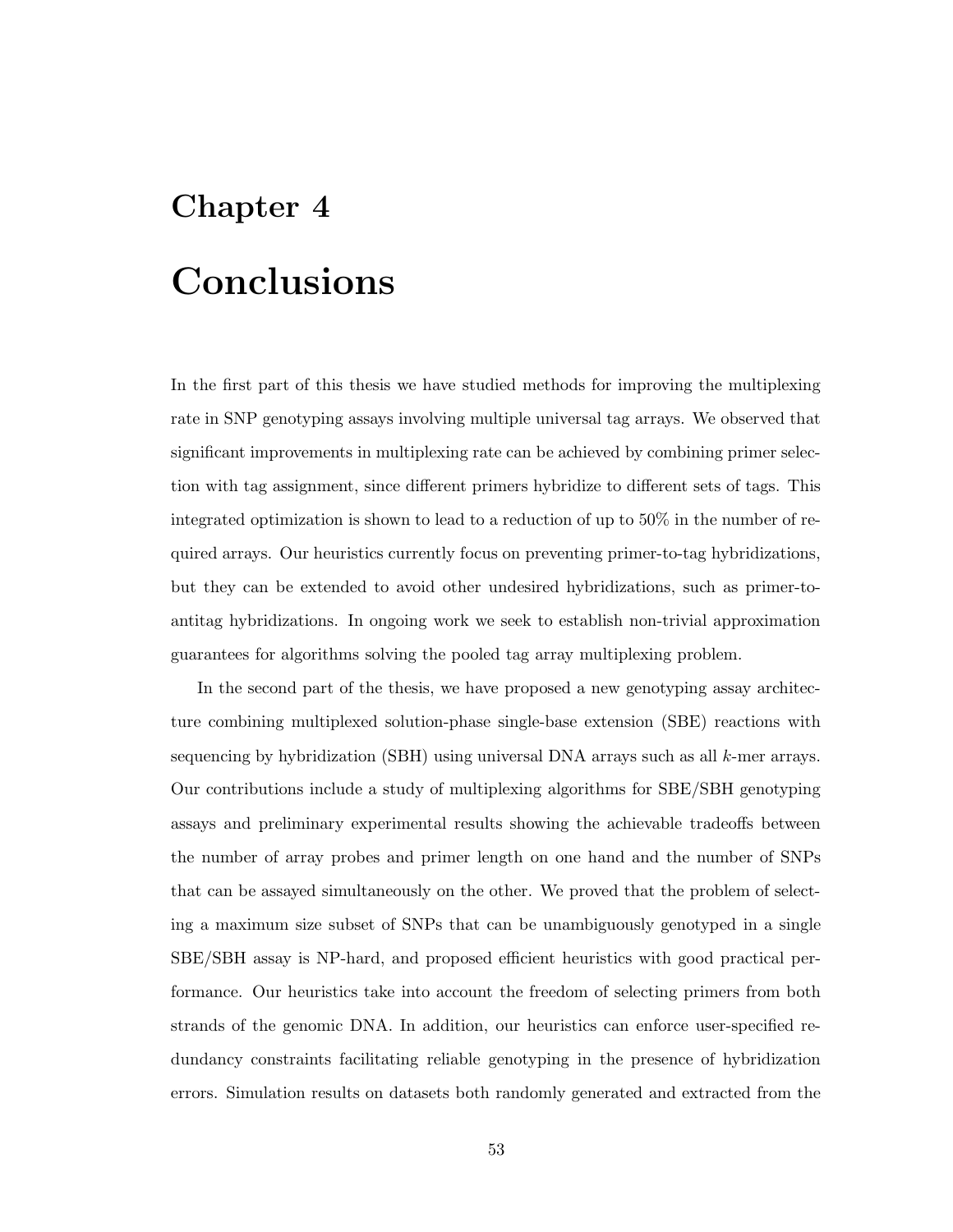# Chapter 4

# Conclusions

In the first part of this thesis we have studied methods for improving the multiplexing rate in SNP genotyping assays involving multiple universal tag arrays. We observed that significant improvements in multiplexing rate can be achieved by combining primer selection with tag assignment, since different primers hybridize to different sets of tags. This integrated optimization is shown to lead to a reduction of up to 50% in the number of required arrays. Our heuristics currently focus on preventing primer-to-tag hybridizations, but they can be extended to avoid other undesired hybridizations, such as primer-to-antitag hybridizations. In ongoing work we seek to establish non-trivial approximation guarantees for algorithms solving the pooled tag array multiplexing problem.

In the second part of the thesis, we have proposed a new genotyping assay architecture combining multiplexed solution-phase single-base extension (SBE) reactions with sequencing by hybridization (SBH) using universal DNA arrays such as all $k$-mer arrays. Our contributions include a study of multiplexing algorithms for SBE/SBH genotyping assays and preliminary experimental results showing the achievable tradeoffs between the number of array probes and primer length on one hand and the number of SNPs that can be assayed simultaneously on the other. We proved that the problem of selecting a maximum size subset of SNPs that can be unambiguously genotyped in a single SBE/SBH assay is NP-hard, and proposed efficient heuristics with good practical performance. Our heuristics take into account the freedom of selecting primers from both strands of the genomic DNA. In addition, our heuristics can enforce user-specified redundancy constraints facilitating reliable genotyping in the presence of hybridization errors. Simulation results on datasets both randomly generated and extracted from the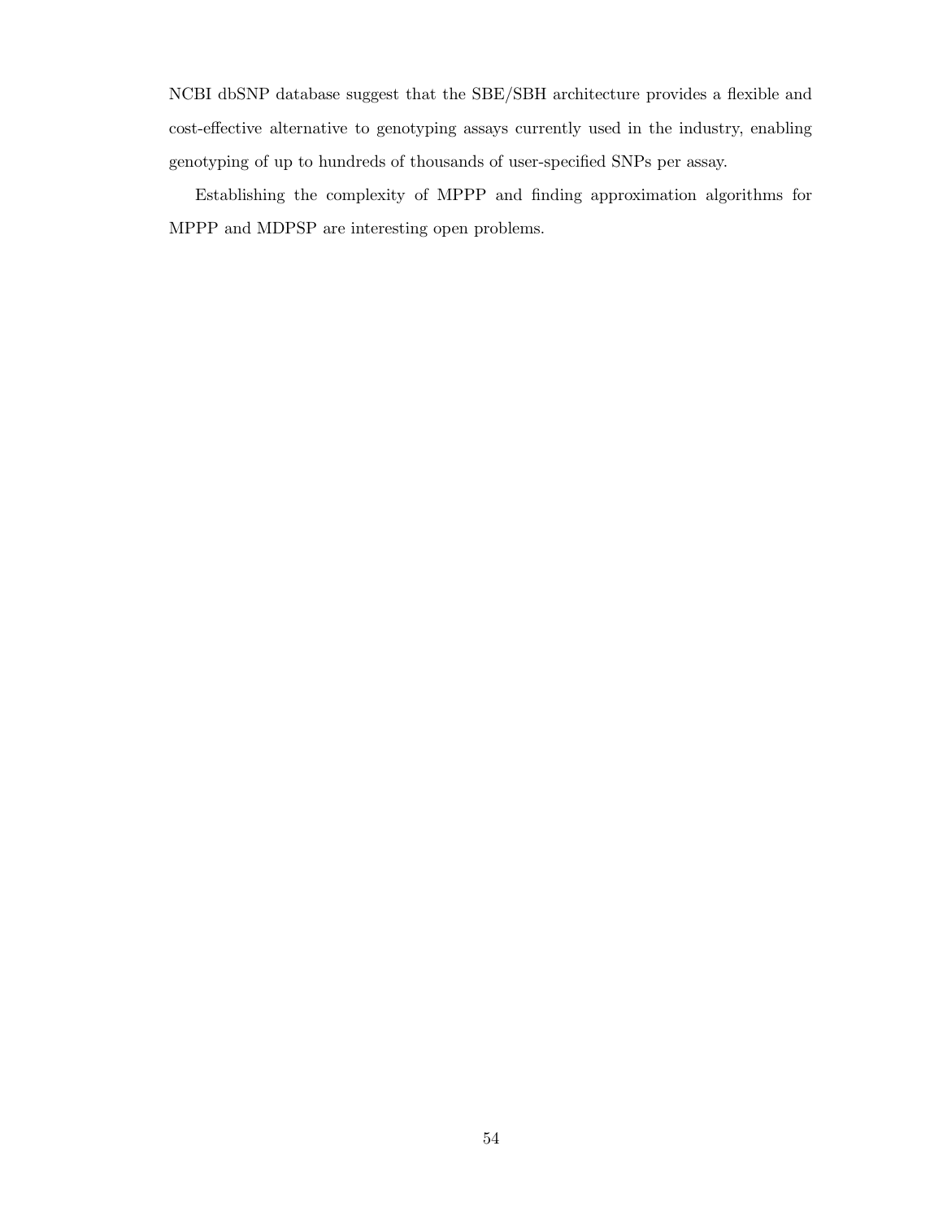NCBI dbSNP database suggest that the SBE/SBH architecture provides a flexible and cost-effective alternative to genotyping assays currently used in the industry, enabling genotyping of up to hundreds of thousands of user-specified SNPs per assay.

Establishing the complexity of MPPP and finding approximation algorithms for MPPP and MDPSP are interesting open problems.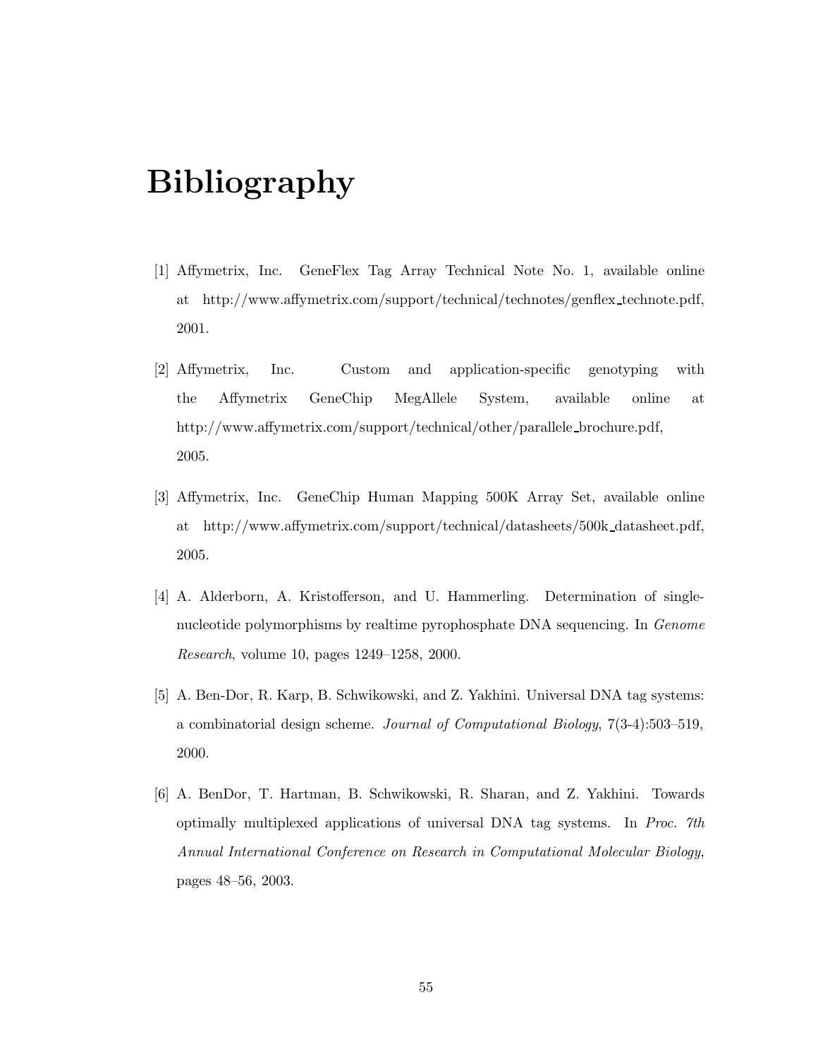# Bibliography

[1] Affymetrix, Inc. GeneFlex Tag Array Technical Note No. 1, available online at http://www.affymetrix.com/support/technical/technotes/genflex_technote.pdf, 2001.

[2] Affymetrix, Inc. Custom and application-specific genotyping with the Affymetrix GeneChip MegAllele System, available online at http://www.affymetrix.com/support/technical/other/parallele_brochure.pdf, 2005.

[3] Affymetrix, Inc. GeneChip Human Mapping 500K Array Set, available online at http://www.affymetrix.com/support/technical/datasheets/500k_datasheet.pdf, 2005.

[4] A. Alderborn, A. Kristofferson, and U. Hammerling. Determination of single-nucleotide polymorphisms by realtime pyrophosphate DNA sequencing. In *Genome Research*, volume 10, pages 1249–1258, 2000.

[5] A. Ben-Dor, R. Karp, B. Schwikowski, and Z. Yakhini. Universal DNA tag systems: a combinatorial design scheme. *Journal of Computational Biology*, 7(3-4):503–519, 2000.

[6] A. BenDor, T. Hartman, B. Schwikowski, R. Sharan, and Z. Yakhini. Towards optimally multiplexed applications of universal DNA tag systems. In *Proc. 7th Annual International Conference on Research in Computational Molecular Biology*, pages 48–56, 2003.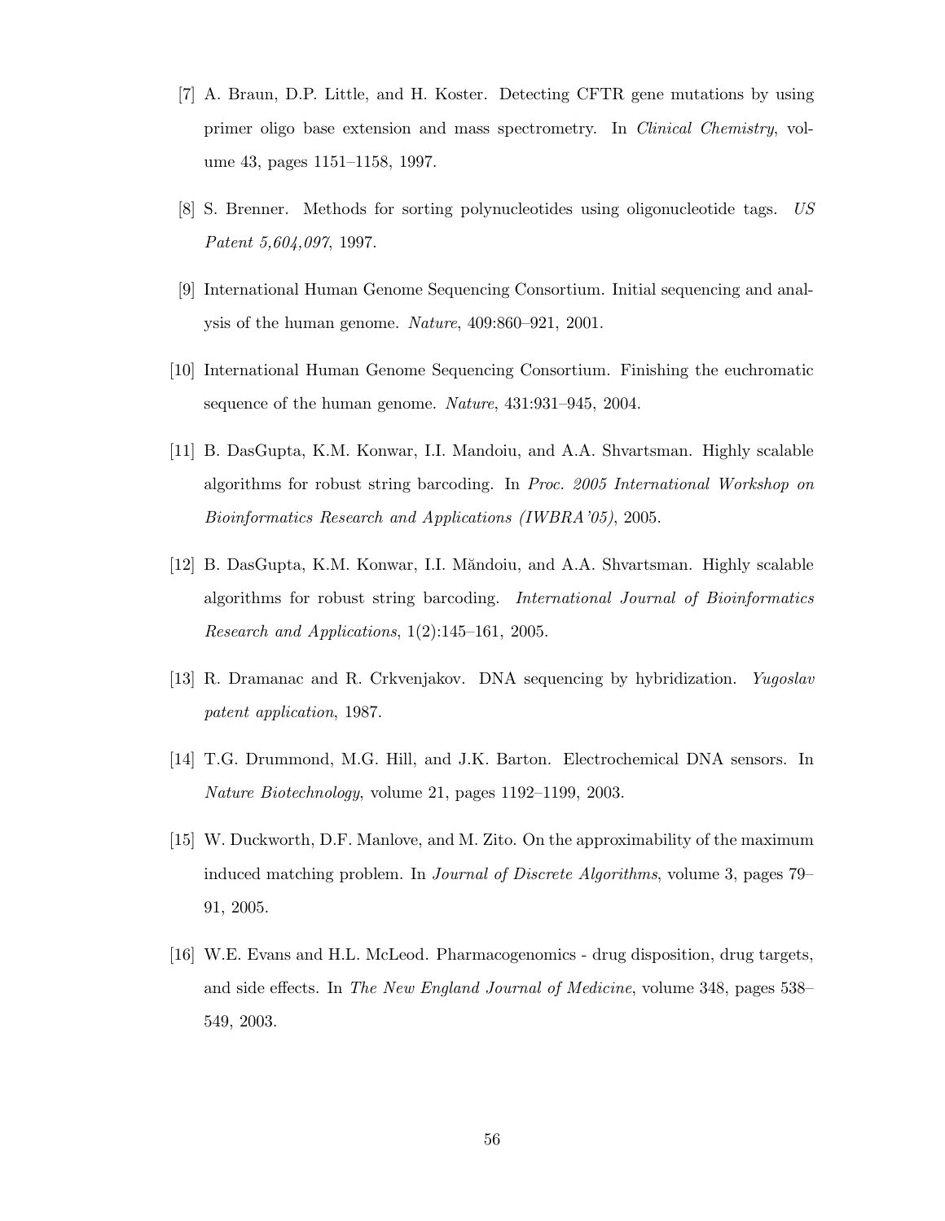[7] A. Braun, D.P. Little, and H. Koster. Detecting CFTR gene mutations by using primer oligo base extension and mass spectrometry. In *Clinical Chemistry*, volume 43, pages 1151–1158, 1997.

[8] S. Brenner. Methods for sorting polynucleotides using oligonucleotide tags. *US Patent 5,604,097*, 1997.

[9] International Human Genome Sequencing Consortium. Initial sequencing and analysis of the human genome. *Nature*, 409:860–921, 2001.

[10] International Human Genome Sequencing Consortium. Finishing the euchromatic sequence of the human genome. *Nature*, 431:931–945, 2004.

[11] B. DasGupta, K.M. Konwar, I.I. Mandoiu, and A.A. Shvartsman. Highly scalable algorithms for robust string barcoding. In *Proc. 2005 International Workshop on Bioinformatics Research and Applications (IWBRA'05)*, 2005.

[12] B. DasGupta, K.M. Konwar, I.I. Măndoiu, and A.A. Shvartsman. Highly scalable algorithms for robust string barcoding. *International Journal of Bioinformatics Research and Applications*, 1(2):145–161, 2005.

[13] R. Dramanac and R. Crkvenjakov. DNA sequencing by hybridization. *Yugoslav patent application*, 1987.

[14] T.G. Drummond, M.G. Hill, and J.K. Barton. Electrochemical DNA sensors. In *Nature Biotechnology*, volume 21, pages 1192–1199, 2003.

[15] W. Duckworth, D.F. Manlove, and M. Zito. On the approximability of the maximum induced matching problem. In *Journal of Discrete Algorithms*, volume 3, pages 79–91, 2005.

[16] W.E. Evans and H.L. McLeod. Pharmacogenomics - drug disposition, drug targets, and side effects. In *The New England Journal of Medicine*, volume 348, pages 538–549, 2003.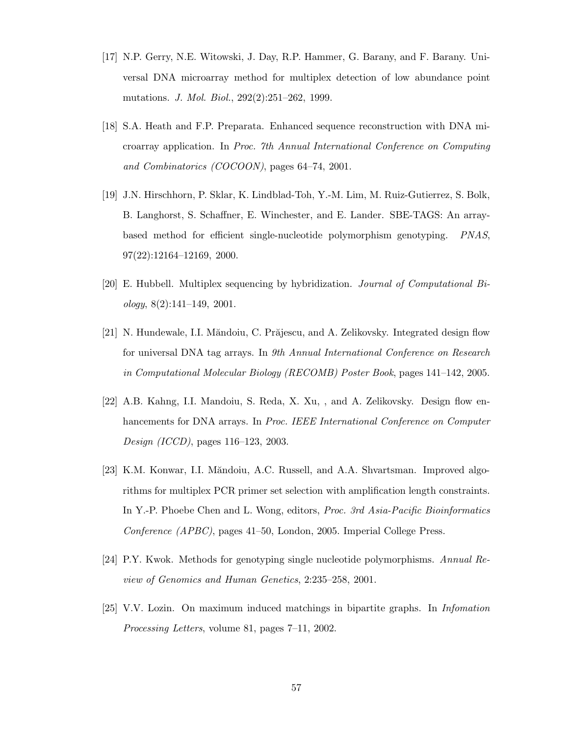[17] N.P. Gerry, N.E. Witowski, J. Day, R.P. Hammer, G. Barany, and F. Barany. Universal DNA microarray method for multiplex detection of low abundance point mutations. *J. Mol. Biol.*, 292(2):251–262, 1999.

[18] S.A. Heath and F.P. Preparata. Enhanced sequence reconstruction with DNA microarray application. In *Proc. 7th Annual International Conference on Computing and Combinatorics (COCOON)*, pages 64–74, 2001.

[19] J.N. Hirschhorn, P. Sklar, K. Lindblad-Toh, Y.-M. Lim, M. Ruiz-Gutierrez, S. Bolk, B. Langhorst, S. Schaffner, E. Winchester, and E. Lander. SBE-TAGS: An array-based method for efficient single-nucleotide polymorphism genotyping. *PNAS*, 97(22):12164–12169, 2000.

[20] E. Hubbell. Multiplex sequencing by hybridization. *Journal of Computational Biology*, 8(2):141–149, 2001.

[21] N. Hundewale, I.I. Măndoiu, C. Prăjescu, and A. Zelikovsky. Integrated design flow for universal DNA tag arrays. In *9th Annual International Conference on Research in Computational Molecular Biology (RECOMB) Poster Book*, pages 141–142, 2005.

[22] A.B. Kahng, I.I. Mandoiu, S. Reda, X. Xu, , and A. Zelikovsky. Design flow enhancements for DNA arrays. In *Proc. IEEE International Conference on Computer Design (ICCD)*, pages 116–123, 2003.

[23] K.M. Konwar, I.I. Măndoiu, A.C. Russell, and A.A. Shvartsman. Improved algorithms for multiplex PCR primer set selection with amplification length constraints. In Y.-P. Phoebe Chen and L. Wong, editors, *Proc. 3rd Asia-Pacific Bioinformatics Conference (APBC)*, pages 41–50, London, 2005. Imperial College Press.

[24] P.Y. Kwok. Methods for genotyping single nucleotide polymorphisms. *Annual Review of Genomics and Human Genetics*, 2:235–258, 2001.

[25] V.V. Lozin. On maximum induced matchings in bipartite graphs. In *Infomation Processing Letters*, volume 81, pages 7–11, 2002.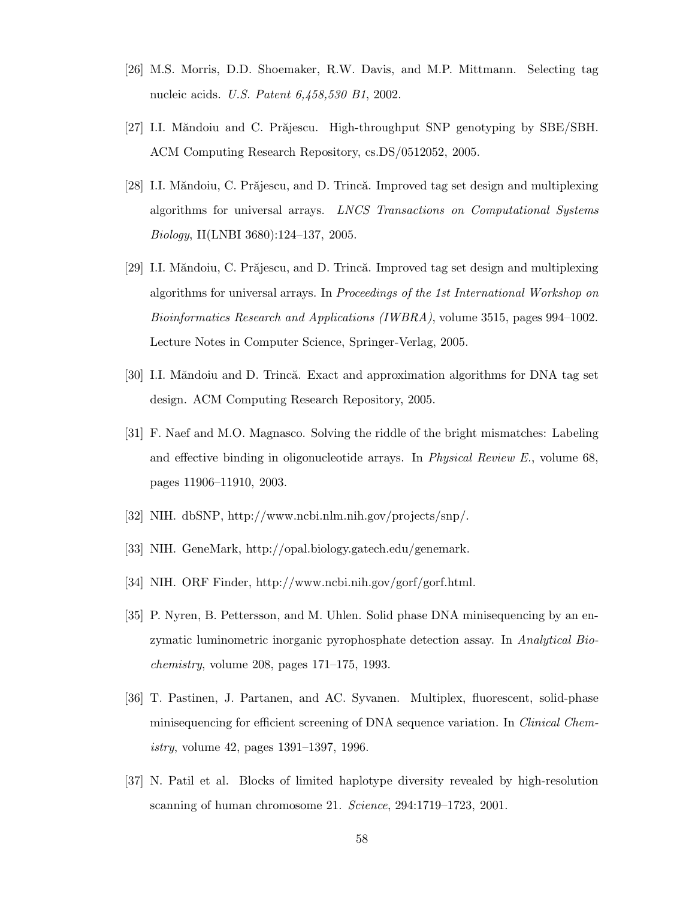[26] M.S. Morris, D.D. Shoemaker, R.W. Davis, and M.P. Mittmann. Selecting tag nucleic acids. *U.S. Patent 6,458,530 B1*, 2002.

[27] I.I. Măndoiu and C. Prăjescu. High-throughput SNP genotyping by SBE/SBH. ACM Computing Research Repository, cs.DS/0512052, 2005.

[28] I.I. Măndoiu, C. Prăjescu, and D. Trincă. Improved tag set design and multiplexing algorithms for universal arrays. *LNCS Transactions on Computational Systems Biology*, II(LNBI 3680):124–137, 2005.

[29] I.I. Măndoiu, C. Prăjescu, and D. Trincă. Improved tag set design and multiplexing algorithms for universal arrays. In *Proceedings of the 1st International Workshop on Bioinformatics Research and Applications (IWBRA)*, volume 3515, pages 994–1002. Lecture Notes in Computer Science, Springer-Verlag, 2005.

[30] I.I. Măndoiu and D. Trincă. Exact and approximation algorithms for DNA tag set design. ACM Computing Research Repository, 2005.

[31] F. Naef and M.O. Magnasco. Solving the riddle of the bright mismatches: Labeling and effective binding in oligonucleotide arrays. In *Physical Review E.*, volume 68, pages 11906–11910, 2003.

[32] NIH. dbSNP, http://www.ncbi.nlm.nih.gov/projects/snp/.

[33] NIH. GeneMark, http://opal.biology.gatech.edu/genemark.

[34] NIH. ORF Finder, http://www.ncbi.nih.gov/gorf/gorf.html.

[35] P. Nyren, B. Pettersson, and M. Uhlen. Solid phase DNA minisequencing by an enzymatic luminometric inorganic pyrophosphate detection assay. In *Analytical Biochemistry*, volume 208, pages 171–175, 1993.

[36] T. Pastinen, J. Partanen, and AC. Syvanen. Multiplex, fluorescent, solid-phase minisequencing for efficient screening of DNA sequence variation. In *Clinical Chemistry*, volume 42, pages 1391–1397, 1996.

[37] N. Patil et al. Blocks of limited haplotype diversity revealed by high-resolution scanning of human chromosome 21. *Science*, 294:1719–1723, 2001.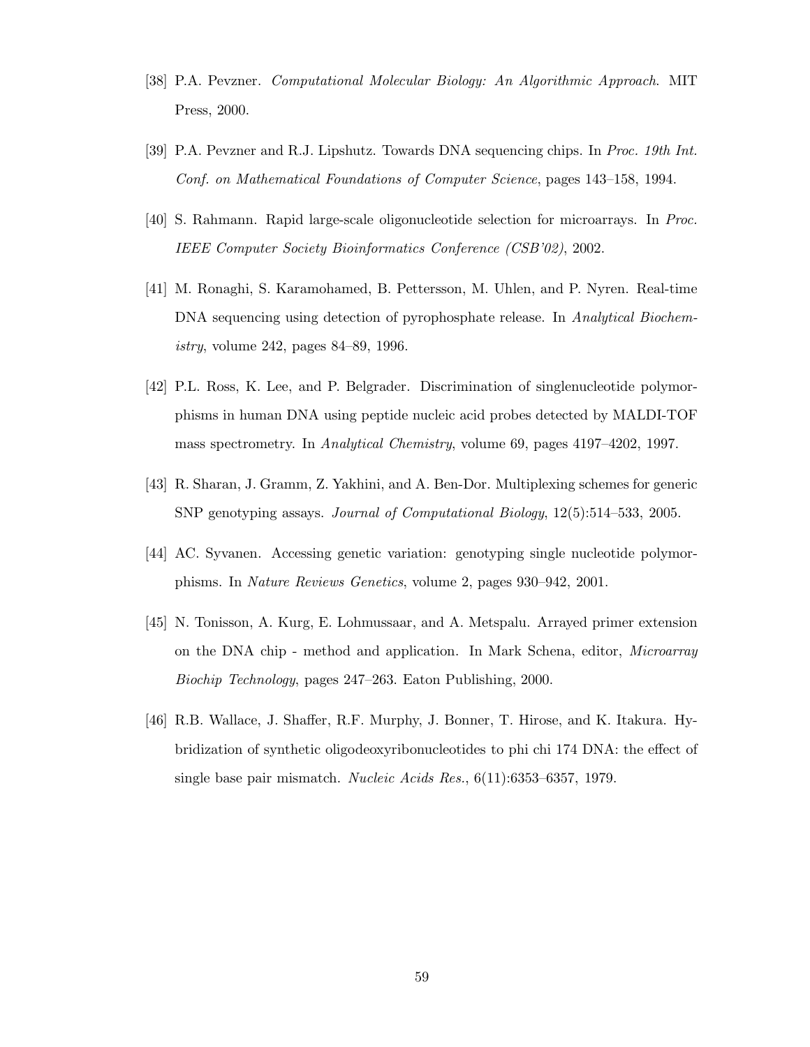[38] P.A. Pevzner. *Computational Molecular Biology: An Algorithmic Approach*. MIT Press, 2000.

[39] P.A. Pevzner and R.J. Lipshutz. Towards DNA sequencing chips. In *Proc. 19th Int. Conf. on Mathematical Foundations of Computer Science*, pages 143–158, 1994.

[40] S. Rahmann. Rapid large-scale oligonucleotide selection for microarrays. In *Proc. IEEE Computer Society Bioinformatics Conference (CSB'02)*, 2002.

[41] M. Ronaghi, S. Karamohamed, B. Pettersson, M. Uhlen, and P. Nyren. Real-time DNA sequencing using detection of pyrophosphate release. In *Analytical Biochemistry*, volume 242, pages 84–89, 1996.

[42] P.L. Ross, K. Lee, and P. Belgrader. Discrimination of singlenucleotide polymorphisms in human DNA using peptide nucleic acid probes detected by MALDI-TOF mass spectrometry. In *Analytical Chemistry*, volume 69, pages 4197–4202, 1997.

[43] R. Sharan, J. Gramm, Z. Yakhini, and A. Ben-Dor. Multiplexing schemes for generic SNP genotyping assays. *Journal of Computational Biology*, 12(5):514–533, 2005.

[44] AC. Syvanen. Accessing genetic variation: genotyping single nucleotide polymorphisms. In *Nature Reviews Genetics*, volume 2, pages 930–942, 2001.

[45] N. Tonisson, A. Kurg, E. Lohmussaar, and A. Metspalu. Arrayed primer extension on the DNA chip - method and application. In Mark Schena, editor, *Microarray Biochip Technology*, pages 247–263. Eaton Publishing, 2000.

[46] R.B. Wallace, J. Shaffer, R.F. Murphy, J. Bonner, T. Hirose, and K. Itakura. Hybridization of synthetic oligodeoxyribonucleotides to phi chi 174 DNA: the effect of single base pair mismatch. *Nucleic Acids Res.*, 6(11):6353–6357, 1979.